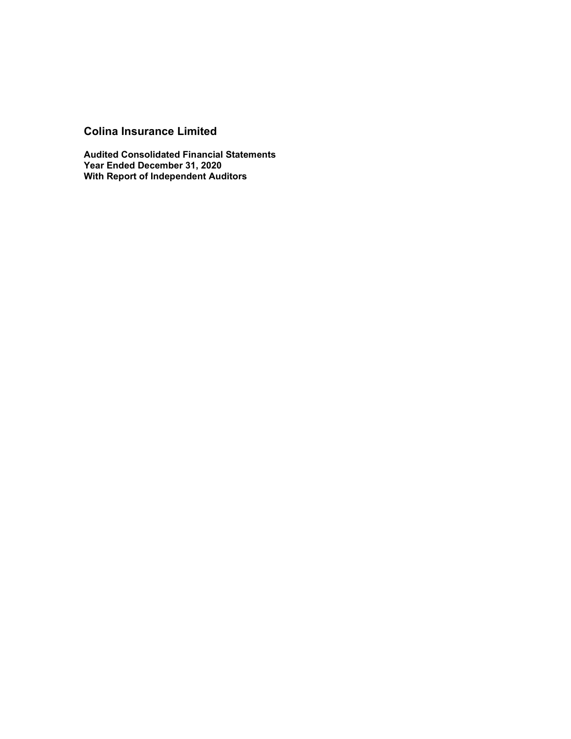# Colina Insurance Limited

**Audited Consolidated Financial Statements**
**Year Ended December 31, 2020**
**With Report of Independent Auditors**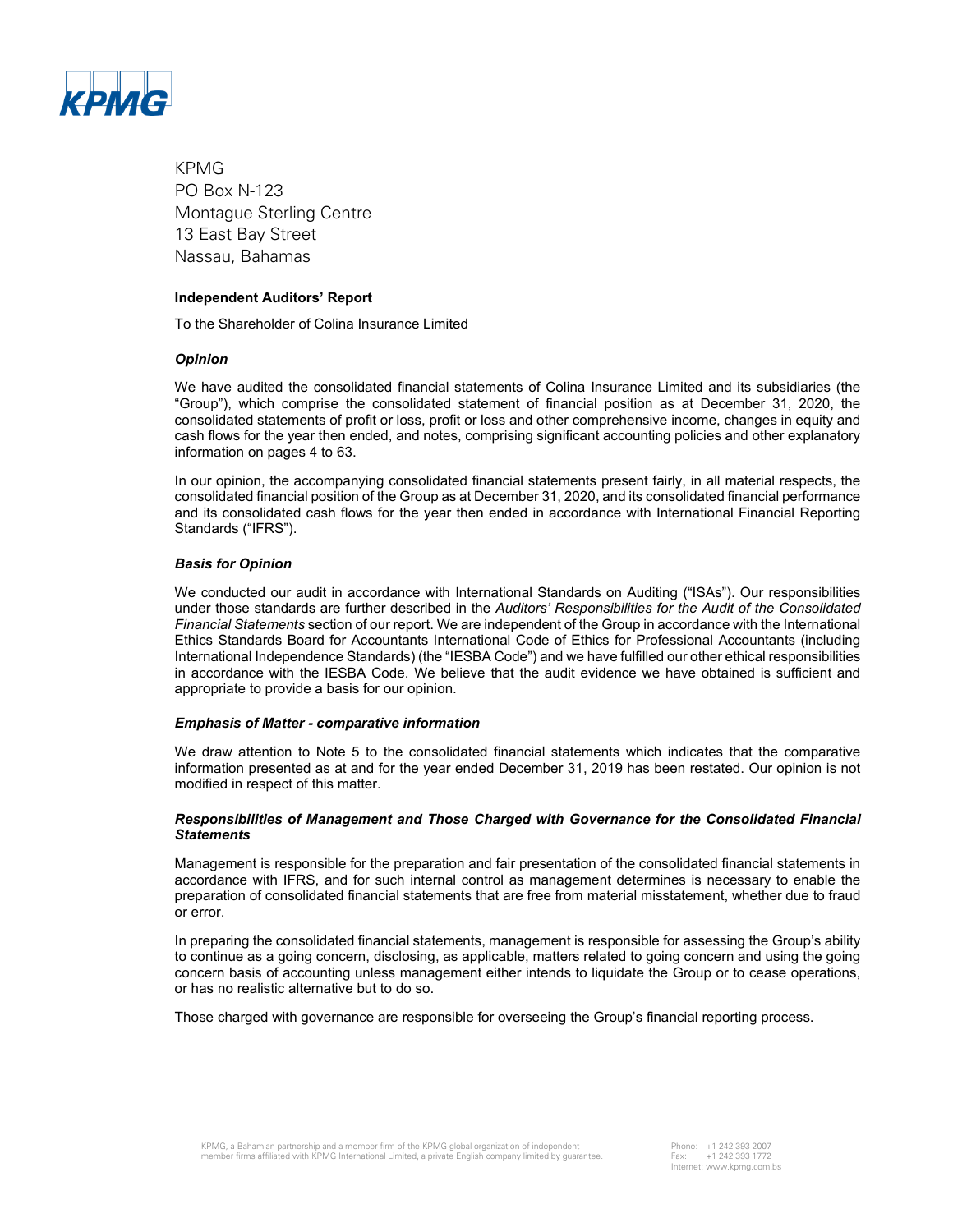KPMG
PO Box N-123
Montague Sterling Centre
13 East Bay Street
Nassau, Bahamas

**Independent Auditors' Report**

To the Shareholder of Colina Insurance Limited

***Opinion***

We have audited the consolidated financial statements of Colina Insurance Limited and its subsidiaries (the "Group"), which comprise the consolidated statement of financial position as at December 31, 2020, the consolidated statements of profit or loss, profit or loss and other comprehensive income, changes in equity and cash flows for the year then ended, and notes, comprising significant accounting policies and other explanatory information on pages 4 to 63.

In our opinion, the accompanying consolidated financial statements present fairly, in all material respects, the consolidated financial position of the Group as at December 31, 2020, and its consolidated financial performance and its consolidated cash flows for the year then ended in accordance with International Financial Reporting Standards ("IFRS").

***Basis for Opinion***

We conducted our audit in accordance with International Standards on Auditing ("ISAs"). Our responsibilities under those standards are further described in the *Auditors' Responsibilities for the Audit of the Consolidated Financial Statements* section of our report. We are independent of the Group in accordance with the International Ethics Standards Board for Accountants International Code of Ethics for Professional Accountants (including International Independence Standards) (the "IESBA Code") and we have fulfilled our other ethical responsibilities in accordance with the IESBA Code. We believe that the audit evidence we have obtained is sufficient and appropriate to provide a basis for our opinion.

***Emphasis of Matter - comparative information***

We draw attention to Note 5 to the consolidated financial statements which indicates that the comparative information presented as at and for the year ended December 31, 2019 has been restated. Our opinion is not modified in respect of this matter.

***Responsibilities of Management and Those Charged with Governance for the Consolidated Financial Statements***

Management is responsible for the preparation and fair presentation of the consolidated financial statements in accordance with IFRS, and for such internal control as management determines is necessary to enable the preparation of consolidated financial statements that are free from material misstatement, whether due to fraud or error.

In preparing the consolidated financial statements, management is responsible for assessing the Group's ability to continue as a going concern, disclosing, as applicable, matters related to going concern and using the going concern basis of accounting unless management either intends to liquidate the Group or to cease operations, or has no realistic alternative but to do so.

Those charged with governance are responsible for overseeing the Group's financial reporting process.

KPMG, a Bahamian partnership and a member firm of the KPMG global organization of independent member firms affiliated with KPMG International Limited, a private English company limited by guarantee.

Phone: +1 242 393 2007
Fax: +1 242 393 1772
Internet: www.kpmg.com.bs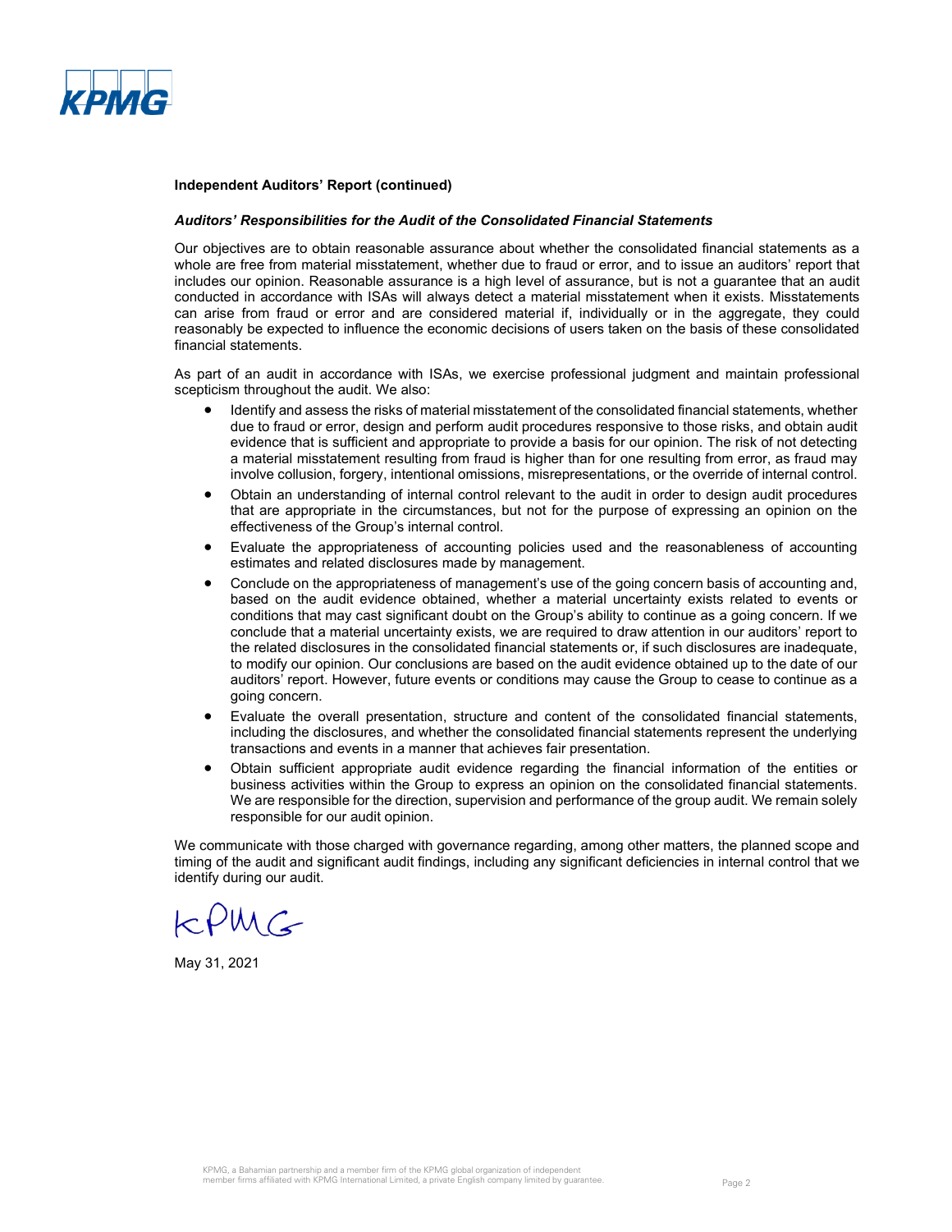**Independent Auditors' Report (continued)**

***Auditors' Responsibilities for the Audit of the Consolidated Financial Statements***

Our objectives are to obtain reasonable assurance about whether the consolidated financial statements as a whole are free from material misstatement, whether due to fraud or error, and to issue an auditors' report that includes our opinion. Reasonable assurance is a high level of assurance, but is not a guarantee that an audit conducted in accordance with ISAs will always detect a material misstatement when it exists. Misstatements can arise from fraud or error and are considered material if, individually or in the aggregate, they could reasonably be expected to influence the economic decisions of users taken on the basis of these consolidated financial statements.

As part of an audit in accordance with ISAs, we exercise professional judgment and maintain professional scepticism throughout the audit. We also:

- Identify and assess the risks of material misstatement of the consolidated financial statements, whether due to fraud or error, design and perform audit procedures responsive to those risks, and obtain audit evidence that is sufficient and appropriate to provide a basis for our opinion. The risk of not detecting a material misstatement resulting from fraud is higher than for one resulting from error, as fraud may involve collusion, forgery, intentional omissions, misrepresentations, or the override of internal control.
- Obtain an understanding of internal control relevant to the audit in order to design audit procedures that are appropriate in the circumstances, but not for the purpose of expressing an opinion on the effectiveness of the Group's internal control.
- Evaluate the appropriateness of accounting policies used and the reasonableness of accounting estimates and related disclosures made by management.
- Conclude on the appropriateness of management's use of the going concern basis of accounting and, based on the audit evidence obtained, whether a material uncertainty exists related to events or conditions that may cast significant doubt on the Group's ability to continue as a going concern. If we conclude that a material uncertainty exists, we are required to draw attention in our auditors' report to the related disclosures in the consolidated financial statements or, if such disclosures are inadequate, to modify our opinion. Our conclusions are based on the audit evidence obtained up to the date of our auditors' report. However, future events or conditions may cause the Group to cease to continue as a going concern.
- Evaluate the overall presentation, structure and content of the consolidated financial statements, including the disclosures, and whether the consolidated financial statements represent the underlying transactions and events in a manner that achieves fair presentation.
- Obtain sufficient appropriate audit evidence regarding the financial information of the entities or business activities within the Group to express an opinion on the consolidated financial statements. We are responsible for the direction, supervision and performance of the group audit. We remain solely responsible for our audit opinion.

We communicate with those charged with governance regarding, among other matters, the planned scope and timing of the audit and significant audit findings, including any significant deficiencies in internal control that we identify during our audit.

KPMG

May 31, 2021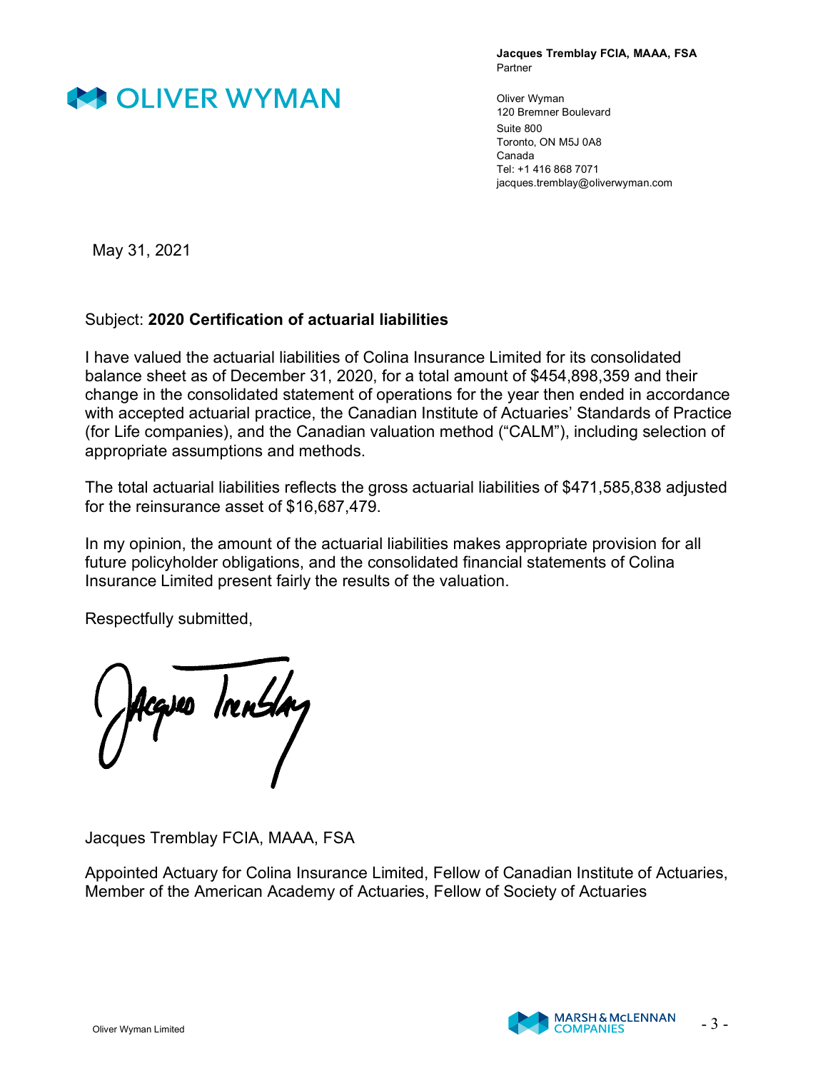**Jacques Tremblay FCIA, MAAA, FSA**
Partner

Oliver Wyman
120 Bremner Boulevard
Suite 800
Toronto, ON M5J 0A8
Canada
Tel: +1 416 868 7071
jacques.tremblay@oliverwyman.com

May 31, 2021

Subject: **2020 Certification of actuarial liabilities**

I have valued the actuarial liabilities of Colina Insurance Limited for its consolidated balance sheet as of December 31, 2020, for a total amount of $454,898,359 and their change in the consolidated statement of operations for the year then ended in accordance with accepted actuarial practice, the Canadian Institute of Actuaries' Standards of Practice (for Life companies), and the Canadian valuation method ("CALM"), including selection of appropriate assumptions and methods.

The total actuarial liabilities reflects the gross actuarial liabilities of $471,585,838 adjusted for the reinsurance asset of $16,687,479.

In my opinion, the amount of the actuarial liabilities makes appropriate provision for all future policyholder obligations, and the consolidated financial statements of Colina Insurance Limited present fairly the results of the valuation.

Respectfully submitted,

Jacques Tremblay FCIA, MAAA, FSA

Appointed Actuary for Colina Insurance Limited, Fellow of Canadian Institute of Actuaries, Member of the American Academy of Actuaries, Fellow of Society of Actuaries

Oliver Wyman Limited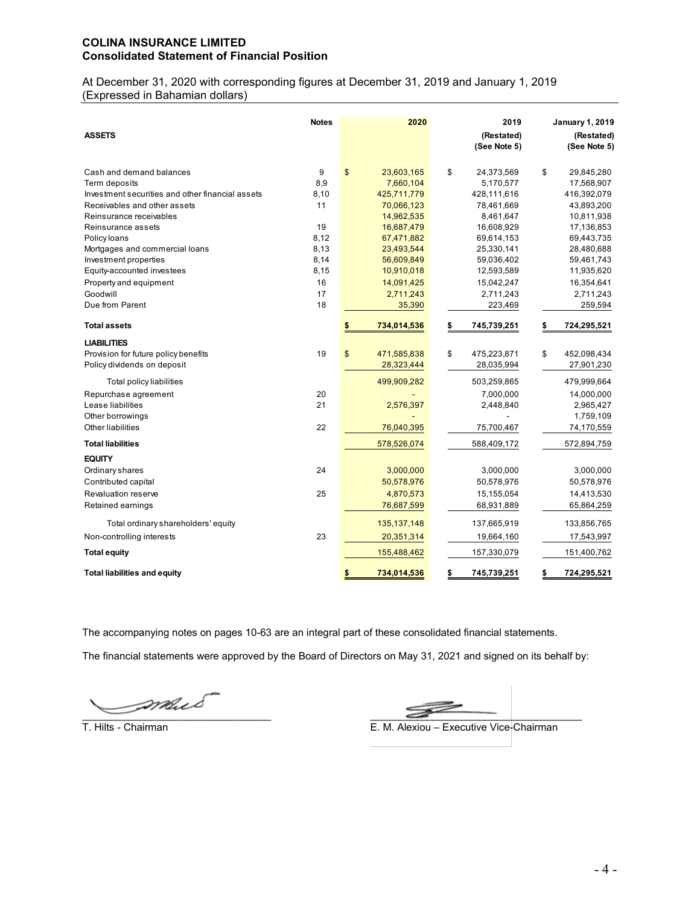# COLINA INSURANCE LIMITED
## Consolidated Statement of Financial Position

At December 31, 2020 with corresponding figures at December 31, 2019 and January 1, 2019
(Expressed in Bahamian dollars)

| | Notes | 2020 | 2019 (Restated) (See Note 5) | January 1, 2019 (Restated) (See Note 5) |
|---|---|---|---|---|
| **ASSETS** | | | | |
| Cash and demand balances | 9 | $ 23,603,165 | $ 24,373,569 | $ 29,845,280 |
| Term deposits | 8,9 | 7,660,104 | 5,170,577 | 17,568,907 |
| Investment securities and other financial assets | 8,10 | 425,711,779 | 428,111,616 | 416,392,079 |
| Receivables and other assets | 11 | 70,066,123 | 78,461,669 | 43,893,200 |
| Reinsurance receivables | | 14,962,535 | 8,461,647 | 10,811,938 |
| Reinsurance assets | 19 | 16,687,479 | 16,608,929 | 17,136,853 |
| Policy loans | 8,12 | 67,471,882 | 69,614,153 | 69,443,735 |
| Mortgages and commercial loans | 8,13 | 23,493,544 | 25,330,141 | 28,480,688 |
| Investment properties | 8,14 | 56,609,849 | 59,036,402 | 59,461,743 |
| Equity-accounted investees | 8,15 | 10,910,018 | 12,593,589 | 11,935,620 |
| Property and equipment | 16 | 14,091,425 | 15,042,247 | 16,354,641 |
| Goodwill | 17 | 2,711,243 | 2,711,243 | 2,711,243 |
| Due from Parent | 18 | 35,390 | 223,469 | 259,594 |
| **Total assets** | | **$ 734,014,536** | **$ 745,739,251** | **$ 724,295,521** |
| **LIABILITIES** | | | | |
| Provision for future policy benefits | 19 | $ 471,585,838 | $ 475,223,871 | $ 452,098,434 |
| Policy dividends on deposit | | 28,323,444 | 28,035,994 | 27,901,230 |
| Total policy liabilities | | 499,909,282 | 503,259,865 | 479,999,664 |
| Repurchase agreement | 20 | - | 7,000,000 | 14,000,000 |
| Lease liabilities | 21 | 2,576,397 | 2,448,840 | 2,965,427 |
| Other borrowings | | - | - | 1,759,109 |
| Other liabilities | 22 | 76,040,395 | 75,700,467 | 74,170,559 |
| **Total liabilities** | | 578,526,074 | 588,409,172 | 572,894,759 |
| **EQUITY** | | | | |
| Ordinary shares | 24 | 3,000,000 | 3,000,000 | 3,000,000 |
| Contributed capital | | 50,578,976 | 50,578,976 | 50,578,976 |
| Revaluation reserve | 25 | 4,870,573 | 15,155,054 | 14,413,530 |
| Retained earnings | | 76,687,599 | 68,931,889 | 65,864,259 |
| Total ordinary shareholders' equity | | 135,137,148 | 137,665,919 | 133,856,765 |
| Non-controlling interests | 23 | 20,351,314 | 19,664,160 | 17,543,997 |
| **Total equity** | | 155,488,462 | 157,330,079 | 151,400,762 |
| **Total liabilities and equity** | | **$ 734,014,536** | **$ 745,739,251** | **$ 724,295,521** |

The accompanying notes on pages 10-63 are an integral part of these consolidated financial statements.

The financial statements were approved by the Board of Directors on May 31, 2021 and signed on its behalf by:

T. Hilts - Chairman

E. M. Alexiou – Executive Vice-Chairman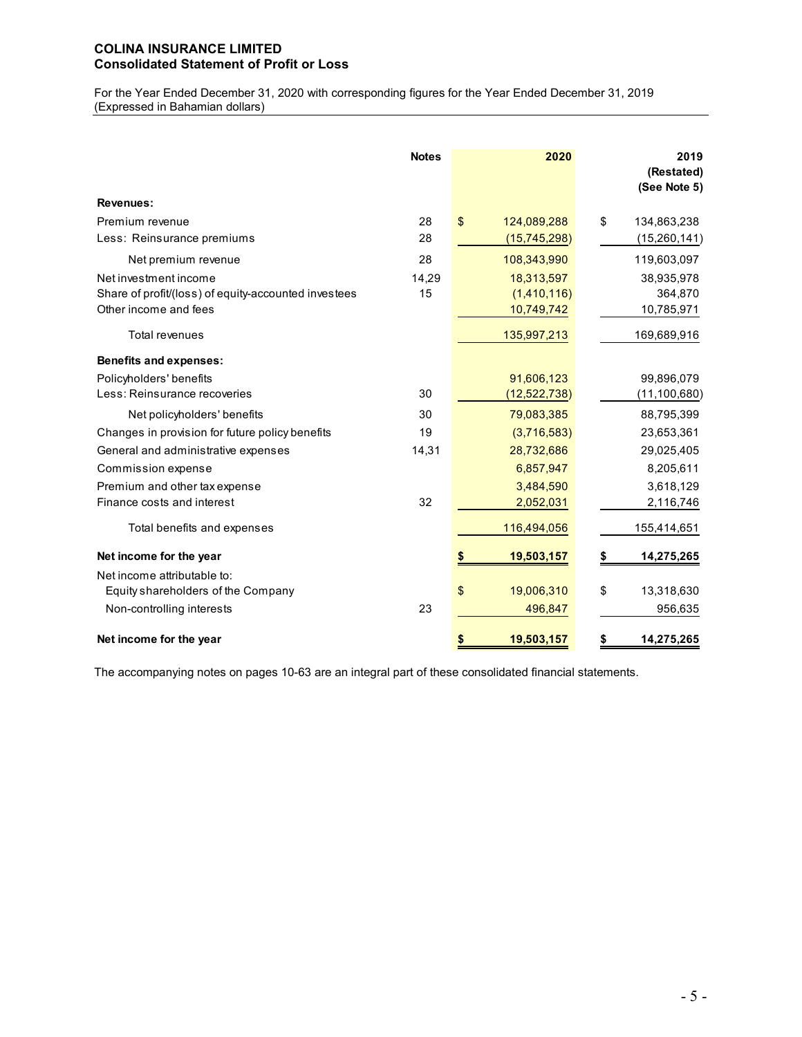# COLINA INSURANCE LIMITED
## Consolidated Statement of Profit or Loss

For the Year Ended December 31, 2020 with corresponding figures for the Year Ended December 31, 2019
(Expressed in Bahamian dollars)

| | Notes | 2020 | 2019 (Restated) (See Note 5) |
|---|---|---|---|
| **Revenues:** | | | |
| Premium revenue | 28 | $ 124,089,288 | $ 134,863,238 |
| Less: Reinsurance premiums | 28 | (15,745,298) | (15,260,141) |
| Net premium revenue | 28 | 108,343,990 | 119,603,097 |
| Net investment income | 14,29 | 18,313,597 | 38,935,978 |
| Share of profit/(loss) of equity-accounted investees | 15 | (1,410,116) | 364,870 |
| Other income and fees | | 10,749,742 | 10,785,971 |
| Total revenues | | 135,997,213 | 169,689,916 |
| **Benefits and expenses:** | | | |
| Policyholders' benefits | | 91,606,123 | 99,896,079 |
| Less: Reinsurance recoveries | 30 | (12,522,738) | (11,100,680) |
| Net policyholders' benefits | 30 | 79,083,385 | 88,795,399 |
| Changes in provision for future policy benefits | 19 | (3,716,583) | 23,653,361 |
| General and administrative expenses | 14,31 | 28,732,686 | 29,025,405 |
| Commission expense | | 6,857,947 | 8,205,611 |
| Premium and other tax expense | | 3,484,590 | 3,618,129 |
| Finance costs and interest | 32 | 2,052,031 | 2,116,746 |
| Total benefits and expenses | | 116,494,056 | 155,414,651 |
| **Net income for the year** | | **$ 19,503,157** | **$ 14,275,265** |
| Net income attributable to: | | | |
| Equity shareholders of the Company | | $ 19,006,310 | $ 13,318,630 |
| Non-controlling interests | 23 | 496,847 | 956,635 |
| **Net income for the year** | | **$ 19,503,157** | **$ 14,275,265** |

The accompanying notes on pages 10-63 are an integral part of these consolidated financial statements.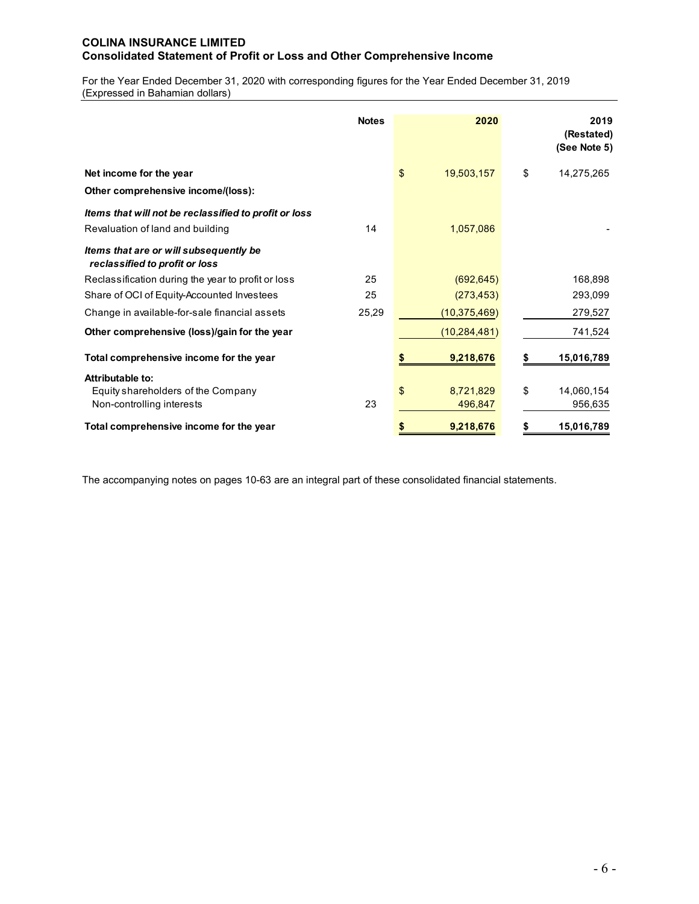# COLINA INSURANCE LIMITED
## Consolidated Statement of Profit or Loss and Other Comprehensive Income

For the Year Ended December 31, 2020 with corresponding figures for the Year Ended December 31, 2019
(Expressed in Bahamian dollars)

| | Notes | 2020 | 2019 (Restated) (See Note 5) |
|---|---|---|---|
| **Net income for the year** | | $ 19,503,157 | $ 14,275,265 |
| **Other comprehensive income/(loss):** | | | |
| ***Items that will not be reclassified to profit or loss*** | | | |
| Revaluation of land and building | 14 | 1,057,086 | - |
| ***Items that are or will subsequently be reclassified to profit or loss*** | | | |
| Reclassification during the year to profit or loss | 25 | (692,645) | 168,898 |
| Share of OCI of Equity-Accounted Investees | 25 | (273,453) | 293,099 |
| Change in available-for-sale financial assets | 25,29 | (10,375,469) | 279,527 |
| **Other comprehensive (loss)/gain for the year** | | (10,284,481) | 741,524 |
| **Total comprehensive income for the year** | | **$ 9,218,676** | **$ 15,016,789** |
| **Attributable to:** | | | |
| Equity shareholders of the Company | | $ 8,721,829 | $ 14,060,154 |
| Non-controlling interests | 23 | 496,847 | 956,635 |
| **Total comprehensive income for the year** | | **$ 9,218,676** | **$ 15,016,789** |

The accompanying notes on pages 10-63 are an integral part of these consolidated financial statements.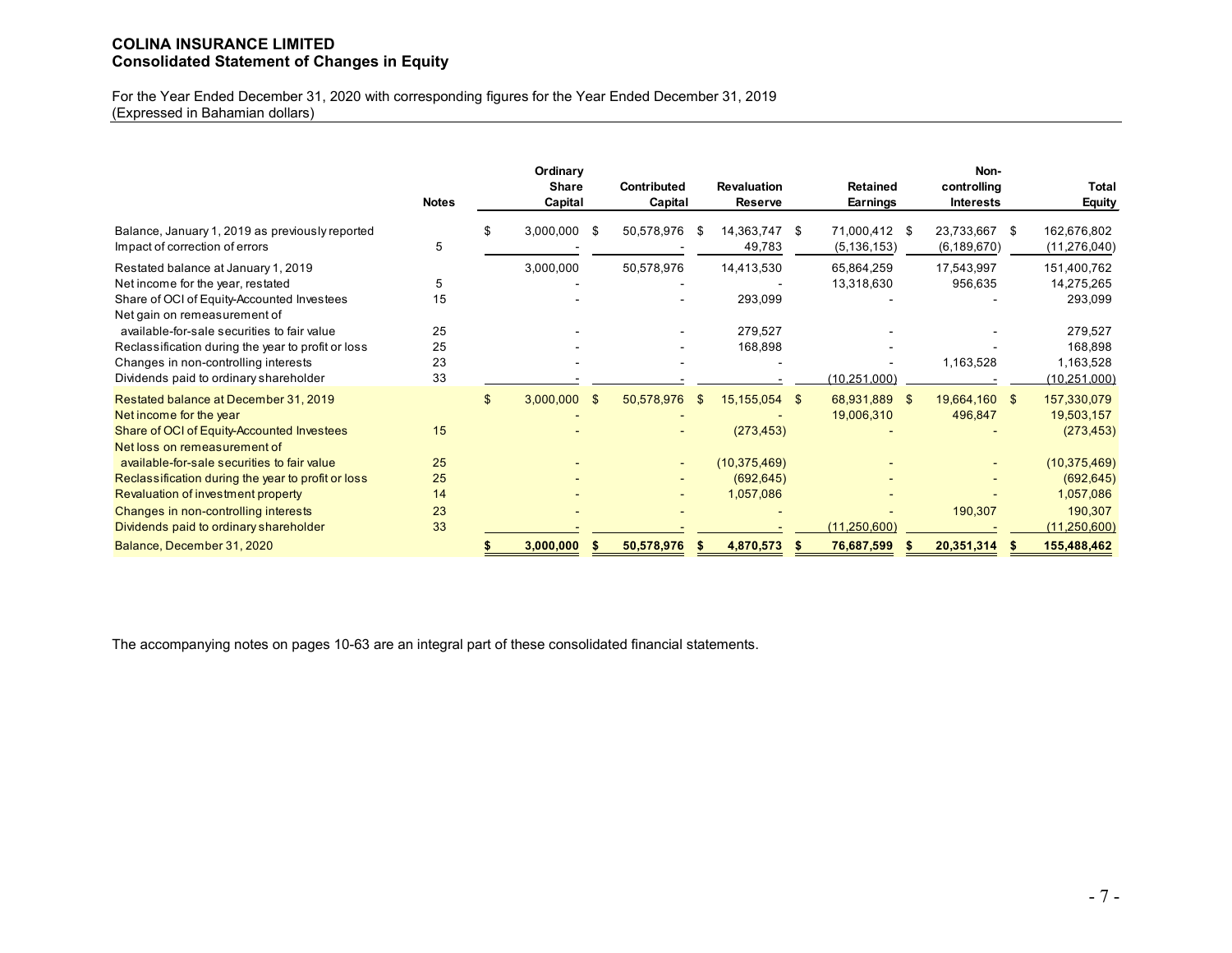**COLINA INSURANCE LIMITED**
**Consolidated Statement of Changes in Equity**

For the Year Ended December 31, 2020 with corresponding figures for the Year Ended December 31, 2019
(Expressed in Bahamian dollars)

| | Notes | Ordinary Share Capital | Contributed Capital | Revaluation Reserve | Retained Earnings | Non-controlling Interests | Total Equity |
|---|---|---|---|---|---|---|---|
| Balance, January 1, 2019 as previously reported | | $ 3,000,000 | $ 50,578,976 | $ 14,363,747 | $ 71,000,412 | $ 23,733,667 | $ 162,676,802 |
| Impact of correction of errors | 5 | - | - | 49,783 | (5,136,153) | (6,189,670) | (11,276,040) |
| Restated balance at January 1, 2019 | | 3,000,000 | 50,578,976 | 14,413,530 | 65,864,259 | 17,543,997 | 151,400,762 |
| Net income for the year, restated | 5 | - | - | - | 13,318,630 | 956,635 | 14,275,265 |
| Share of OCI of Equity-Accounted Investees | 15 | - | - | 293,099 | - | - | 293,099 |
| Net gain on remeasurement of available-for-sale securities to fair value | 25 | - | - | 279,527 | - | - | 279,527 |
| Reclassification during the year to profit or loss | 25 | - | - | 168,898 | - | - | 168,898 |
| Changes in non-controlling interests | 23 | - | - | - | - | 1,163,528 | 1,163,528 |
| Dividends paid to ordinary shareholder | 33 | - | - | - | (10,251,000) | - | (10,251,000) |
| Restated balance at December 31, 2019 | | $ 3,000,000 | $ 50,578,976 | $ 15,155,054 | $ 68,931,889 | $ 19,664,160 | $ 157,330,079 |
| Net income for the year | | - | - | - | 19,006,310 | 496,847 | 19,503,157 |
| Share of OCI of Equity-Accounted Investees | 15 | - | - | (273,453) | - | - | (273,453) |
| Net loss on remeasurement of available-for-sale securities to fair value | 25 | - | - | (10,375,469) | - | - | (10,375,469) |
| Reclassification during the year to profit or loss | 25 | - | - | (692,645) | - | - | (692,645) |
| Revaluation of investment property | 14 | - | - | 1,057,086 | - | - | 1,057,086 |
| Changes in non-controlling interests | 23 | - | - | - | - | 190,307 | 190,307 |
| Dividends paid to ordinary shareholder | 33 | - | - | - | (11,250,600) | - | (11,250,600) |
| **Balance, December 31, 2020** | | **$ 3,000,000** | **$ 50,578,976** | **$ 4,870,573** | **$ 76,687,599** | **$ 20,351,314** | **$ 155,488,462** |

The accompanying notes on pages 10-63 are an integral part of these consolidated financial statements.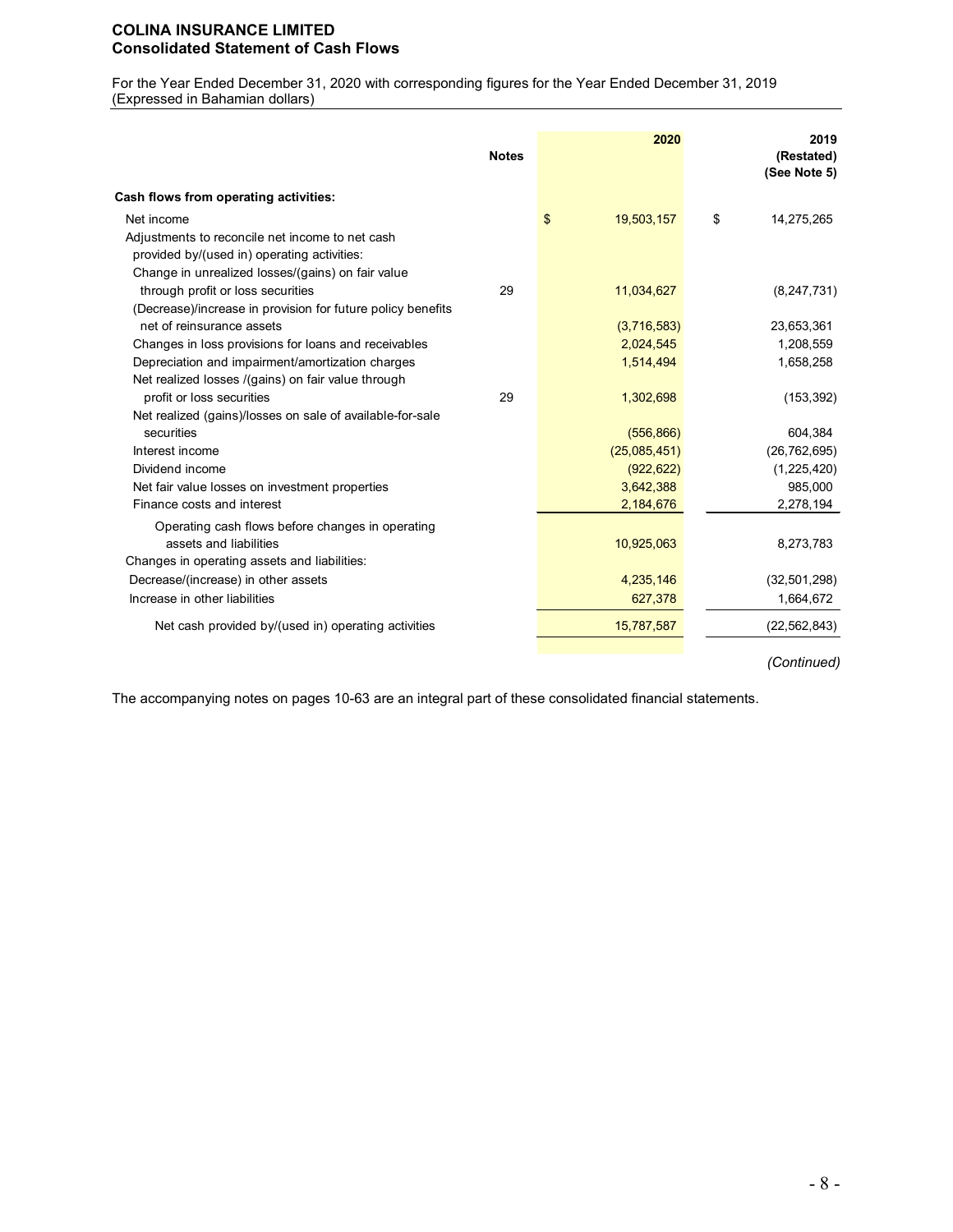**COLINA INSURANCE LIMITED**
**Consolidated Statement of Cash Flows**

For the Year Ended December 31, 2020 with corresponding figures for the Year Ended December 31, 2019
(Expressed in Bahamian dollars)

| | Notes | 2020 | 2019 (Restated) (See Note 5) |
|---|---|---|---|
| **Cash flows from operating activities:** | | | |
| Net income | | $ 19,503,157 | $ 14,275,265 |
| Adjustments to reconcile net income to net cash provided by/(used in) operating activities: | | | |
| Change in unrealized losses/(gains) on fair value through profit or loss securities | 29 | 11,034,627 | (8,247,731) |
| (Decrease)/increase in provision for future policy benefits net of reinsurance assets | | (3,716,583) | 23,653,361 |
| Changes in loss provisions for loans and receivables | | 2,024,545 | 1,208,559 |
| Depreciation and impairment/amortization charges | | 1,514,494 | 1,658,258 |
| Net realized losses /(gains) on fair value through profit or loss securities | 29 | 1,302,698 | (153,392) |
| Net realized (gains)/losses on sale of available-for-sale securities | | (556,866) | 604,384 |
| Interest income | | (25,085,451) | (26,762,695) |
| Dividend income | | (922,622) | (1,225,420) |
| Net fair value losses on investment properties | | 3,642,388 | 985,000 |
| Finance costs and interest | | 2,184,676 | 2,278,194 |
| Operating cash flows before changes in operating assets and liabilities | | 10,925,063 | 8,273,783 |
| Changes in operating assets and liabilities: | | | |
| Decrease/(increase) in other assets | | 4,235,146 | (32,501,298) |
| Increase in other liabilities | | 627,378 | 1,664,672 |
| Net cash provided by/(used in) operating activities | | 15,787,587 | (22,562,843) |

*(Continued)*

The accompanying notes on pages 10-63 are an integral part of these consolidated financial statements.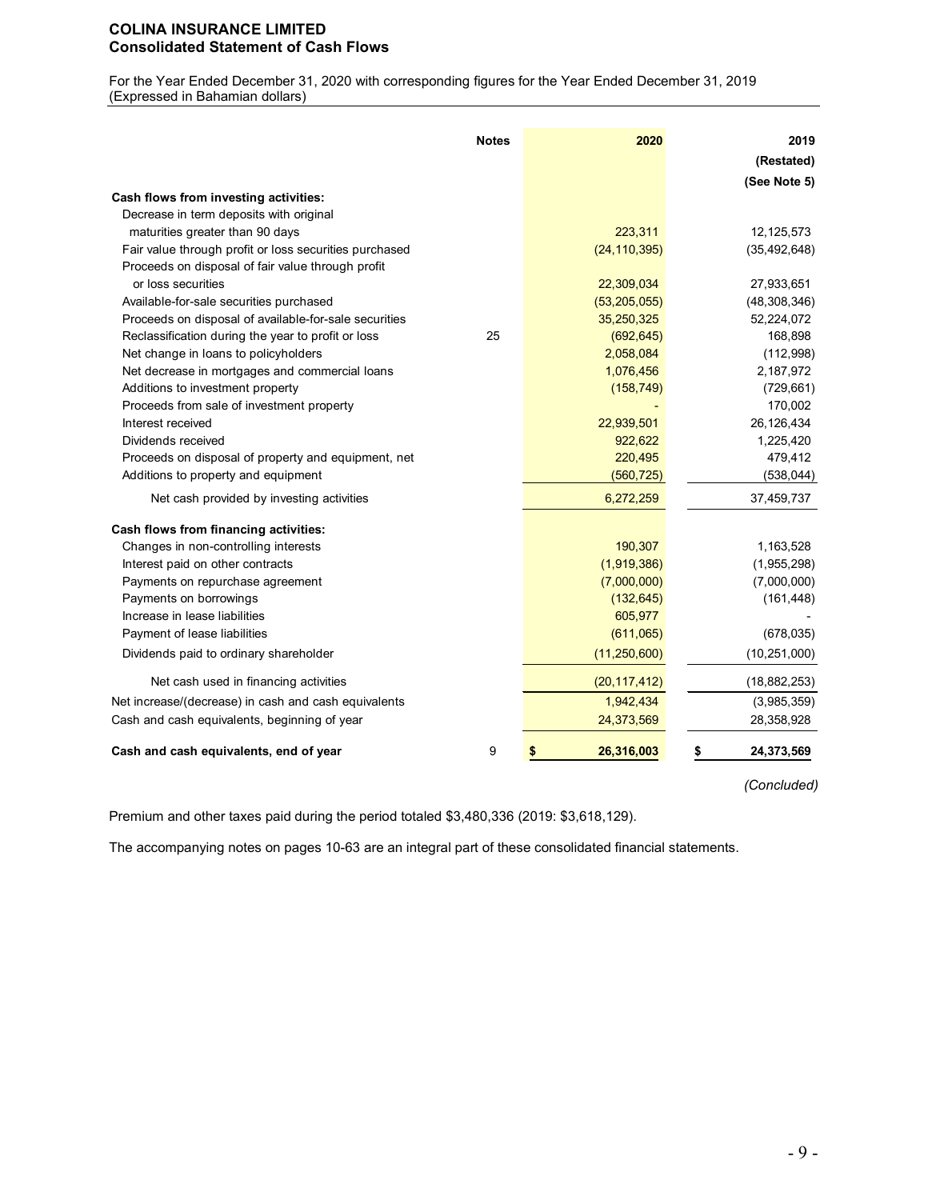**COLINA INSURANCE LIMITED**
**Consolidated Statement of Cash Flows**

For the Year Ended December 31, 2020 with corresponding figures for the Year Ended December 31, 2019
(Expressed in Bahamian dollars)

| | Notes | 2020 | 2019 (Restated) (See Note 5) |
|---|---|---|---|
| **Cash flows from investing activities:** | | | |
| Decrease in term deposits with original maturities greater than 90 days | | 223,311 | 12,125,573 |
| Fair value through profit or loss securities purchased | | (24,110,395) | (35,492,648) |
| Proceeds on disposal of fair value through profit or loss securities | | 22,309,034 | 27,933,651 |
| Available-for-sale securities purchased | | (53,205,055) | (48,308,346) |
| Proceeds on disposal of available-for-sale securities | | 35,250,325 | 52,224,072 |
| Reclassification during the year to profit or loss | 25 | (692,645) | 168,898 |
| Net change in loans to policyholders | | 2,058,084 | (112,998) |
| Net decrease in mortgages and commercial loans | | 1,076,456 | 2,187,972 |
| Additions to investment property | | (158,749) | (729,661) |
| Proceeds from sale of investment property | | - | 170,002 |
| Interest received | | 22,939,501 | 26,126,434 |
| Dividends received | | 922,622 | 1,225,420 |
| Proceeds on disposal of property and equipment, net | | 220,495 | 479,412 |
| Additions to property and equipment | | (560,725) | (538,044) |
| Net cash provided by investing activities | | 6,272,259 | 37,459,737 |
| **Cash flows from financing activities:** | | | |
| Changes in non-controlling interests | | 190,307 | 1,163,528 |
| Interest paid on other contracts | | (1,919,386) | (1,955,298) |
| Payments on repurchase agreement | | (7,000,000) | (7,000,000) |
| Payments on borrowings | | (132,645) | (161,448) |
| Increase in lease liabilities | | 605,977 | - |
| Payment of lease liabilities | | (611,065) | (678,035) |
| Dividends paid to ordinary shareholder | | (11,250,600) | (10,251,000) |
| Net cash used in financing activities | | (20,117,412) | (18,882,253) |
| Net increase/(decrease) in cash and cash equivalents | | 1,942,434 | (3,985,359) |
| Cash and cash equivalents, beginning of year | | 24,373,569 | 28,358,928 |
| **Cash and cash equivalents, end of year** | 9 | **$ 26,316,003** | **$ 24,373,569** |

*(Concluded)*

Premium and other taxes paid during the period totaled $3,480,336 (2019: $3,618,129).

The accompanying notes on pages 10-63 are an integral part of these consolidated financial statements.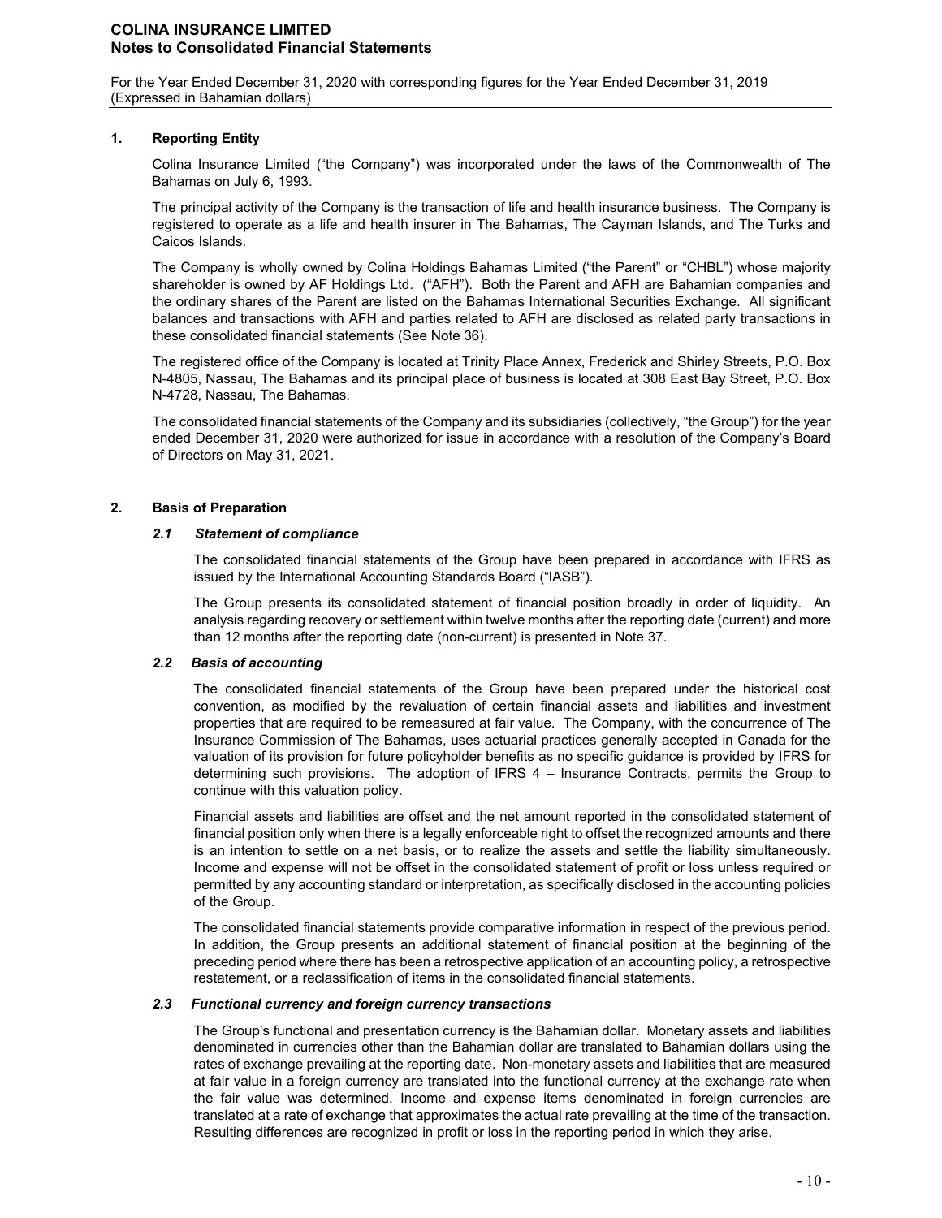## 1. Reporting Entity

Colina Insurance Limited ("the Company") was incorporated under the laws of the Commonwealth of The Bahamas on July 6, 1993.

The principal activity of the Company is the transaction of life and health insurance business. The Company is registered to operate as a life and health insurer in The Bahamas, The Cayman Islands, and The Turks and Caicos Islands.

The Company is wholly owned by Colina Holdings Bahamas Limited ("the Parent" or "CHBL") whose majority shareholder is owned by AF Holdings Ltd. ("AFH"). Both the Parent and AFH are Bahamian companies and the ordinary shares of the Parent are listed on the Bahamas International Securities Exchange. All significant balances and transactions with AFH and parties related to AFH are disclosed as related party transactions in these consolidated financial statements (See Note 36).

The registered office of the Company is located at Trinity Place Annex, Frederick and Shirley Streets, P.O. Box N-4805, Nassau, The Bahamas and its principal place of business is located at 308 East Bay Street, P.O. Box N-4728, Nassau, The Bahamas.

The consolidated financial statements of the Company and its subsidiaries (collectively, "the Group") for the year ended December 31, 2020 were authorized for issue in accordance with a resolution of the Company's Board of Directors on May 31, 2021.

## 2. Basis of Preparation

### *2.1 Statement of compliance*

The consolidated financial statements of the Group have been prepared in accordance with IFRS as issued by the International Accounting Standards Board ("IASB").

The Group presents its consolidated statement of financial position broadly in order of liquidity. An analysis regarding recovery or settlement within twelve months after the reporting date (current) and more than 12 months after the reporting date (non-current) is presented in Note 37.

### *2.2 Basis of accounting*

The consolidated financial statements of the Group have been prepared under the historical cost convention, as modified by the revaluation of certain financial assets and liabilities and investment properties that are required to be remeasured at fair value. The Company, with the concurrence of The Insurance Commission of The Bahamas, uses actuarial practices generally accepted in Canada for the valuation of its provision for future policyholder benefits as no specific guidance is provided by IFRS for determining such provisions. The adoption of IFRS 4 – Insurance Contracts, permits the Group to continue with this valuation policy.

Financial assets and liabilities are offset and the net amount reported in the consolidated statement of financial position only when there is a legally enforceable right to offset the recognized amounts and there is an intention to settle on a net basis, or to realize the assets and settle the liability simultaneously. Income and expense will not be offset in the consolidated statement of profit or loss unless required or permitted by any accounting standard or interpretation, as specifically disclosed in the accounting policies of the Group.

The consolidated financial statements provide comparative information in respect of the previous period. In addition, the Group presents an additional statement of financial position at the beginning of the preceding period where there has been a retrospective application of an accounting policy, a retrospective restatement, or a reclassification of items in the consolidated financial statements.

### *2.3 Functional currency and foreign currency transactions*

The Group's functional and presentation currency is the Bahamian dollar. Monetary assets and liabilities denominated in currencies other than the Bahamian dollar are translated to Bahamian dollars using the rates of exchange prevailing at the reporting date. Non-monetary assets and liabilities that are measured at fair value in a foreign currency are translated into the functional currency at the exchange rate when the fair value was determined. Income and expense items denominated in foreign currencies are translated at a rate of exchange that approximates the actual rate prevailing at the time of the transaction. Resulting differences are recognized in profit or loss in the reporting period in which they arise.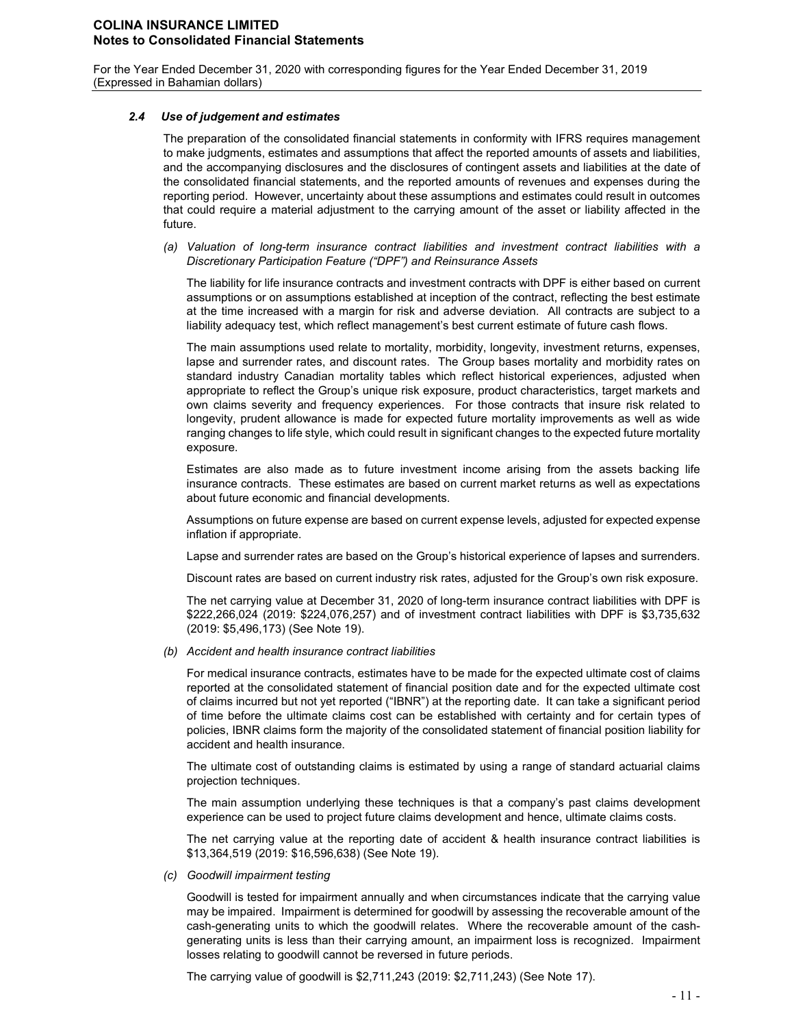### 2.4 *Use of judgement and estimates*

The preparation of the consolidated financial statements in conformity with IFRS requires management to make judgments, estimates and assumptions that affect the reported amounts of assets and liabilities, and the accompanying disclosures and the disclosures of contingent assets and liabilities at the date of the consolidated financial statements, and the reported amounts of revenues and expenses during the reporting period. However, uncertainty about these assumptions and estimates could result in outcomes that could require a material adjustment to the carrying amount of the asset or liability affected in the future.

*(a) Valuation of long-term insurance contract liabilities and investment contract liabilities with a Discretionary Participation Feature ("DPF") and Reinsurance Assets*

The liability for life insurance contracts and investment contracts with DPF is either based on current assumptions or on assumptions established at inception of the contract, reflecting the best estimate at the time increased with a margin for risk and adverse deviation. All contracts are subject to a liability adequacy test, which reflect management's best current estimate of future cash flows.

The main assumptions used relate to mortality, morbidity, longevity, investment returns, expenses, lapse and surrender rates, and discount rates. The Group bases mortality and morbidity rates on standard industry Canadian mortality tables which reflect historical experiences, adjusted when appropriate to reflect the Group's unique risk exposure, product characteristics, target markets and own claims severity and frequency experiences. For those contracts that insure risk related to longevity, prudent allowance is made for expected future mortality improvements as well as wide ranging changes to life style, which could result in significant changes to the expected future mortality exposure.

Estimates are also made as to future investment income arising from the assets backing life insurance contracts. These estimates are based on current market returns as well as expectations about future economic and financial developments.

Assumptions on future expense are based on current expense levels, adjusted for expected expense inflation if appropriate.

Lapse and surrender rates are based on the Group's historical experience of lapses and surrenders.

Discount rates are based on current industry risk rates, adjusted for the Group's own risk exposure.

The net carrying value at December 31, 2020 of long-term insurance contract liabilities with DPF is $222,266,024 (2019: $224,076,257) and of investment contract liabilities with DPF is $3,735,632 (2019: $5,496,173) (See Note 19).

*(b) Accident and health insurance contract liabilities*

For medical insurance contracts, estimates have to be made for the expected ultimate cost of claims reported at the consolidated statement of financial position date and for the expected ultimate cost of claims incurred but not yet reported ("IBNR") at the reporting date. It can take a significant period of time before the ultimate claims cost can be established with certainty and for certain types of policies, IBNR claims form the majority of the consolidated statement of financial position liability for accident and health insurance.

The ultimate cost of outstanding claims is estimated by using a range of standard actuarial claims projection techniques.

The main assumption underlying these techniques is that a company's past claims development experience can be used to project future claims development and hence, ultimate claims costs.

The net carrying value at the reporting date of accident & health insurance contract liabilities is $13,364,519 (2019: $16,596,638) (See Note 19).

*(c) Goodwill impairment testing*

Goodwill is tested for impairment annually and when circumstances indicate that the carrying value may be impaired. Impairment is determined for goodwill by assessing the recoverable amount of the cash-generating units to which the goodwill relates. Where the recoverable amount of the cash-generating units is less than their carrying amount, an impairment loss is recognized. Impairment losses relating to goodwill cannot be reversed in future periods.

The carrying value of goodwill is $2,711,243 (2019: $2,711,243) (See Note 17).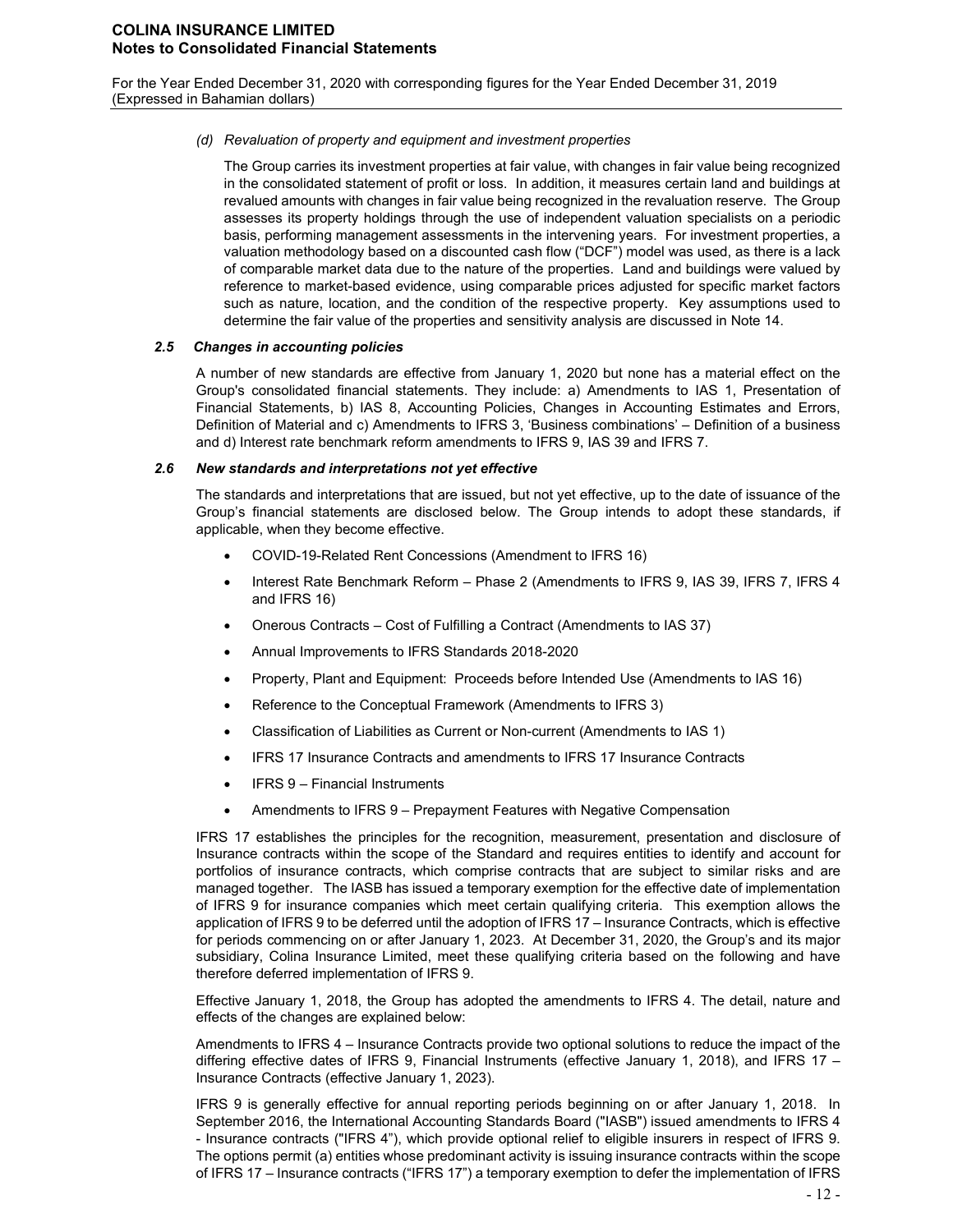*(d) Revaluation of property and equipment and investment properties*

The Group carries its investment properties at fair value, with changes in fair value being recognized in the consolidated statement of profit or loss. In addition, it measures certain land and buildings at revalued amounts with changes in fair value being recognized in the revaluation reserve. The Group assesses its property holdings through the use of independent valuation specialists on a periodic basis, performing management assessments in the intervening years. For investment properties, a valuation methodology based on a discounted cash flow ("DCF") model was used, as there is a lack of comparable market data due to the nature of the properties. Land and buildings were valued by reference to market-based evidence, using comparable prices adjusted for specific market factors such as nature, location, and the condition of the respective property. Key assumptions used to determine the fair value of the properties and sensitivity analysis are discussed in Note 14.

### *2.5 Changes in accounting policies*

A number of new standards are effective from January 1, 2020 but none has a material effect on the Group's consolidated financial statements. They include: a) Amendments to IAS 1, Presentation of Financial Statements, b) IAS 8, Accounting Policies, Changes in Accounting Estimates and Errors, Definition of Material and c) Amendments to IFRS 3, 'Business combinations' – Definition of a business and d) Interest rate benchmark reform amendments to IFRS 9, IAS 39 and IFRS 7.

### *2.6 New standards and interpretations not yet effective*

The standards and interpretations that are issued, but not yet effective, up to the date of issuance of the Group's financial statements are disclosed below. The Group intends to adopt these standards, if applicable, when they become effective.

- COVID-19-Related Rent Concessions (Amendment to IFRS 16)
- Interest Rate Benchmark Reform – Phase 2 (Amendments to IFRS 9, IAS 39, IFRS 7, IFRS 4 and IFRS 16)
- Onerous Contracts – Cost of Fulfilling a Contract (Amendments to IAS 37)
- Annual Improvements to IFRS Standards 2018-2020
- Property, Plant and Equipment: Proceeds before Intended Use (Amendments to IAS 16)
- Reference to the Conceptual Framework (Amendments to IFRS 3)
- Classification of Liabilities as Current or Non-current (Amendments to IAS 1)
- IFRS 17 Insurance Contracts and amendments to IFRS 17 Insurance Contracts
- IFRS 9 – Financial Instruments
- Amendments to IFRS 9 – Prepayment Features with Negative Compensation

IFRS 17 establishes the principles for the recognition, measurement, presentation and disclosure of Insurance contracts within the scope of the Standard and requires entities to identify and account for portfolios of insurance contracts, which comprise contracts that are subject to similar risks and are managed together. The IASB has issued a temporary exemption for the effective date of implementation of IFRS 9 for insurance companies which meet certain qualifying criteria. This exemption allows the application of IFRS 9 to be deferred until the adoption of IFRS 17 – Insurance Contracts, which is effective for periods commencing on or after January 1, 2023. At December 31, 2020, the Group's and its major subsidiary, Colina Insurance Limited, meet these qualifying criteria based on the following and have therefore deferred implementation of IFRS 9.

Effective January 1, 2018, the Group has adopted the amendments to IFRS 4. The detail, nature and effects of the changes are explained below:

Amendments to IFRS 4 – Insurance Contracts provide two optional solutions to reduce the impact of the differing effective dates of IFRS 9, Financial Instruments (effective January 1, 2018), and IFRS 17 – Insurance Contracts (effective January 1, 2023).

IFRS 9 is generally effective for annual reporting periods beginning on or after January 1, 2018. In September 2016, the International Accounting Standards Board ("IASB") issued amendments to IFRS 4 - Insurance contracts ("IFRS 4"), which provide optional relief to eligible insurers in respect of IFRS 9. The options permit (a) entities whose predominant activity is issuing insurance contracts within the scope of IFRS 17 – Insurance contracts ("IFRS 17") a temporary exemption to defer the implementation of IFRS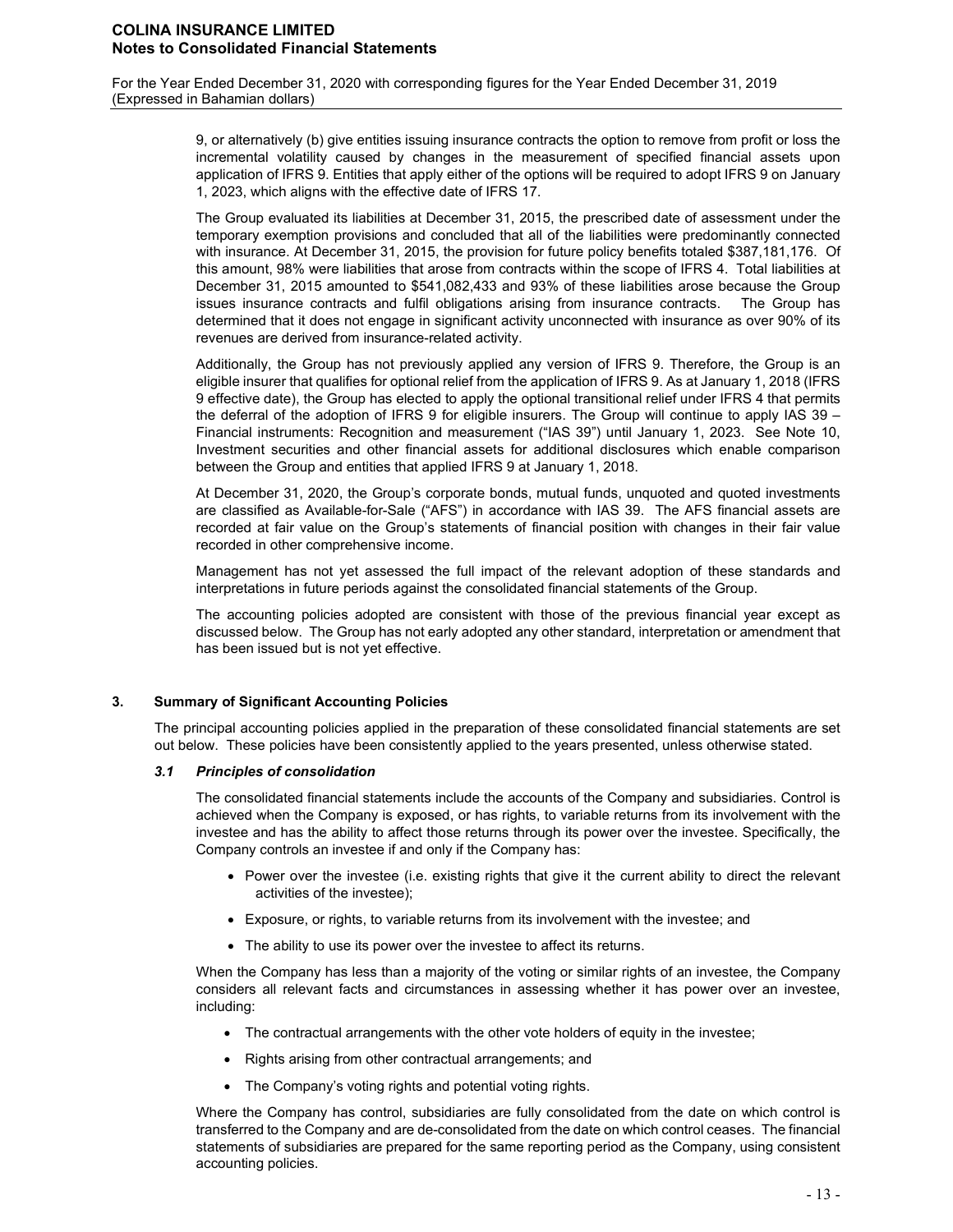9, or alternatively (b) give entities issuing insurance contracts the option to remove from profit or loss the incremental volatility caused by changes in the measurement of specified financial assets upon application of IFRS 9. Entities that apply either of the options will be required to adopt IFRS 9 on January 1, 2023, which aligns with the effective date of IFRS 17.

The Group evaluated its liabilities at December 31, 2015, the prescribed date of assessment under the temporary exemption provisions and concluded that all of the liabilities were predominantly connected with insurance. At December 31, 2015, the provision for future policy benefits totaled $387,181,176. Of this amount, 98% were liabilities that arose from contracts within the scope of IFRS 4. Total liabilities at December 31, 2015 amounted to $541,082,433 and 93% of these liabilities arose because the Group issues insurance contracts and fulfil obligations arising from insurance contracts. The Group has determined that it does not engage in significant activity unconnected with insurance as over 90% of its revenues are derived from insurance-related activity.

Additionally, the Group has not previously applied any version of IFRS 9. Therefore, the Group is an eligible insurer that qualifies for optional relief from the application of IFRS 9. As at January 1, 2018 (IFRS 9 effective date), the Group has elected to apply the optional transitional relief under IFRS 4 that permits the deferral of the adoption of IFRS 9 for eligible insurers. The Group will continue to apply IAS 39 – Financial instruments: Recognition and measurement ("IAS 39") until January 1, 2023. See Note 10, Investment securities and other financial assets for additional disclosures which enable comparison between the Group and entities that applied IFRS 9 at January 1, 2018.

At December 31, 2020, the Group's corporate bonds, mutual funds, unquoted and quoted investments are classified as Available-for-Sale ("AFS") in accordance with IAS 39. The AFS financial assets are recorded at fair value on the Group's statements of financial position with changes in their fair value recorded in other comprehensive income.

Management has not yet assessed the full impact of the relevant adoption of these standards and interpretations in future periods against the consolidated financial statements of the Group.

The accounting policies adopted are consistent with those of the previous financial year except as discussed below. The Group has not early adopted any other standard, interpretation or amendment that has been issued but is not yet effective.

## 3. Summary of Significant Accounting Policies

The principal accounting policies applied in the preparation of these consolidated financial statements are set out below. These policies have been consistently applied to the years presented, unless otherwise stated.

### *3.1 Principles of consolidation*

The consolidated financial statements include the accounts of the Company and subsidiaries. Control is achieved when the Company is exposed, or has rights, to variable returns from its involvement with the investee and has the ability to affect those returns through its power over the investee. Specifically, the Company controls an investee if and only if the Company has:

- Power over the investee (i.e. existing rights that give it the current ability to direct the relevant activities of the investee);
- Exposure, or rights, to variable returns from its involvement with the investee; and
- The ability to use its power over the investee to affect its returns.

When the Company has less than a majority of the voting or similar rights of an investee, the Company considers all relevant facts and circumstances in assessing whether it has power over an investee, including:

- The contractual arrangements with the other vote holders of equity in the investee;
- Rights arising from other contractual arrangements; and
- The Company's voting rights and potential voting rights.

Where the Company has control, subsidiaries are fully consolidated from the date on which control is transferred to the Company and are de-consolidated from the date on which control ceases. The financial statements of subsidiaries are prepared for the same reporting period as the Company, using consistent accounting policies.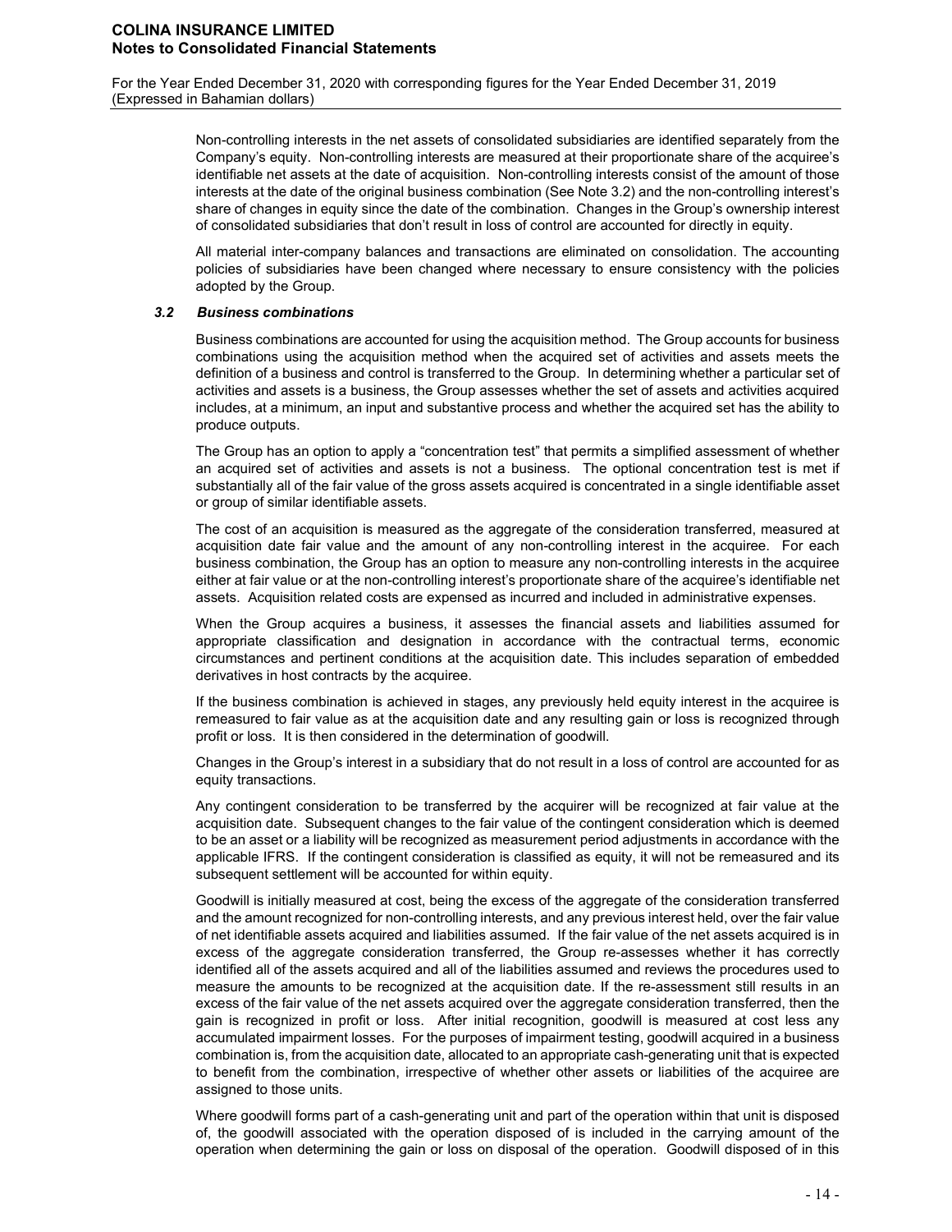Non-controlling interests in the net assets of consolidated subsidiaries are identified separately from the Company's equity. Non-controlling interests are measured at their proportionate share of the acquiree's identifiable net assets at the date of acquisition. Non-controlling interests consist of the amount of those interests at the date of the original business combination (See Note 3.2) and the non-controlling interest's share of changes in equity since the date of the combination. Changes in the Group's ownership interest of consolidated subsidiaries that don't result in loss of control are accounted for directly in equity.

All material inter-company balances and transactions are eliminated on consolidation. The accounting policies of subsidiaries have been changed where necessary to ensure consistency with the policies adopted by the Group.

### *3.2 Business combinations*

Business combinations are accounted for using the acquisition method. The Group accounts for business combinations using the acquisition method when the acquired set of activities and assets meets the definition of a business and control is transferred to the Group. In determining whether a particular set of activities and assets is a business, the Group assesses whether the set of assets and activities acquired includes, at a minimum, an input and substantive process and whether the acquired set has the ability to produce outputs.

The Group has an option to apply a "concentration test" that permits a simplified assessment of whether an acquired set of activities and assets is not a business. The optional concentration test is met if substantially all of the fair value of the gross assets acquired is concentrated in a single identifiable asset or group of similar identifiable assets.

The cost of an acquisition is measured as the aggregate of the consideration transferred, measured at acquisition date fair value and the amount of any non-controlling interest in the acquiree. For each business combination, the Group has an option to measure any non-controlling interests in the acquiree either at fair value or at the non-controlling interest's proportionate share of the acquiree's identifiable net assets. Acquisition related costs are expensed as incurred and included in administrative expenses.

When the Group acquires a business, it assesses the financial assets and liabilities assumed for appropriate classification and designation in accordance with the contractual terms, economic circumstances and pertinent conditions at the acquisition date. This includes separation of embedded derivatives in host contracts by the acquiree.

If the business combination is achieved in stages, any previously held equity interest in the acquiree is remeasured to fair value as at the acquisition date and any resulting gain or loss is recognized through profit or loss. It is then considered in the determination of goodwill.

Changes in the Group's interest in a subsidiary that do not result in a loss of control are accounted for as equity transactions.

Any contingent consideration to be transferred by the acquirer will be recognized at fair value at the acquisition date. Subsequent changes to the fair value of the contingent consideration which is deemed to be an asset or a liability will be recognized as measurement period adjustments in accordance with the applicable IFRS. If the contingent consideration is classified as equity, it will not be remeasured and its subsequent settlement will be accounted for within equity.

Goodwill is initially measured at cost, being the excess of the aggregate of the consideration transferred and the amount recognized for non-controlling interests, and any previous interest held, over the fair value of net identifiable assets acquired and liabilities assumed. If the fair value of the net assets acquired is in excess of the aggregate consideration transferred, the Group re-assesses whether it has correctly identified all of the assets acquired and all of the liabilities assumed and reviews the procedures used to measure the amounts to be recognized at the acquisition date. If the re-assessment still results in an excess of the fair value of the net assets acquired over the aggregate consideration transferred, then the gain is recognized in profit or loss. After initial recognition, goodwill is measured at cost less any accumulated impairment losses. For the purposes of impairment testing, goodwill acquired in a business combination is, from the acquisition date, allocated to an appropriate cash-generating unit that is expected to benefit from the combination, irrespective of whether other assets or liabilities of the acquiree are assigned to those units.

Where goodwill forms part of a cash-generating unit and part of the operation within that unit is disposed of, the goodwill associated with the operation disposed of is included in the carrying amount of the operation when determining the gain or loss on disposal of the operation. Goodwill disposed of in this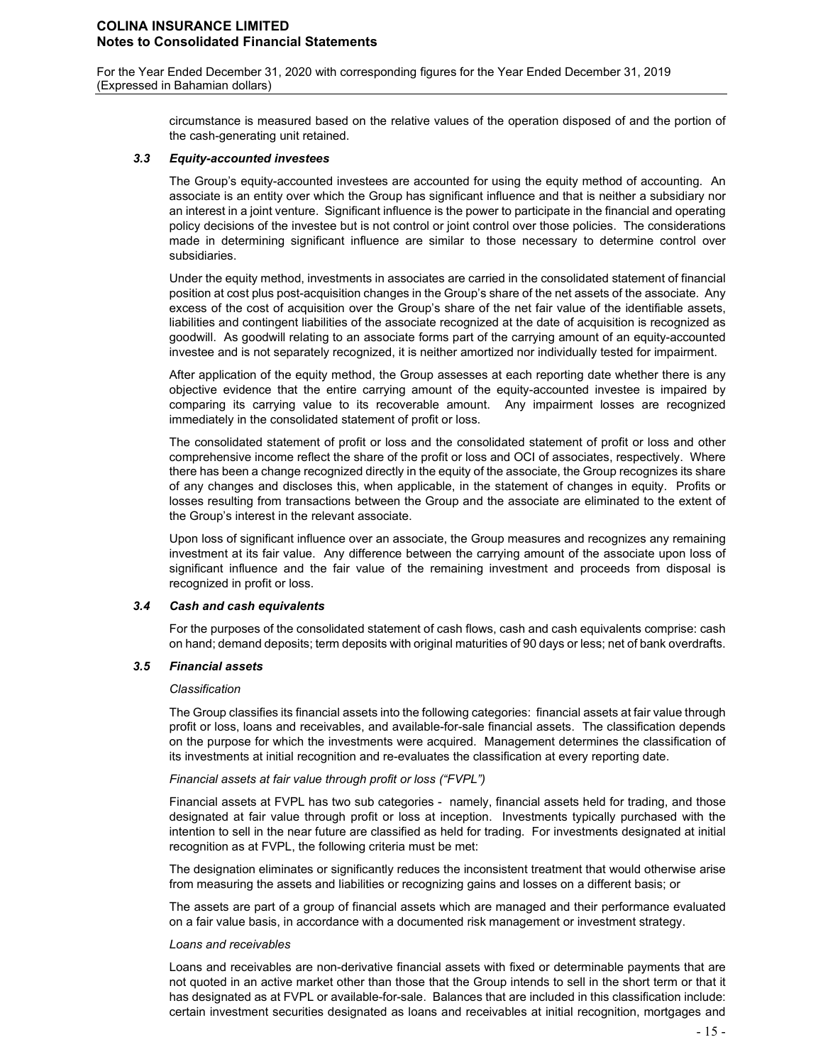circumstance is measured based on the relative values of the operation disposed of and the portion of the cash-generating unit retained.

### *3.3 Equity-accounted investees*

The Group's equity-accounted investees are accounted for using the equity method of accounting. An associate is an entity over which the Group has significant influence and that is neither a subsidiary nor an interest in a joint venture. Significant influence is the power to participate in the financial and operating policy decisions of the investee but is not control or joint control over those policies. The considerations made in determining significant influence are similar to those necessary to determine control over subsidiaries.

Under the equity method, investments in associates are carried in the consolidated statement of financial position at cost plus post-acquisition changes in the Group's share of the net assets of the associate. Any excess of the cost of acquisition over the Group's share of the net fair value of the identifiable assets, liabilities and contingent liabilities of the associate recognized at the date of acquisition is recognized as goodwill. As goodwill relating to an associate forms part of the carrying amount of an equity-accounted investee and is not separately recognized, it is neither amortized nor individually tested for impairment.

After application of the equity method, the Group assesses at each reporting date whether there is any objective evidence that the entire carrying amount of the equity-accounted investee is impaired by comparing its carrying value to its recoverable amount. Any impairment losses are recognized immediately in the consolidated statement of profit or loss.

The consolidated statement of profit or loss and the consolidated statement of profit or loss and other comprehensive income reflect the share of the profit or loss and OCI of associates, respectively. Where there has been a change recognized directly in the equity of the associate, the Group recognizes its share of any changes and discloses this, when applicable, in the statement of changes in equity. Profits or losses resulting from transactions between the Group and the associate are eliminated to the extent of the Group's interest in the relevant associate.

Upon loss of significant influence over an associate, the Group measures and recognizes any remaining investment at its fair value. Any difference between the carrying amount of the associate upon loss of significant influence and the fair value of the remaining investment and proceeds from disposal is recognized in profit or loss.

### *3.4 Cash and cash equivalents*

For the purposes of the consolidated statement of cash flows, cash and cash equivalents comprise: cash on hand; demand deposits; term deposits with original maturities of 90 days or less; net of bank overdrafts.

### *3.5 Financial assets*

*Classification*

The Group classifies its financial assets into the following categories: financial assets at fair value through profit or loss, loans and receivables, and available-for-sale financial assets. The classification depends on the purpose for which the investments were acquired. Management determines the classification of its investments at initial recognition and re-evaluates the classification at every reporting date.

*Financial assets at fair value through profit or loss ("FVPL")*

Financial assets at FVPL has two sub categories - namely, financial assets held for trading, and those designated at fair value through profit or loss at inception. Investments typically purchased with the intention to sell in the near future are classified as held for trading. For investments designated at initial recognition as at FVPL, the following criteria must be met:

The designation eliminates or significantly reduces the inconsistent treatment that would otherwise arise from measuring the assets and liabilities or recognizing gains and losses on a different basis; or

The assets are part of a group of financial assets which are managed and their performance evaluated on a fair value basis, in accordance with a documented risk management or investment strategy.

*Loans and receivables*

Loans and receivables are non-derivative financial assets with fixed or determinable payments that are not quoted in an active market other than those that the Group intends to sell in the short term or that it has designated as at FVPL or available-for-sale. Balances that are included in this classification include: certain investment securities designated as loans and receivables at initial recognition, mortgages and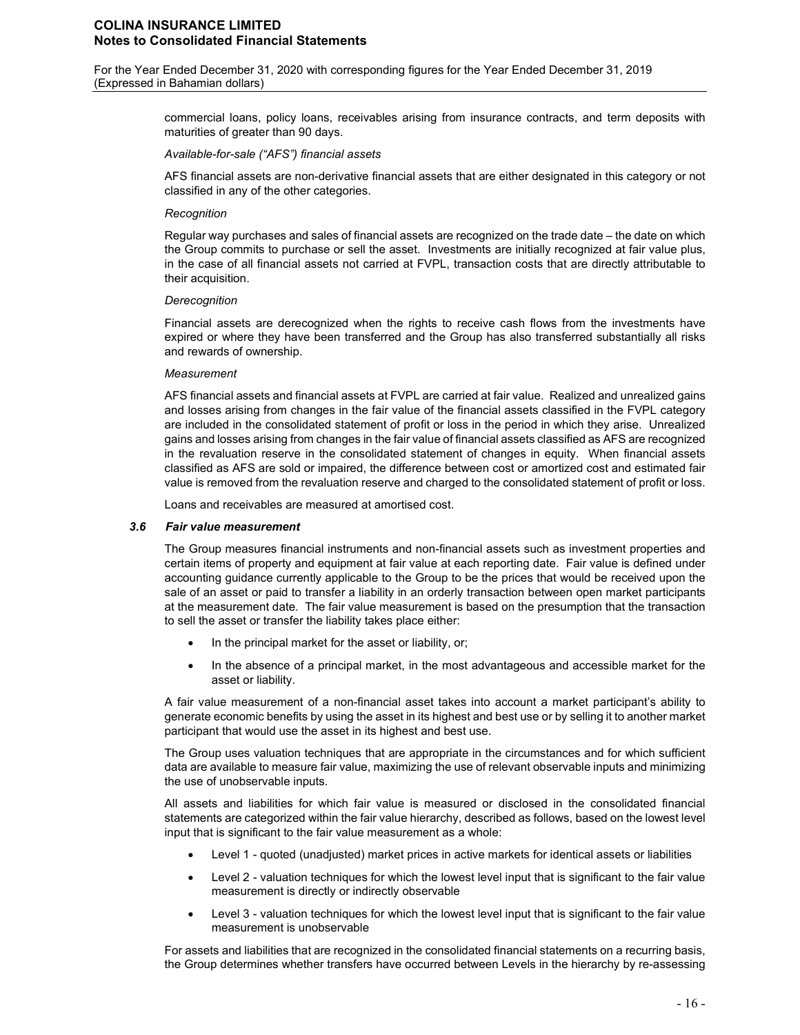commercial loans, policy loans, receivables arising from insurance contracts, and term deposits with maturities of greater than 90 days.

*Available-for-sale ("AFS") financial assets*

AFS financial assets are non-derivative financial assets that are either designated in this category or not classified in any of the other categories.

*Recognition*

Regular way purchases and sales of financial assets are recognized on the trade date – the date on which the Group commits to purchase or sell the asset. Investments are initially recognized at fair value plus, in the case of all financial assets not carried at FVPL, transaction costs that are directly attributable to their acquisition.

*Derecognition*

Financial assets are derecognized when the rights to receive cash flows from the investments have expired or where they have been transferred and the Group has also transferred substantially all risks and rewards of ownership.

*Measurement*

AFS financial assets and financial assets at FVPL are carried at fair value. Realized and unrealized gains and losses arising from changes in the fair value of the financial assets classified in the FVPL category are included in the consolidated statement of profit or loss in the period in which they arise. Unrealized gains and losses arising from changes in the fair value of financial assets classified as AFS are recognized in the revaluation reserve in the consolidated statement of changes in equity. When financial assets classified as AFS are sold or impaired, the difference between cost or amortized cost and estimated fair value is removed from the revaluation reserve and charged to the consolidated statement of profit or loss.

Loans and receivables are measured at amortised cost.

### *3.6 Fair value measurement*

The Group measures financial instruments and non-financial assets such as investment properties and certain items of property and equipment at fair value at each reporting date. Fair value is defined under accounting guidance currently applicable to the Group to be the prices that would be received upon the sale of an asset or paid to transfer a liability in an orderly transaction between open market participants at the measurement date. The fair value measurement is based on the presumption that the transaction to sell the asset or transfer the liability takes place either:

- In the principal market for the asset or liability, or;
- In the absence of a principal market, in the most advantageous and accessible market for the asset or liability.

A fair value measurement of a non-financial asset takes into account a market participant's ability to generate economic benefits by using the asset in its highest and best use or by selling it to another market participant that would use the asset in its highest and best use.

The Group uses valuation techniques that are appropriate in the circumstances and for which sufficient data are available to measure fair value, maximizing the use of relevant observable inputs and minimizing the use of unobservable inputs.

All assets and liabilities for which fair value is measured or disclosed in the consolidated financial statements are categorized within the fair value hierarchy, described as follows, based on the lowest level input that is significant to the fair value measurement as a whole:

- Level 1 - quoted (unadjusted) market prices in active markets for identical assets or liabilities
- Level 2 - valuation techniques for which the lowest level input that is significant to the fair value measurement is directly or indirectly observable
- Level 3 - valuation techniques for which the lowest level input that is significant to the fair value measurement is unobservable

For assets and liabilities that are recognized in the consolidated financial statements on a recurring basis, the Group determines whether transfers have occurred between Levels in the hierarchy by re-assessing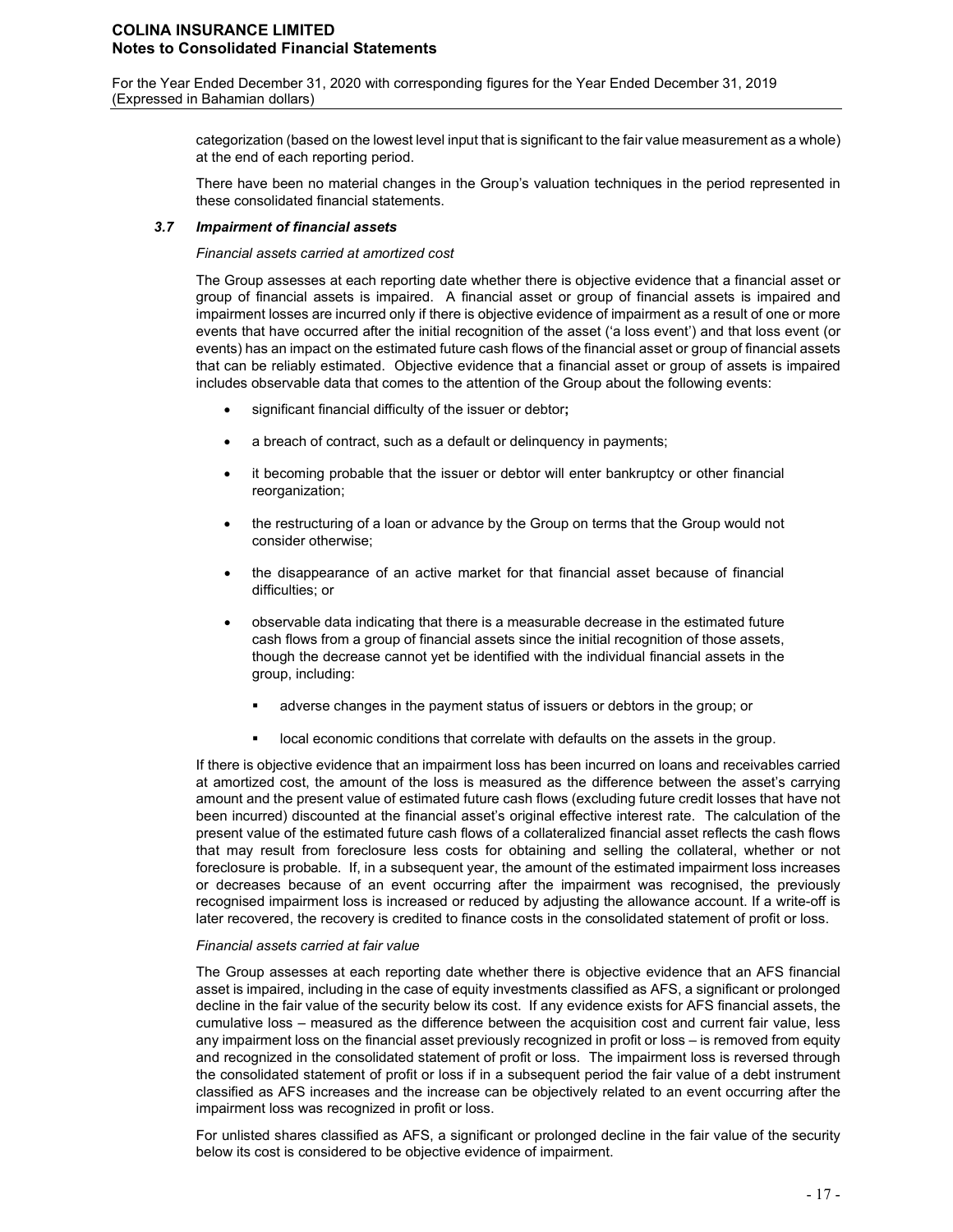categorization (based on the lowest level input that is significant to the fair value measurement as a whole) at the end of each reporting period.

There have been no material changes in the Group's valuation techniques in the period represented in these consolidated financial statements.

### 3.7 *Impairment of financial assets*

*Financial assets carried at amortized cost*

The Group assesses at each reporting date whether there is objective evidence that a financial asset or group of financial assets is impaired. A financial asset or group of financial assets is impaired and impairment losses are incurred only if there is objective evidence of impairment as a result of one or more events that have occurred after the initial recognition of the asset ('a loss event') and that loss event (or events) has an impact on the estimated future cash flows of the financial asset or group of financial assets that can be reliably estimated. Objective evidence that a financial asset or group of assets is impaired includes observable data that comes to the attention of the Group about the following events:

- significant financial difficulty of the issuer or debtor**;**
- a breach of contract, such as a default or delinquency in payments;
- it becoming probable that the issuer or debtor will enter bankruptcy or other financial reorganization;
- the restructuring of a loan or advance by the Group on terms that the Group would not consider otherwise;
- the disappearance of an active market for that financial asset because of financial difficulties; or
- observable data indicating that there is a measurable decrease in the estimated future cash flows from a group of financial assets since the initial recognition of those assets, though the decrease cannot yet be identified with the individual financial assets in the group, including:
    - adverse changes in the payment status of issuers or debtors in the group; or
    - local economic conditions that correlate with defaults on the assets in the group.

If there is objective evidence that an impairment loss has been incurred on loans and receivables carried at amortized cost, the amount of the loss is measured as the difference between the asset's carrying amount and the present value of estimated future cash flows (excluding future credit losses that have not been incurred) discounted at the financial asset's original effective interest rate. The calculation of the present value of the estimated future cash flows of a collateralized financial asset reflects the cash flows that may result from foreclosure less costs for obtaining and selling the collateral, whether or not foreclosure is probable. If, in a subsequent year, the amount of the estimated impairment loss increases or decreases because of an event occurring after the impairment was recognised, the previously recognised impairment loss is increased or reduced by adjusting the allowance account. If a write-off is later recovered, the recovery is credited to finance costs in the consolidated statement of profit or loss.

*Financial assets carried at fair value*

The Group assesses at each reporting date whether there is objective evidence that an AFS financial asset is impaired, including in the case of equity investments classified as AFS, a significant or prolonged decline in the fair value of the security below its cost. If any evidence exists for AFS financial assets, the cumulative loss – measured as the difference between the acquisition cost and current fair value, less any impairment loss on the financial asset previously recognized in profit or loss – is removed from equity and recognized in the consolidated statement of profit or loss. The impairment loss is reversed through the consolidated statement of profit or loss if in a subsequent period the fair value of a debt instrument classified as AFS increases and the increase can be objectively related to an event occurring after the impairment loss was recognized in profit or loss.

For unlisted shares classified as AFS, a significant or prolonged decline in the fair value of the security below its cost is considered to be objective evidence of impairment.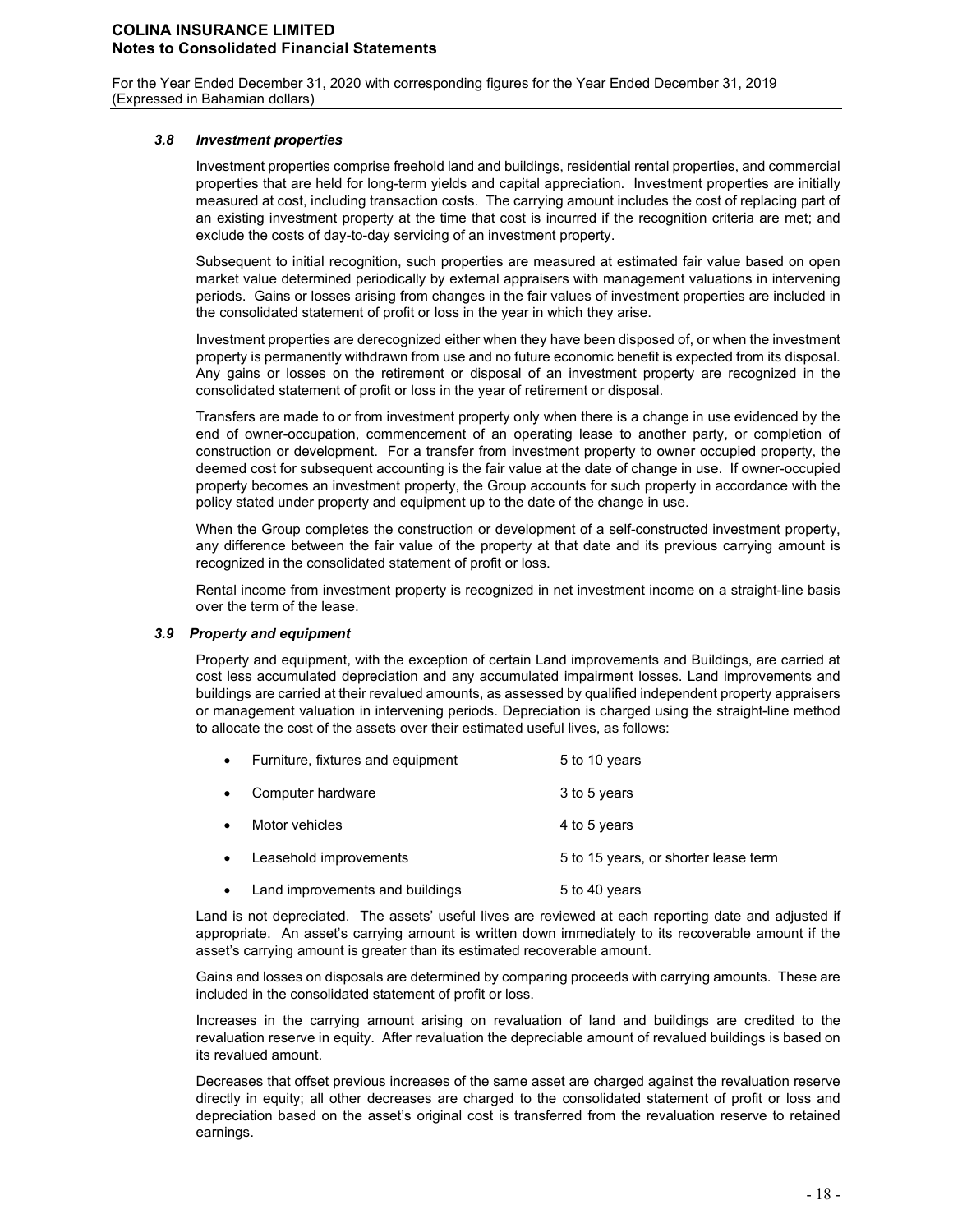### 3.8 *Investment properties*

Investment properties comprise freehold land and buildings, residential rental properties, and commercial properties that are held for long-term yields and capital appreciation. Investment properties are initially measured at cost, including transaction costs. The carrying amount includes the cost of replacing part of an existing investment property at the time that cost is incurred if the recognition criteria are met; and exclude the costs of day-to-day servicing of an investment property.

Subsequent to initial recognition, such properties are measured at estimated fair value based on open market value determined periodically by external appraisers with management valuations in intervening periods. Gains or losses arising from changes in the fair values of investment properties are included in the consolidated statement of profit or loss in the year in which they arise.

Investment properties are derecognized either when they have been disposed of, or when the investment property is permanently withdrawn from use and no future economic benefit is expected from its disposal. Any gains or losses on the retirement or disposal of an investment property are recognized in the consolidated statement of profit or loss in the year of retirement or disposal.

Transfers are made to or from investment property only when there is a change in use evidenced by the end of owner-occupation, commencement of an operating lease to another party, or completion of construction or development. For a transfer from investment property to owner occupied property, the deemed cost for subsequent accounting is the fair value at the date of change in use. If owner-occupied property becomes an investment property, the Group accounts for such property in accordance with the policy stated under property and equipment up to the date of the change in use.

When the Group completes the construction or development of a self-constructed investment property, any difference between the fair value of the property at that date and its previous carrying amount is recognized in the consolidated statement of profit or loss.

Rental income from investment property is recognized in net investment income on a straight-line basis over the term of the lease.

### 3.9 *Property and equipment*

Property and equipment, with the exception of certain Land improvements and Buildings, are carried at cost less accumulated depreciation and any accumulated impairment losses. Land improvements and buildings are carried at their revalued amounts, as assessed by qualified independent property appraisers or management valuation in intervening periods. Depreciation is charged using the straight-line method to allocate the cost of the assets over their estimated useful lives, as follows:

- Furniture, fixtures and equipment — 5 to 10 years
- Computer hardware — 3 to 5 years
- Motor vehicles — 4 to 5 years
- Leasehold improvements — 5 to 15 years, or shorter lease term
- Land improvements and buildings — 5 to 40 years

Land is not depreciated. The assets' useful lives are reviewed at each reporting date and adjusted if appropriate. An asset's carrying amount is written down immediately to its recoverable amount if the asset's carrying amount is greater than its estimated recoverable amount.

Gains and losses on disposals are determined by comparing proceeds with carrying amounts. These are included in the consolidated statement of profit or loss.

Increases in the carrying amount arising on revaluation of land and buildings are credited to the revaluation reserve in equity. After revaluation the depreciable amount of revalued buildings is based on its revalued amount.

Decreases that offset previous increases of the same asset are charged against the revaluation reserve directly in equity; all other decreases are charged to the consolidated statement of profit or loss and depreciation based on the asset's original cost is transferred from the revaluation reserve to retained earnings.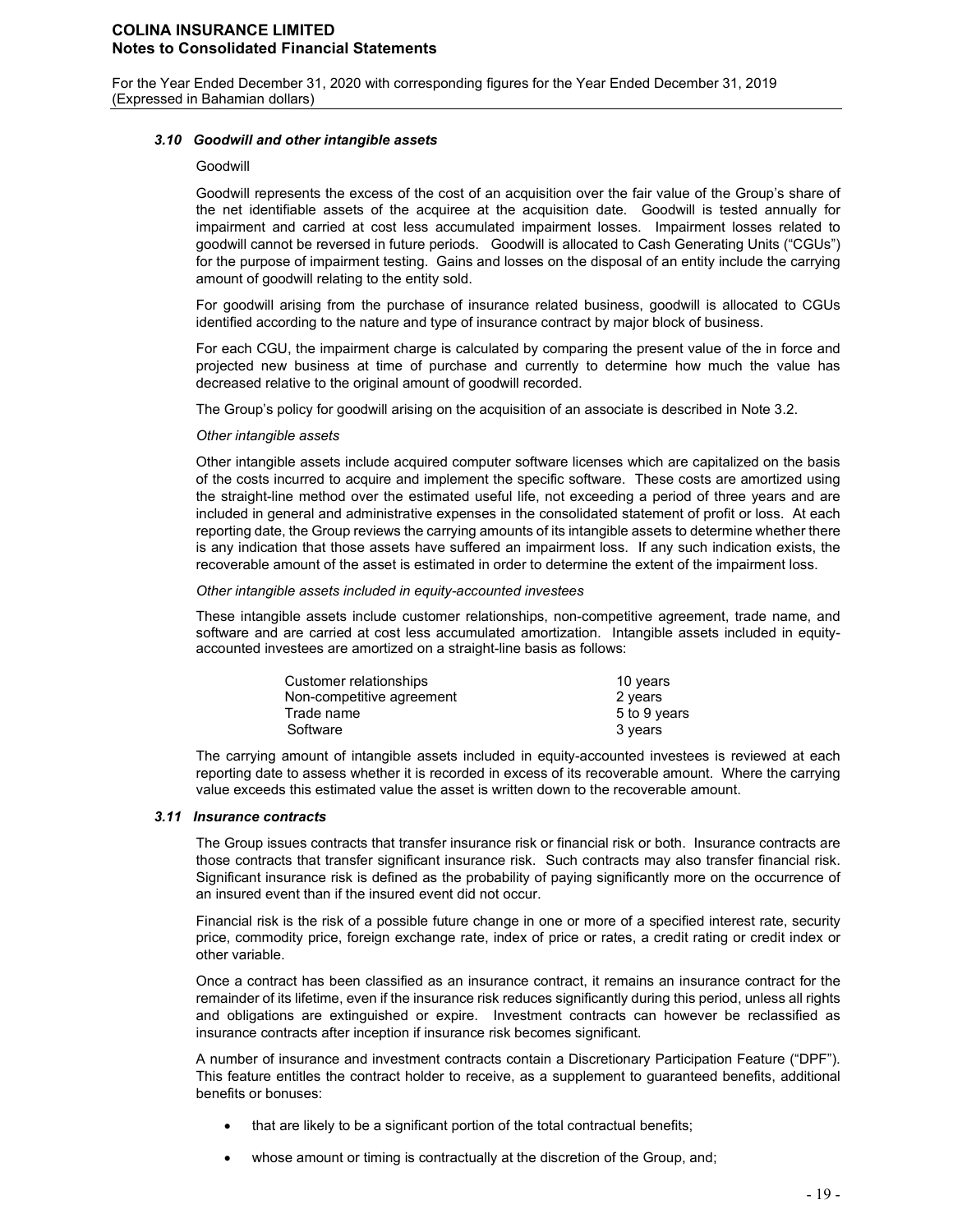### 3.10 *Goodwill and other intangible assets*

Goodwill

Goodwill represents the excess of the cost of an acquisition over the fair value of the Group's share of the net identifiable assets of the acquiree at the acquisition date. Goodwill is tested annually for impairment and carried at cost less accumulated impairment losses. Impairment losses related to goodwill cannot be reversed in future periods. Goodwill is allocated to Cash Generating Units ("CGUs") for the purpose of impairment testing. Gains and losses on the disposal of an entity include the carrying amount of goodwill relating to the entity sold.

For goodwill arising from the purchase of insurance related business, goodwill is allocated to CGUs identified according to the nature and type of insurance contract by major block of business.

For each CGU, the impairment charge is calculated by comparing the present value of the in force and projected new business at time of purchase and currently to determine how much the value has decreased relative to the original amount of goodwill recorded.

The Group's policy for goodwill arising on the acquisition of an associate is described in Note 3.2.

*Other intangible assets*

Other intangible assets include acquired computer software licenses which are capitalized on the basis of the costs incurred to acquire and implement the specific software. These costs are amortized using the straight-line method over the estimated useful life, not exceeding a period of three years and are included in general and administrative expenses in the consolidated statement of profit or loss. At each reporting date, the Group reviews the carrying amounts of its intangible assets to determine whether there is any indication that those assets have suffered an impairment loss. If any such indication exists, the recoverable amount of the asset is estimated in order to determine the extent of the impairment loss.

*Other intangible assets included in equity-accounted investees*

These intangible assets include customer relationships, non-competitive agreement, trade name, and software and are carried at cost less accumulated amortization. Intangible assets included in equity-accounted investees are amortized on a straight-line basis as follows:

| | |
|---|---|
| Customer relationships | 10 years |
| Non-competitive agreement | 2 years |
| Trade name | 5 to 9 years |
| Software | 3 years |

The carrying amount of intangible assets included in equity-accounted investees is reviewed at each reporting date to assess whether it is recorded in excess of its recoverable amount. Where the carrying value exceeds this estimated value the asset is written down to the recoverable amount.

### 3.11 *Insurance contracts*

The Group issues contracts that transfer insurance risk or financial risk or both. Insurance contracts are those contracts that transfer significant insurance risk. Such contracts may also transfer financial risk. Significant insurance risk is defined as the probability of paying significantly more on the occurrence of an insured event than if the insured event did not occur.

Financial risk is the risk of a possible future change in one or more of a specified interest rate, security price, commodity price, foreign exchange rate, index of price or rates, a credit rating or credit index or other variable.

Once a contract has been classified as an insurance contract, it remains an insurance contract for the remainder of its lifetime, even if the insurance risk reduces significantly during this period, unless all rights and obligations are extinguished or expire. Investment contracts can however be reclassified as insurance contracts after inception if insurance risk becomes significant.

A number of insurance and investment contracts contain a Discretionary Participation Feature ("DPF"). This feature entitles the contract holder to receive, as a supplement to guaranteed benefits, additional benefits or bonuses:

- that are likely to be a significant portion of the total contractual benefits;
- whose amount or timing is contractually at the discretion of the Group, and;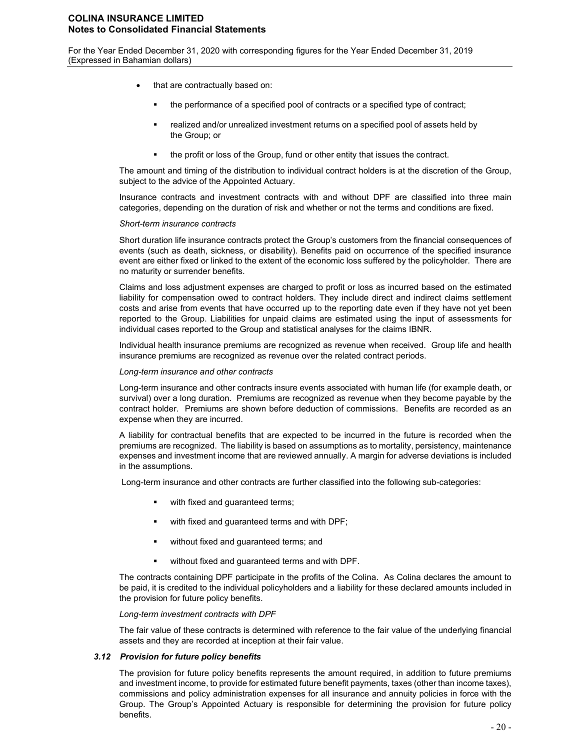- that are contractually based on:
  - the performance of a specified pool of contracts or a specified type of contract;
  - realized and/or unrealized investment returns on a specified pool of assets held by the Group; or
  - the profit or loss of the Group, fund or other entity that issues the contract.

The amount and timing of the distribution to individual contract holders is at the discretion of the Group, subject to the advice of the Appointed Actuary.

Insurance contracts and investment contracts with and without DPF are classified into three main categories, depending on the duration of risk and whether or not the terms and conditions are fixed.

*Short-term insurance contracts*

Short duration life insurance contracts protect the Group's customers from the financial consequences of events (such as death, sickness, or disability). Benefits paid on occurrence of the specified insurance event are either fixed or linked to the extent of the economic loss suffered by the policyholder. There are no maturity or surrender benefits.

Claims and loss adjustment expenses are charged to profit or loss as incurred based on the estimated liability for compensation owed to contract holders. They include direct and indirect claims settlement costs and arise from events that have occurred up to the reporting date even if they have not yet been reported to the Group. Liabilities for unpaid claims are estimated using the input of assessments for individual cases reported to the Group and statistical analyses for the claims IBNR.

Individual health insurance premiums are recognized as revenue when received. Group life and health insurance premiums are recognized as revenue over the related contract periods.

*Long-term insurance and other contracts*

Long-term insurance and other contracts insure events associated with human life (for example death, or survival) over a long duration. Premiums are recognized as revenue when they become payable by the contract holder. Premiums are shown before deduction of commissions. Benefits are recorded as an expense when they are incurred.

A liability for contractual benefits that are expected to be incurred in the future is recorded when the premiums are recognized. The liability is based on assumptions as to mortality, persistency, maintenance expenses and investment income that are reviewed annually. A margin for adverse deviations is included in the assumptions.

Long-term insurance and other contracts are further classified into the following sub-categories:

- with fixed and guaranteed terms;
- with fixed and guaranteed terms and with DPF;
- without fixed and guaranteed terms; and
- without fixed and guaranteed terms and with DPF.

The contracts containing DPF participate in the profits of the Colina. As Colina declares the amount to be paid, it is credited to the individual policyholders and a liability for these declared amounts included in the provision for future policy benefits.

*Long-term investment contracts with DPF*

The fair value of these contracts is determined with reference to the fair value of the underlying financial assets and they are recorded at inception at their fair value.

### *3.12 Provision for future policy benefits*

The provision for future policy benefits represents the amount required, in addition to future premiums and investment income, to provide for estimated future benefit payments, taxes (other than income taxes), commissions and policy administration expenses for all insurance and annuity policies in force with the Group. The Group's Appointed Actuary is responsible for determining the provision for future policy benefits.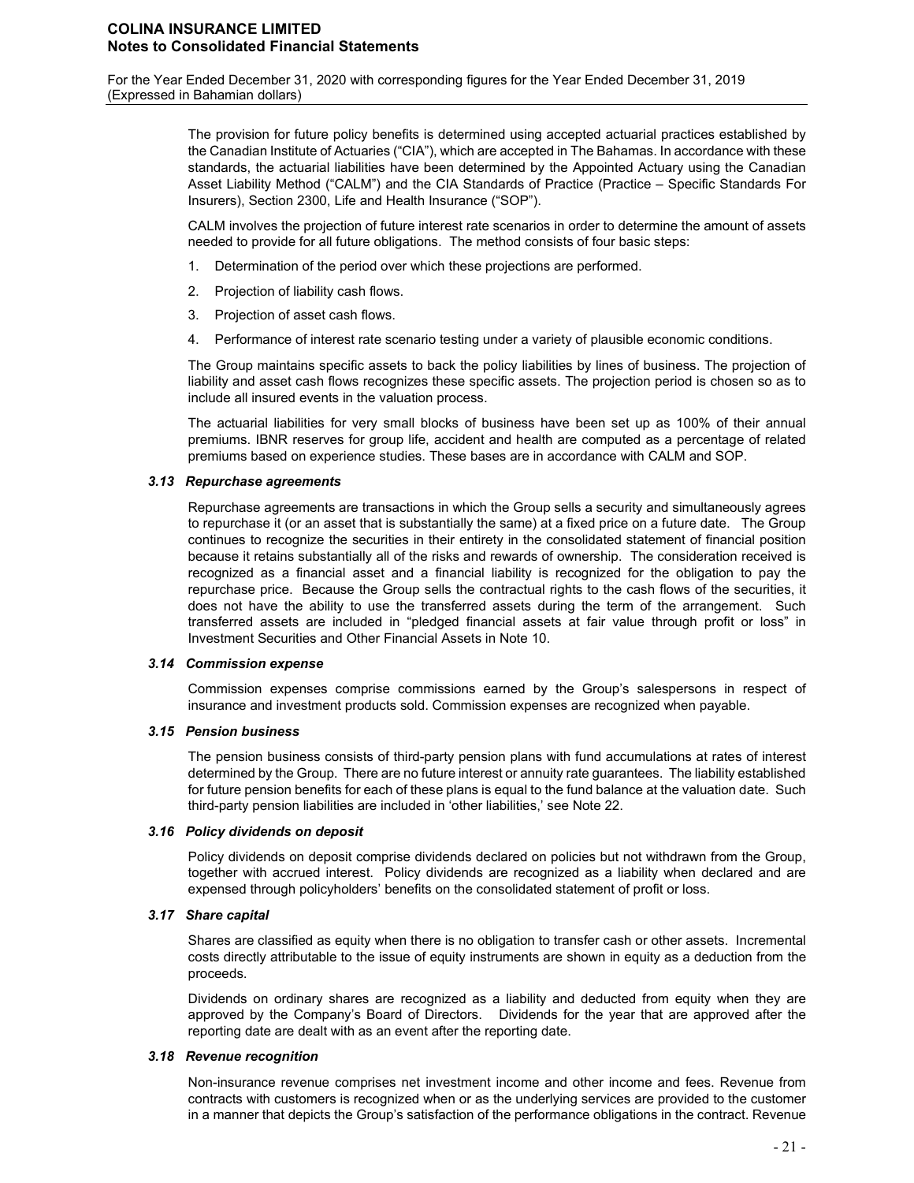The provision for future policy benefits is determined using accepted actuarial practices established by the Canadian Institute of Actuaries ("CIA"), which are accepted in The Bahamas. In accordance with these standards, the actuarial liabilities have been determined by the Appointed Actuary using the Canadian Asset Liability Method ("CALM") and the CIA Standards of Practice (Practice – Specific Standards For Insurers), Section 2300, Life and Health Insurance ("SOP").

CALM involves the projection of future interest rate scenarios in order to determine the amount of assets needed to provide for all future obligations. The method consists of four basic steps:

1. Determination of the period over which these projections are performed.
2. Projection of liability cash flows.
3. Projection of asset cash flows.
4. Performance of interest rate scenario testing under a variety of plausible economic conditions.

The Group maintains specific assets to back the policy liabilities by lines of business. The projection of liability and asset cash flows recognizes these specific assets. The projection period is chosen so as to include all insured events in the valuation process.

The actuarial liabilities for very small blocks of business have been set up as 100% of their annual premiums. IBNR reserves for group life, accident and health are computed as a percentage of related premiums based on experience studies. These bases are in accordance with CALM and SOP.

### *3.13 Repurchase agreements*

Repurchase agreements are transactions in which the Group sells a security and simultaneously agrees to repurchase it (or an asset that is substantially the same) at a fixed price on a future date. The Group continues to recognize the securities in their entirety in the consolidated statement of financial position because it retains substantially all of the risks and rewards of ownership. The consideration received is recognized as a financial asset and a financial liability is recognized for the obligation to pay the repurchase price. Because the Group sells the contractual rights to the cash flows of the securities, it does not have the ability to use the transferred assets during the term of the arrangement. Such transferred assets are included in "pledged financial assets at fair value through profit or loss" in Investment Securities and Other Financial Assets in Note 10.

### *3.14 Commission expense*

Commission expenses comprise commissions earned by the Group's salespersons in respect of insurance and investment products sold. Commission expenses are recognized when payable.

### *3.15 Pension business*

The pension business consists of third-party pension plans with fund accumulations at rates of interest determined by the Group. There are no future interest or annuity rate guarantees. The liability established for future pension benefits for each of these plans is equal to the fund balance at the valuation date. Such third-party pension liabilities are included in 'other liabilities,' see Note 22.

### *3.16 Policy dividends on deposit*

Policy dividends on deposit comprise dividends declared on policies but not withdrawn from the Group, together with accrued interest. Policy dividends are recognized as a liability when declared and are expensed through policyholders' benefits on the consolidated statement of profit or loss.

### *3.17 Share capital*

Shares are classified as equity when there is no obligation to transfer cash or other assets. Incremental costs directly attributable to the issue of equity instruments are shown in equity as a deduction from the proceeds.

Dividends on ordinary shares are recognized as a liability and deducted from equity when they are approved by the Company's Board of Directors. Dividends for the year that are approved after the reporting date are dealt with as an event after the reporting date.

### *3.18 Revenue recognition*

Non-insurance revenue comprises net investment income and other income and fees. Revenue from contracts with customers is recognized when or as the underlying services are provided to the customer in a manner that depicts the Group's satisfaction of the performance obligations in the contract. Revenue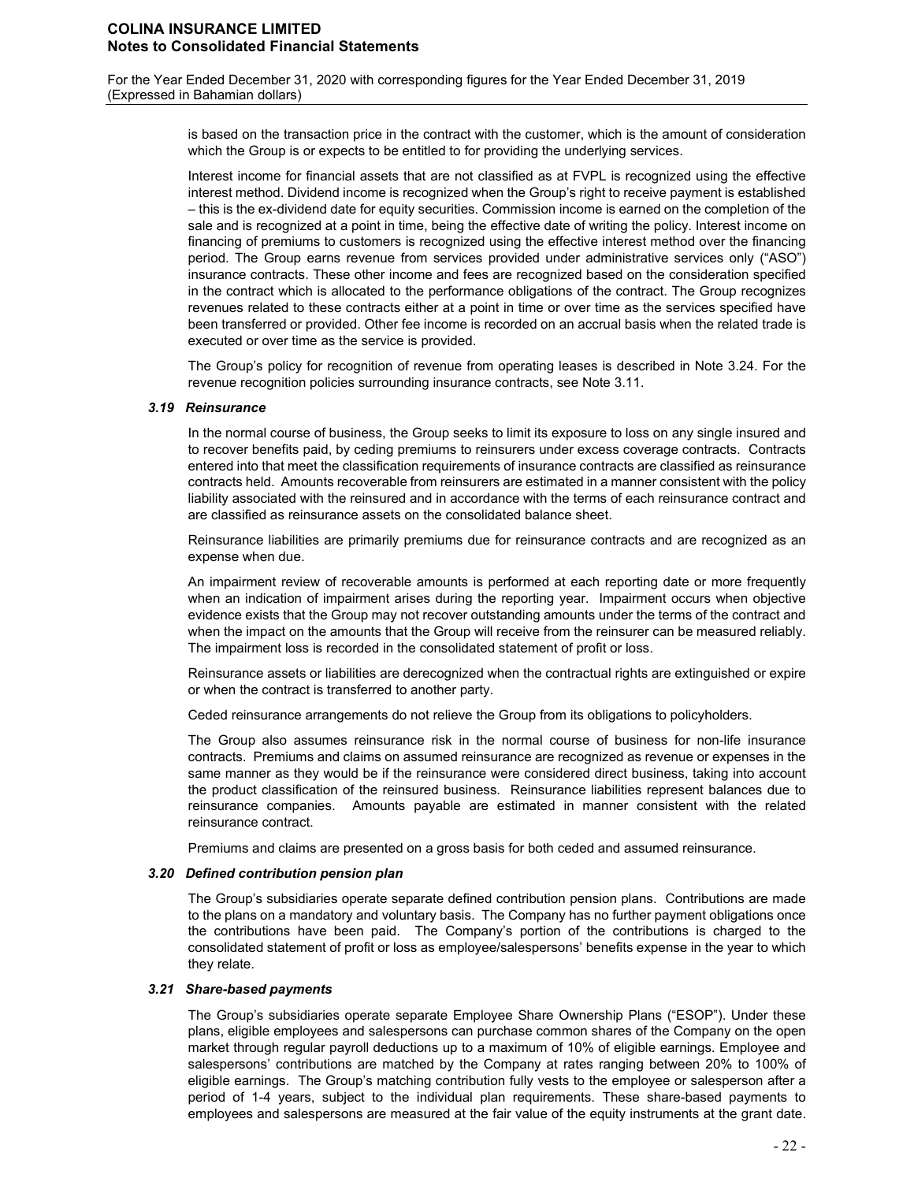is based on the transaction price in the contract with the customer, which is the amount of consideration which the Group is or expects to be entitled to for providing the underlying services.

Interest income for financial assets that are not classified as at FVPL is recognized using the effective interest method. Dividend income is recognized when the Group's right to receive payment is established – this is the ex-dividend date for equity securities. Commission income is earned on the completion of the sale and is recognized at a point in time, being the effective date of writing the policy. Interest income on financing of premiums to customers is recognized using the effective interest method over the financing period. The Group earns revenue from services provided under administrative services only ("ASO") insurance contracts. These other income and fees are recognized based on the consideration specified in the contract which is allocated to the performance obligations of the contract. The Group recognizes revenues related to these contracts either at a point in time or over time as the services specified have been transferred or provided. Other fee income is recorded on an accrual basis when the related trade is executed or over time as the service is provided.

The Group's policy for recognition of revenue from operating leases is described in Note 3.24. For the revenue recognition policies surrounding insurance contracts, see Note 3.11.

### *3.19 Reinsurance*

In the normal course of business, the Group seeks to limit its exposure to loss on any single insured and to recover benefits paid, by ceding premiums to reinsurers under excess coverage contracts. Contracts entered into that meet the classification requirements of insurance contracts are classified as reinsurance contracts held. Amounts recoverable from reinsurers are estimated in a manner consistent with the policy liability associated with the reinsured and in accordance with the terms of each reinsurance contract and are classified as reinsurance assets on the consolidated balance sheet.

Reinsurance liabilities are primarily premiums due for reinsurance contracts and are recognized as an expense when due.

An impairment review of recoverable amounts is performed at each reporting date or more frequently when an indication of impairment arises during the reporting year. Impairment occurs when objective evidence exists that the Group may not recover outstanding amounts under the terms of the contract and when the impact on the amounts that the Group will receive from the reinsurer can be measured reliably. The impairment loss is recorded in the consolidated statement of profit or loss.

Reinsurance assets or liabilities are derecognized when the contractual rights are extinguished or expire or when the contract is transferred to another party.

Ceded reinsurance arrangements do not relieve the Group from its obligations to policyholders.

The Group also assumes reinsurance risk in the normal course of business for non-life insurance contracts. Premiums and claims on assumed reinsurance are recognized as revenue or expenses in the same manner as they would be if the reinsurance were considered direct business, taking into account the product classification of the reinsured business. Reinsurance liabilities represent balances due to reinsurance companies. Amounts payable are estimated in manner consistent with the related reinsurance contract.

Premiums and claims are presented on a gross basis for both ceded and assumed reinsurance.

### *3.20 Defined contribution pension plan*

The Group's subsidiaries operate separate defined contribution pension plans. Contributions are made to the plans on a mandatory and voluntary basis. The Company has no further payment obligations once the contributions have been paid. The Company's portion of the contributions is charged to the consolidated statement of profit or loss as employee/salespersons' benefits expense in the year to which they relate.

### *3.21 Share-based payments*

The Group's subsidiaries operate separate Employee Share Ownership Plans ("ESOP"). Under these plans, eligible employees and salespersons can purchase common shares of the Company on the open market through regular payroll deductions up to a maximum of 10% of eligible earnings. Employee and salespersons' contributions are matched by the Company at rates ranging between 20% to 100% of eligible earnings. The Group's matching contribution fully vests to the employee or salesperson after a period of 1-4 years, subject to the individual plan requirements. These share-based payments to employees and salespersons are measured at the fair value of the equity instruments at the grant date.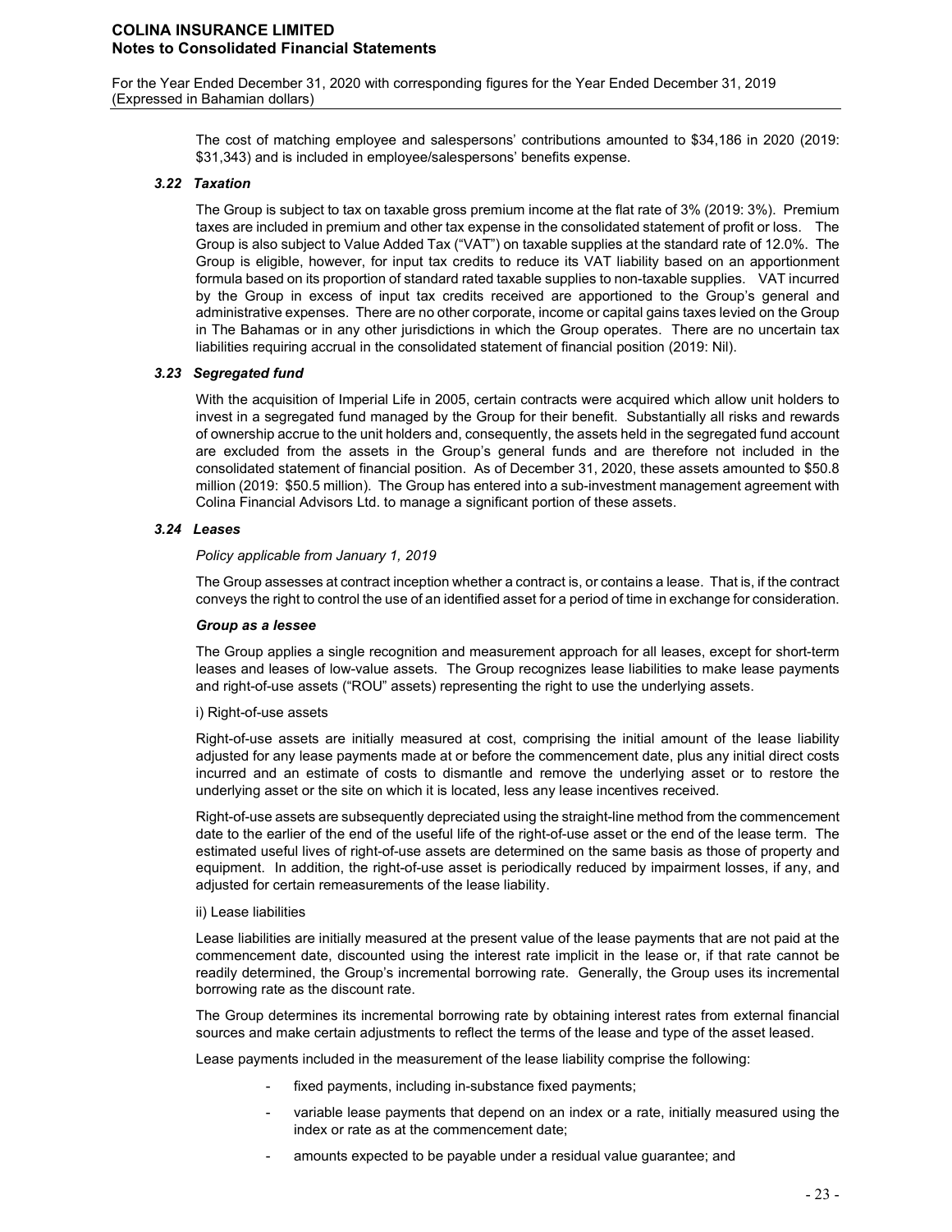The cost of matching employee and salespersons' contributions amounted to $34,186 in 2020 (2019: $31,343) and is included in employee/salespersons' benefits expense.

### *3.22 Taxation*

The Group is subject to tax on taxable gross premium income at the flat rate of 3% (2019: 3%). Premium taxes are included in premium and other tax expense in the consolidated statement of profit or loss. The Group is also subject to Value Added Tax ("VAT") on taxable supplies at the standard rate of 12.0%. The Group is eligible, however, for input tax credits to reduce its VAT liability based on an apportionment formula based on its proportion of standard rated taxable supplies to non-taxable supplies. VAT incurred by the Group in excess of input tax credits received are apportioned to the Group's general and administrative expenses. There are no other corporate, income or capital gains taxes levied on the Group in The Bahamas or in any other jurisdictions in which the Group operates. There are no uncertain tax liabilities requiring accrual in the consolidated statement of financial position (2019: Nil).

### *3.23 Segregated fund*

With the acquisition of Imperial Life in 2005, certain contracts were acquired which allow unit holders to invest in a segregated fund managed by the Group for their benefit. Substantially all risks and rewards of ownership accrue to the unit holders and, consequently, the assets held in the segregated fund account are excluded from the assets in the Group's general funds and are therefore not included in the consolidated statement of financial position. As of December 31, 2020, these assets amounted to $50.8 million (2019: $50.5 million). The Group has entered into a sub-investment management agreement with Colina Financial Advisors Ltd. to manage a significant portion of these assets.

### *3.24 Leases*

*Policy applicable from January 1, 2019*

The Group assesses at contract inception whether a contract is, or contains a lease. That is, if the contract conveys the right to control the use of an identified asset for a period of time in exchange for consideration.

***Group as a lessee***

The Group applies a single recognition and measurement approach for all leases, except for short-term leases and leases of low-value assets. The Group recognizes lease liabilities to make lease payments and right-of-use assets ("ROU" assets) representing the right to use the underlying assets.

i) Right-of-use assets

Right-of-use assets are initially measured at cost, comprising the initial amount of the lease liability adjusted for any lease payments made at or before the commencement date, plus any initial direct costs incurred and an estimate of costs to dismantle and remove the underlying asset or to restore the underlying asset or the site on which it is located, less any lease incentives received.

Right-of-use assets are subsequently depreciated using the straight-line method from the commencement date to the earlier of the end of the useful life of the right-of-use asset or the end of the lease term. The estimated useful lives of right-of-use assets are determined on the same basis as those of property and equipment. In addition, the right-of-use asset is periodically reduced by impairment losses, if any, and adjusted for certain remeasurements of the lease liability.

ii) Lease liabilities

Lease liabilities are initially measured at the present value of the lease payments that are not paid at the commencement date, discounted using the interest rate implicit in the lease or, if that rate cannot be readily determined, the Group's incremental borrowing rate. Generally, the Group uses its incremental borrowing rate as the discount rate.

The Group determines its incremental borrowing rate by obtaining interest rates from external financial sources and make certain adjustments to reflect the terms of the lease and type of the asset leased.

Lease payments included in the measurement of the lease liability comprise the following:

- fixed payments, including in-substance fixed payments;
- variable lease payments that depend on an index or a rate, initially measured using the index or rate as at the commencement date;
- amounts expected to be payable under a residual value guarantee; and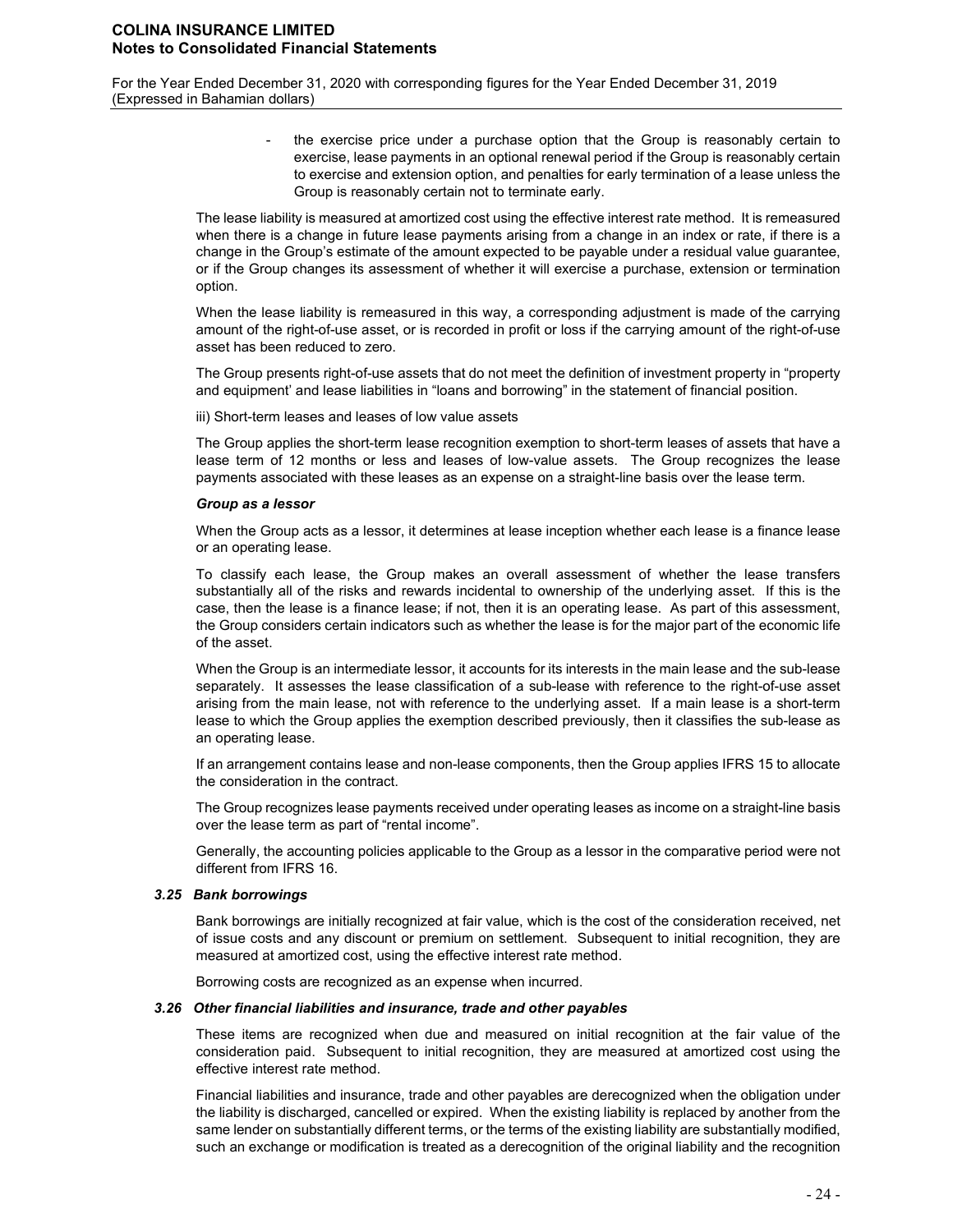- the exercise price under a purchase option that the Group is reasonably certain to exercise, lease payments in an optional renewal period if the Group is reasonably certain to exercise and extension option, and penalties for early termination of a lease unless the Group is reasonably certain not to terminate early.

The lease liability is measured at amortized cost using the effective interest rate method. It is remeasured when there is a change in future lease payments arising from a change in an index or rate, if there is a change in the Group's estimate of the amount expected to be payable under a residual value guarantee, or if the Group changes its assessment of whether it will exercise a purchase, extension or termination option.

When the lease liability is remeasured in this way, a corresponding adjustment is made of the carrying amount of the right-of-use asset, or is recorded in profit or loss if the carrying amount of the right-of-use asset has been reduced to zero.

The Group presents right-of-use assets that do not meet the definition of investment property in "property and equipment' and lease liabilities in "loans and borrowing" in the statement of financial position.

iii) Short-term leases and leases of low value assets

The Group applies the short-term lease recognition exemption to short-term leases of assets that have a lease term of 12 months or less and leases of low-value assets. The Group recognizes the lease payments associated with these leases as an expense on a straight-line basis over the lease term.

***Group as a lessor***

When the Group acts as a lessor, it determines at lease inception whether each lease is a finance lease or an operating lease.

To classify each lease, the Group makes an overall assessment of whether the lease transfers substantially all of the risks and rewards incidental to ownership of the underlying asset. If this is the case, then the lease is a finance lease; if not, then it is an operating lease. As part of this assessment, the Group considers certain indicators such as whether the lease is for the major part of the economic life of the asset.

When the Group is an intermediate lessor, it accounts for its interests in the main lease and the sub-lease separately. It assesses the lease classification of a sub-lease with reference to the right-of-use asset arising from the main lease, not with reference to the underlying asset. If a main lease is a short-term lease to which the Group applies the exemption described previously, then it classifies the sub-lease as an operating lease.

If an arrangement contains lease and non-lease components, then the Group applies IFRS 15 to allocate the consideration in the contract.

The Group recognizes lease payments received under operating leases as income on a straight-line basis over the lease term as part of "rental income".

Generally, the accounting policies applicable to the Group as a lessor in the comparative period were not different from IFRS 16.

### *3.25 Bank borrowings*

Bank borrowings are initially recognized at fair value, which is the cost of the consideration received, net of issue costs and any discount or premium on settlement. Subsequent to initial recognition, they are measured at amortized cost, using the effective interest rate method.

Borrowing costs are recognized as an expense when incurred.

### *3.26 Other financial liabilities and insurance, trade and other payables*

These items are recognized when due and measured on initial recognition at the fair value of the consideration paid. Subsequent to initial recognition, they are measured at amortized cost using the effective interest rate method.

Financial liabilities and insurance, trade and other payables are derecognized when the obligation under the liability is discharged, cancelled or expired. When the existing liability is replaced by another from the same lender on substantially different terms, or the terms of the existing liability are substantially modified, such an exchange or modification is treated as a derecognition of the original liability and the recognition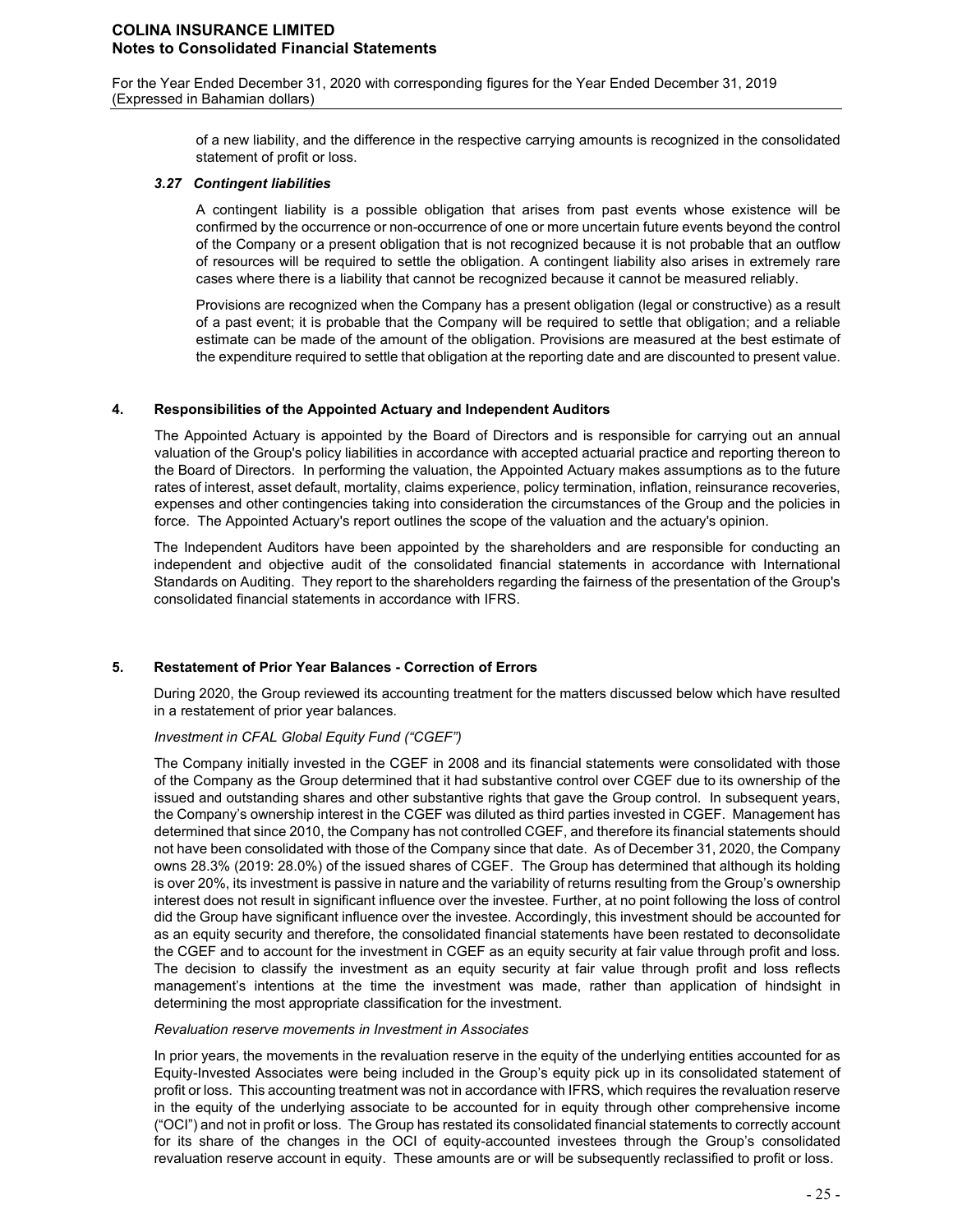of a new liability, and the difference in the respective carrying amounts is recognized in the consolidated statement of profit or loss.

### *3.27 Contingent liabilities*

A contingent liability is a possible obligation that arises from past events whose existence will be confirmed by the occurrence or non-occurrence of one or more uncertain future events beyond the control of the Company or a present obligation that is not recognized because it is not probable that an outflow of resources will be required to settle the obligation. A contingent liability also arises in extremely rare cases where there is a liability that cannot be recognized because it cannot be measured reliably.

Provisions are recognized when the Company has a present obligation (legal or constructive) as a result of a past event; it is probable that the Company will be required to settle that obligation; and a reliable estimate can be made of the amount of the obligation. Provisions are measured at the best estimate of the expenditure required to settle that obligation at the reporting date and are discounted to present value.

## 4. Responsibilities of the Appointed Actuary and Independent Auditors

The Appointed Actuary is appointed by the Board of Directors and is responsible for carrying out an annual valuation of the Group's policy liabilities in accordance with accepted actuarial practice and reporting thereon to the Board of Directors. In performing the valuation, the Appointed Actuary makes assumptions as to the future rates of interest, asset default, mortality, claims experience, policy termination, inflation, reinsurance recoveries, expenses and other contingencies taking into consideration the circumstances of the Group and the policies in force. The Appointed Actuary's report outlines the scope of the valuation and the actuary's opinion.

The Independent Auditors have been appointed by the shareholders and are responsible for conducting an independent and objective audit of the consolidated financial statements in accordance with International Standards on Auditing. They report to the shareholders regarding the fairness of the presentation of the Group's consolidated financial statements in accordance with IFRS.

## 5. Restatement of Prior Year Balances - Correction of Errors

During 2020, the Group reviewed its accounting treatment for the matters discussed below which have resulted in a restatement of prior year balances.

*Investment in CFAL Global Equity Fund ("CGEF")*

The Company initially invested in the CGEF in 2008 and its financial statements were consolidated with those of the Company as the Group determined that it had substantive control over CGEF due to its ownership of the issued and outstanding shares and other substantive rights that gave the Group control. In subsequent years, the Company's ownership interest in the CGEF was diluted as third parties invested in CGEF. Management has determined that since 2010, the Company has not controlled CGEF, and therefore its financial statements should not have been consolidated with those of the Company since that date. As of December 31, 2020, the Company owns 28.3% (2019: 28.0%) of the issued shares of CGEF. The Group has determined that although its holding is over 20%, its investment is passive in nature and the variability of returns resulting from the Group's ownership interest does not result in significant influence over the investee. Further, at no point following the loss of control did the Group have significant influence over the investee. Accordingly, this investment should be accounted for as an equity security and therefore, the consolidated financial statements have been restated to deconsolidate the CGEF and to account for the investment in CGEF as an equity security at fair value through profit and loss. The decision to classify the investment as an equity security at fair value through profit and loss reflects management's intentions at the time the investment was made, rather than application of hindsight in determining the most appropriate classification for the investment.

*Revaluation reserve movements in Investment in Associates*

In prior years, the movements in the revaluation reserve in the equity of the underlying entities accounted for as Equity-Invested Associates were being included in the Group's equity pick up in its consolidated statement of profit or loss. This accounting treatment was not in accordance with IFRS, which requires the revaluation reserve in the equity of the underlying associate to be accounted for in equity through other comprehensive income ("OCI") and not in profit or loss. The Group has restated its consolidated financial statements to correctly account for its share of the changes in the OCI of equity-accounted investees through the Group's consolidated revaluation reserve account in equity. These amounts are or will be subsequently reclassified to profit or loss.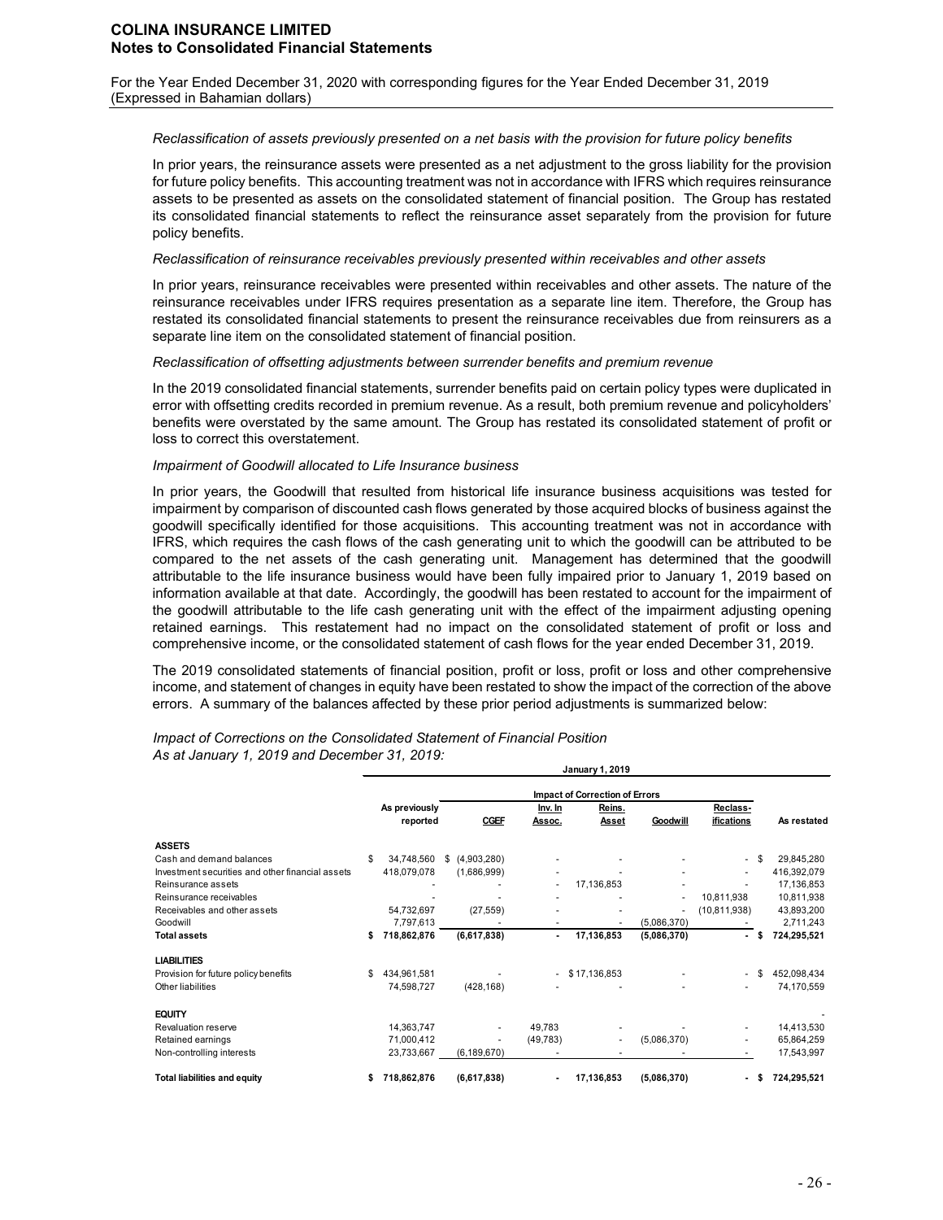*Reclassification of assets previously presented on a net basis with the provision for future policy benefits*

In prior years, the reinsurance assets were presented as a net adjustment to the gross liability for the provision for future policy benefits. This accounting treatment was not in accordance with IFRS which requires reinsurance assets to be presented as assets on the consolidated statement of financial position. The Group has restated its consolidated financial statements to reflect the reinsurance asset separately from the provision for future policy benefits.

*Reclassification of reinsurance receivables previously presented within receivables and other assets*

In prior years, reinsurance receivables were presented within receivables and other assets. The nature of the reinsurance receivables under IFRS requires presentation as a separate line item. Therefore, the Group has restated its consolidated financial statements to present the reinsurance receivables due from reinsurers as a separate line item on the consolidated statement of financial position.

*Reclassification of offsetting adjustments between surrender benefits and premium revenue*

In the 2019 consolidated financial statements, surrender benefits paid on certain policy types were duplicated in error with offsetting credits recorded in premium revenue. As a result, both premium revenue and policyholders' benefits were overstated by the same amount. The Group has restated its consolidated statement of profit or loss to correct this overstatement.

*Impairment of Goodwill allocated to Life Insurance business*

In prior years, the Goodwill that resulted from historical life insurance business acquisitions was tested for impairment by comparison of discounted cash flows generated by those acquired blocks of business against the goodwill specifically identified for those acquisitions. This accounting treatment was not in accordance with IFRS, which requires the cash flows of the cash generating unit to which the goodwill can be attributed to be compared to the net assets of the cash generating unit. Management has determined that the goodwill attributable to the life insurance business would have been fully impaired prior to January 1, 2019 based on information available at that date. Accordingly, the goodwill has been restated to account for the impairment of the goodwill attributable to the life cash generating unit with the effect of the impairment adjusting opening retained earnings. This restatement had no impact on the consolidated statement of profit or loss and comprehensive income, or the consolidated statement of cash flows for the year ended December 31, 2019.

The 2019 consolidated statements of financial position, profit or loss, profit or loss and other comprehensive income, and statement of changes in equity have been restated to show the impact of the correction of the above errors. A summary of the balances affected by these prior period adjustments is summarized below:

*Impact of Corrections on the Consolidated Statement of Financial Position*
*As at January 1, 2019 and December 31, 2019:*

| | January 1, 2019 | | | | | | |
|---|---|---|---|---|---|---|---|
| | | Impact of Correction of Errors | | | | | |
| | As previously reported | CGEF | Inv. In Assoc. | Reins. Asset | Goodwill | Reclass-ifications | As restated |
| **ASSETS** | | | | | | | |
| Cash and demand balances | $ 34,748,560 | $ (4,903,280) | - | - | - | - | $ 29,845,280 |
| Investment securities and other financial assets | 418,079,078 | (1,686,999) | - | - | - | - | 416,392,079 |
| Reinsurance assets | - | - | - | 17,136,853 | - | - | 17,136,853 |
| Reinsurance receivables | - | - | - | - | - | 10,811,938 | 10,811,938 |
| Receivables and other assets | 54,732,697 | (27,559) | - | - | - | (10,811,938) | 43,893,200 |
| Goodwill | 7,797,613 | - | - | - | (5,086,370) | - | 2,711,243 |
| **Total assets** | **$ 718,862,876** | **(6,617,838)** | **-** | **17,136,853** | **(5,086,370)** | **-** | **$ 724,295,521** |
| **LIABILITIES** | | | | | | | |
| Provision for future policy benefits | $ 434,961,581 | - | - | $ 17,136,853 | - | - | $ 452,098,434 |
| Other liabilities | 74,598,727 | (428,168) | - | - | - | - | 74,170,559 |
| **EQUITY** | | | | | | | - |
| Revaluation reserve | 14,363,747 | - | 49,783 | - | - | - | 14,413,530 |
| Retained earnings | 71,000,412 | - | (49,783) | - | (5,086,370) | - | 65,864,259 |
| Non-controlling interests | 23,733,667 | (6,189,670) | - | - | - | - | 17,543,997 |
| **Total liabilities and equity** | **$ 718,862,876** | **(6,617,838)** | **-** | **17,136,853** | **(5,086,370)** | **-** | **$ 724,295,521** |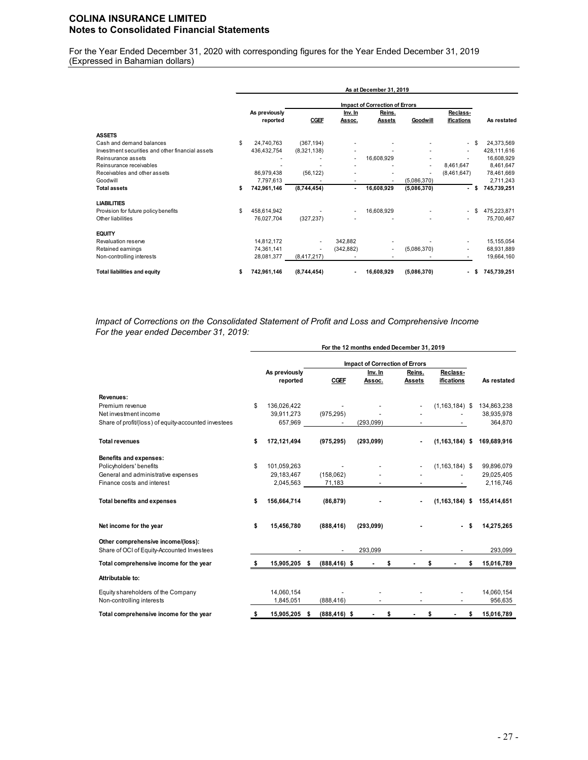## COLINA INSURANCE LIMITED
## Notes to Consolidated Financial Statements

For the Year Ended December 31, 2020 with corresponding figures for the Year Ended December 31, 2019
(Expressed in Bahamian dollars)

| | As at December 31, 2019 | | | | | | |
|---|---|---|---|---|---|---|---|
| | | Impact of Correction of Errors | | | | | |
| | As previously reported | CGEF | Inv. In Assoc. | Reins. Assets | Goodwill | Reclass-ifications | As restated |
| **ASSETS** | | | | | | | |
| Cash and demand balances | $ 24,740,763 | (367,194) | - | - | - | - | $ 24,373,569 |
| Investment securities and other financial assets | 436,432,754 | (8,321,138) | - | - | - | - | 428,111,616 |
| Reinsurance assets | - | - | - | 16,608,929 | - | - | 16,608,929 |
| Reinsurance receivables | - | - | - | - | - | 8,461,647 | 8,461,647 |
| Receivables and other assets | 86,979,438 | (56,122) | - | - | - | (8,461,647) | 78,461,669 |
| Goodwill | 7,797,613 | - | - | - | (5,086,370) | | 2,711,243 |
| **Total assets** | **$ 742,961,146** | **(8,744,454)** | **-** | **16,608,929** | **(5,086,370)** | **-** | **$ 745,739,251** |
| **LIABILITIES** | | | | | | | |
| Provision for future policy benefits | $ 458,614,942 | - | - | 16,608,929 | - | - | $ 475,223,871 |
| Other liabilities | 76,027,704 | (327,237) | - | - | - | - | 75,700,467 |
| **EQUITY** | | | | | | | |
| Revaluation reserve | 14,812,172 | - | 342,882 | - | - | - | 15,155,054 |
| Retained earnings | 74,361,141 | - | (342,882) | - | (5,086,370) | - | 68,931,889 |
| Non-controlling interests | 28,081,377 | (8,417,217) | - | - | - | - | 19,664,160 |
| **Total liabilities and equity** | **$ 742,961,146** | **(8,744,454)** | **-** | **16,608,929** | **(5,086,370)** | **-** | **$ 745,739,251** |

*Impact of Corrections on the Consolidated Statement of Profit and Loss and Comprehensive Income For the year ended December 31, 2019:*

| | For the 12 months ended December 31, 2019 | | | | | |
|---|---|---|---|---|---|---|
| | | Impact of Correction of Errors | | | | |
| | As previously reported | CGEF | Inv. In Assoc. | Reins. Assets | Reclass-ifications | As restated |
| **Revenues:** | | | | | | |
| Premium revenue | $ 136,026,422 | - | - | - | (1,163,184) | $ 134,863,238 |
| Net investment income | 39,911,273 | (975,295) | - | - | - | 38,935,978 |
| Share of profit/(loss) of equity-accounted investees | 657,969 | - | (293,099) | - | - | 364,870 |
| **Total revenues** | **$ 172,121,494** | **(975,295)** | **(293,099)** | **-** | **(1,163,184)** | **$ 169,689,916** |
| **Benefits and expenses:** | | | | | | |
| Policyholders' benefits | $ 101,059,263 | - | - | - | (1,163,184) | $ 99,896,079 |
| General and administrative expenses | 29,183,467 | (158,062) | - | - | - | 29,025,405 |
| Finance costs and interest | 2,045,563 | 71,183 | - | - | - | 2,116,746 |
| **Total benefits and expenses** | **$ 156,664,714** | **(86,879)** | **-** | **-** | **(1,163,184)** | **$ 155,414,651** |
| **Net income for the year** | **$ 15,456,780** | **(888,416)** | **(293,099)** | **-** | **-** | **$ 14,275,265** |
| **Other comprehensive income/(loss):** | | | | | | |
| Share of OCI of Equity-Accounted Investees | - | - | 293,099 | - | - | 293,099 |
| **Total comprehensive income for the year** | **$ 15,905,205** | **$ (888,416)** | **$ -** | **$ -** | **$ -** | **$ 15,016,789** |
| **Attributable to:** | | | | | | |
| Equity shareholders of the Company | 14,060,154 | - | - | - | - | 14,060,154 |
| Non-controlling interests | 1,845,051 | (888,416) | - | - | - | 956,635 |
| **Total comprehensive income for the year** | **$ 15,905,205** | **$ (888,416)** | **$ -** | **$ -** | **$ -** | **$ 15,016,789** |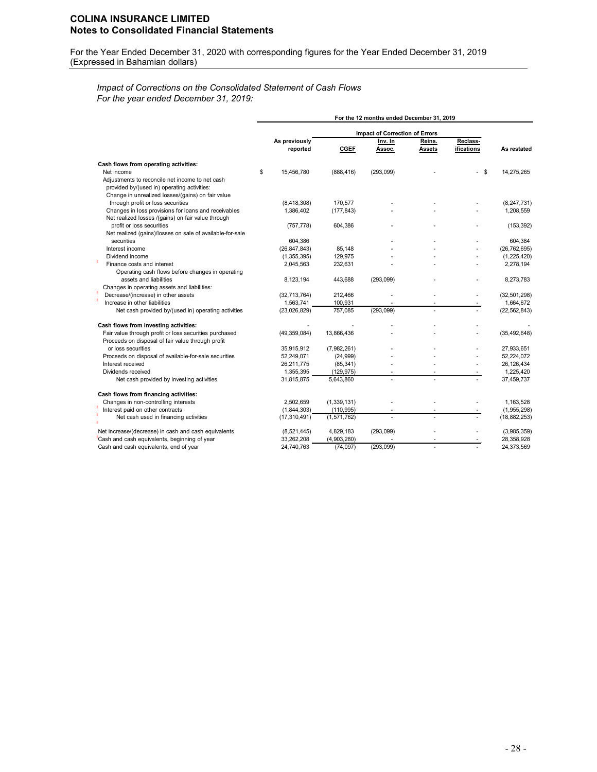*Impact of Corrections on the Consolidated Statement of Cash Flows*
*For the year ended December 31, 2019:*

| | For the 12 months ended December 31, 2019 | | | | | |
|---|---|---|---|---|---|---|
| | | Impact of Correction of Errors | | | | |
| | As previously reported | CGEF | Inv. In Assoc. | Reins. Assets | Reclass-ifications | As restated |
| **Cash flows from operating activities:** | | | | | | |
| Net income | $ 15,456,780 | (888,416) | (293,099) | - | - | $ 14,275,265 |
| Adjustments to reconcile net income to net cash provided by/(used in) operating activities: | | | | | | |
| Change in unrealized losses/(gains) on fair value through profit or loss securities | (8,418,308) | 170,577 | - | - | - | (8,247,731) |
| Changes in loss provisions for loans and receivables | 1,386,402 | (177,843) | - | - | - | 1,208,559 |
| Net realized losses /(gains) on fair value through profit or loss securities | (757,778) | 604,386 | - | - | - | (153,392) |
| Net realized (gains)/losses on sale of available-for-sale securities | 604,386 | | - | - | - | 604,384 |
| Interest income | (26,847,843) | 85,148 | - | - | - | (26,762,695) |
| Dividend income | (1,355,395) | 129,975 | - | - | - | (1,225,420) |
| Finance costs and interest | 2,045,563 | 232,631 | - | - | - | 2,278,194 |
| Operating cash flows before changes in operating assets and liabilities | 8,123,194 | 443,688 | (293,099) | - | - | 8,273,783 |
| Changes in operating assets and liabilities: | | | | | | |
| Decrease/(increase) in other assets | (32,713,764) | 212,466 | - | - | - | (32,501,298) |
| Increase in other liabilities | 1,563,741 | 100,931 | - | - | - | 1,664,672 |
| Net cash provided by/(used in) operating activities | (23,026,829) | 757,085 | (293,099) | - | - | (22,562,843) |
| **Cash flows from investing activities:** | - | - | - | - | - | - |
| Fair value through profit or loss securities purchased | (49,359,084) | 13,866,436 | - | - | - | (35,492,648) |
| Proceeds on disposal of fair value through profit or loss securities | 35,915,912 | (7,982,261) | - | - | - | 27,933,651 |
| Proceeds on disposal of available-for-sale securities | 52,249,071 | (24,999) | - | - | - | 52,224,072 |
| Interest received | 26,211,775 | (85,341) | - | - | - | 26,126,434 |
| Dividends received | 1,355,395 | (129,975) | - | - | - | 1,225,420 |
| Net cash provided by investing activities | 31,815,875 | 5,643,860 | - | - | - | 37,459,737 |
| **Cash flows from financing activities:** | | | | | | |
| Changes in non-controlling interests | 2,502,659 | (1,339,131) | - | - | - | 1,163,528 |
| Interest paid on other contracts | (1,844,303) | (110,995) | - | - | - | (1,955,298) |
| Net cash used in financing activities | (17,310,491) | (1,571,762) | - | - | - | (18,882,253) |
| Net increase/(decrease) in cash and cash equivalents | (8,521,445) | 4,829,183 | (293,099) | - | - | (3,985,359) |
| Cash and cash equivalents, beginning of year | 33,262,208 | (4,903,280) | - | - | - | 28,358,928 |
| Cash and cash equivalents, end of year | 24,740,763 | (74,097) | (293,099) | - | - | 24,373,569 |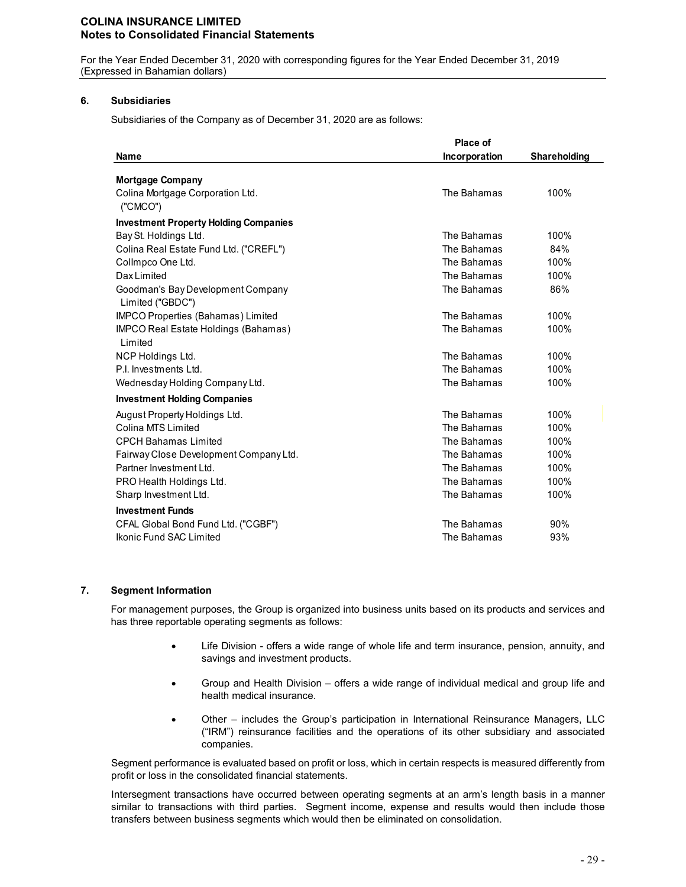## 6. Subsidiaries

Subsidiaries of the Company as of December 31, 2020 are as follows:

| Name | Place of Incorporation | Shareholding |
|---|---|---|
| **Mortgage Company** | | |
| Colina Mortgage Corporation Ltd. ("CMCO") | The Bahamas | 100% |
| **Investment Property Holding Companies** | | |
| Bay St. Holdings Ltd. | The Bahamas | 100% |
| Colina Real Estate Fund Ltd. ("CREFL") | The Bahamas | 84% |
| CollImpco One Ltd. | The Bahamas | 100% |
| Dax Limited | The Bahamas | 100% |
| Goodman's Bay Development Company Limited ("GBDC") | The Bahamas | 86% |
| IMPCO Properties (Bahamas) Limited | The Bahamas | 100% |
| IMPCO Real Estate Holdings (Bahamas) Limited | The Bahamas | 100% |
| NCP Holdings Ltd. | The Bahamas | 100% |
| P.I. Investments Ltd. | The Bahamas | 100% |
| Wednesday Holding Company Ltd. | The Bahamas | 100% |
| **Investment Holding Companies** | | |
| August Property Holdings Ltd. | The Bahamas | 100% |
| Colina MTS Limited | The Bahamas | 100% |
| CPCH Bahamas Limited | The Bahamas | 100% |
| Fairway Close Development Company Ltd. | The Bahamas | 100% |
| Partner Investment Ltd. | The Bahamas | 100% |
| PRO Health Holdings Ltd. | The Bahamas | 100% |
| Sharp Investment Ltd. | The Bahamas | 100% |
| **Investment Funds** | | |
| CFAL Global Bond Fund Ltd. ("CGBF") | The Bahamas | 90% |
| Ikonic Fund SAC Limited | The Bahamas | 93% |

## 7. Segment Information

For management purposes, the Group is organized into business units based on its products and services and has three reportable operating segments as follows:

- Life Division - offers a wide range of whole life and term insurance, pension, annuity, and savings and investment products.
- Group and Health Division – offers a wide range of individual medical and group life and health medical insurance.
- Other – includes the Group's participation in International Reinsurance Managers, LLC ("IRM") reinsurance facilities and the operations of its other subsidiary and associated companies.

Segment performance is evaluated based on profit or loss, which in certain respects is measured differently from profit or loss in the consolidated financial statements.

Intersegment transactions have occurred between operating segments at an arm's length basis in a manner similar to transactions with third parties. Segment income, expense and results would then include those transfers between business segments which would then be eliminated on consolidation.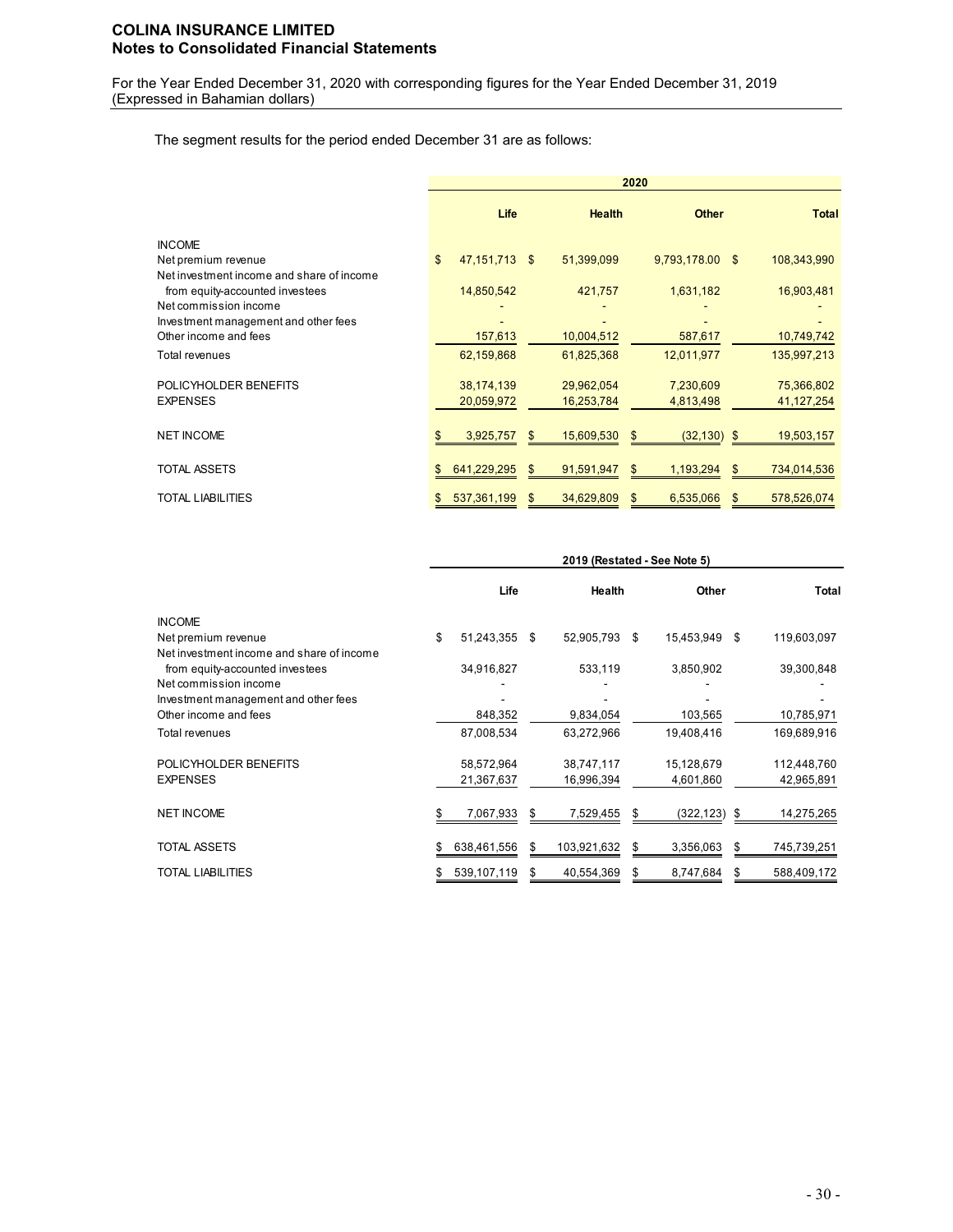**COLINA INSURANCE LIMITED**
**Notes to Consolidated Financial Statements**

For the Year Ended December 31, 2020 with corresponding figures for the Year Ended December 31, 2019
(Expressed in Bahamian dollars)

The segment results for the period ended December 31 are as follows:

| | 2020 | | | |
|---|---|---|---|---|
| | **Life** | **Health** | **Other** | **Total** |
| INCOME | | | | |
| Net premium revenue | $ 47,151,713 | $ 51,399,099 | 9,793,178.00 | $ 108,343,990 |
| Net investment income and share of income from equity-accounted investees | 14,850,542 | 421,757 | 1,631,182 | 16,903,481 |
| Net commission income | - | - | - | - |
| Investment management and other fees | - | - | - | - |
| Other income and fees | 157,613 | 10,004,512 | 587,617 | 10,749,742 |
| Total revenues | 62,159,868 | 61,825,368 | 12,011,977 | 135,997,213 |
| POLICYHOLDER BENEFITS | 38,174,139 | 29,962,054 | 7,230,609 | 75,366,802 |
| EXPENSES | 20,059,972 | 16,253,784 | 4,813,498 | 41,127,254 |
| NET INCOME | $ 3,925,757 | $ 15,609,530 | $ (32,130) | $ 19,503,157 |
| TOTAL ASSETS | $ 641,229,295 | $ 91,591,947 | $ 1,193,294 | $ 734,014,536 |
| TOTAL LIABILITIES | $ 537,361,199 | $ 34,629,809 | $ 6,535,066 | $ 578,526,074 |

| | 2019 (Restated - See Note 5) | | | |
|---|---|---|---|---|
| | **Life** | **Health** | **Other** | **Total** |
| INCOME | | | | |
| Net premium revenue | $ 51,243,355 | $ 52,905,793 | $ 15,453,949 | $ 119,603,097 |
| Net investment income and share of income from equity-accounted investees | 34,916,827 | 533,119 | 3,850,902 | 39,300,848 |
| Net commission income | - | - | - | - |
| Investment management and other fees | - | - | - | - |
| Other income and fees | 848,352 | 9,834,054 | 103,565 | 10,785,971 |
| Total revenues | 87,008,534 | 63,272,966 | 19,408,416 | 169,689,916 |
| POLICYHOLDER BENEFITS | 58,572,964 | 38,747,117 | 15,128,679 | 112,448,760 |
| EXPENSES | 21,367,637 | 16,996,394 | 4,601,860 | 42,965,891 |
| NET INCOME | $ 7,067,933 | $ 7,529,455 | $ (322,123) | $ 14,275,265 |
| TOTAL ASSETS | $ 638,461,556 | $ 103,921,632 | $ 3,356,063 | $ 745,739,251 |
| TOTAL LIABILITIES | $ 539,107,119 | $ 40,554,369 | $ 8,747,684 | $ 588,409,172 |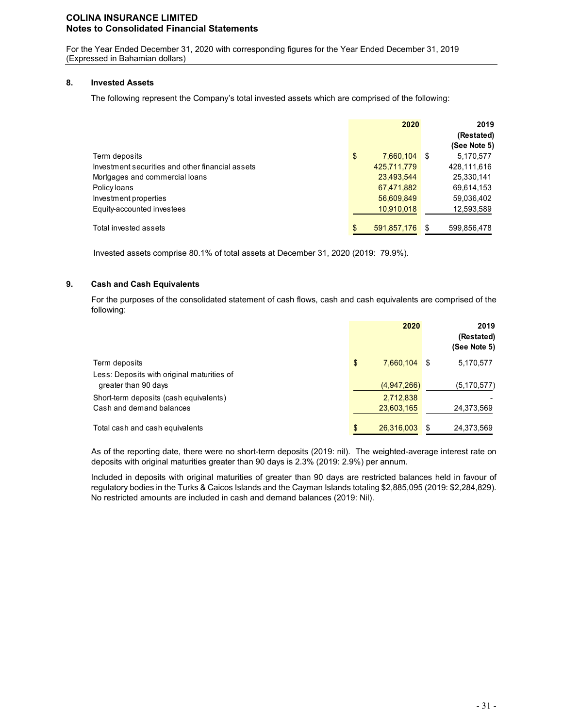**COLINA INSURANCE LIMITED**
**Notes to Consolidated Financial Statements**

For the Year Ended December 31, 2020 with corresponding figures for the Year Ended December 31, 2019
(Expressed in Bahamian dollars)

## 8. Invested Assets

The following represent the Company's total invested assets which are comprised of the following:

| | 2020 | 2019 (Restated) (See Note 5) |
|---|---|---|
| Term deposits | $ 7,660,104 | $ 5,170,577 |
| Investment securities and other financial assets | 425,711,779 | 428,111,616 |
| Mortgages and commercial loans | 23,493,544 | 25,330,141 |
| Policy loans | 67,471,882 | 69,614,153 |
| Investment properties | 56,609,849 | 59,036,402 |
| Equity-accounted investees | 10,910,018 | 12,593,589 |
| Total invested assets | $ 591,857,176 | $ 599,856,478 |

Invested assets comprise 80.1% of total assets at December 31, 2020 (2019: 79.9%).

## 9. Cash and Cash Equivalents

For the purposes of the consolidated statement of cash flows, cash and cash equivalents are comprised of the following:

| | 2020 | 2019 (Restated) (See Note 5) |
|---|---|---|
| Term deposits | $ 7,660,104 | $ 5,170,577 |
| Less: Deposits with original maturities of greater than 90 days | (4,947,266) | (5,170,577) |
| Short-term deposits (cash equivalents) | 2,712,838 | - |
| Cash and demand balances | 23,603,165 | 24,373,569 |
| Total cash and cash equivalents | $ 26,316,003 | $ 24,373,569 |

As of the reporting date, there were no short-term deposits (2019: nil). The weighted-average interest rate on deposits with original maturities greater than 90 days is 2.3% (2019: 2.9%) per annum.

Included in deposits with original maturities of greater than 90 days are restricted balances held in favour of regulatory bodies in the Turks & Caicos Islands and the Cayman Islands totaling $2,885,095 (2019: $2,284,829). No restricted amounts are included in cash and demand balances (2019: Nil).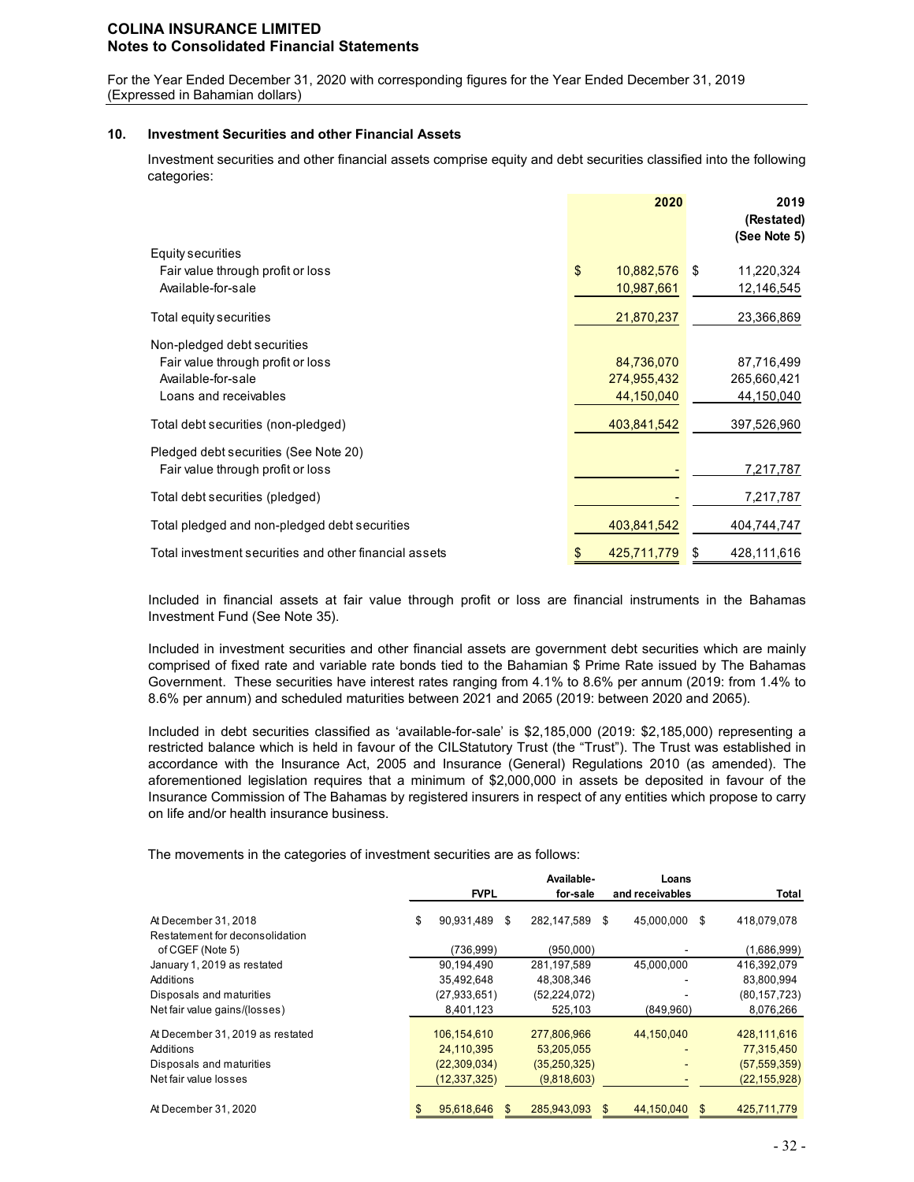# COLINA INSURANCE LIMITED
## Notes to Consolidated Financial Statements

For the Year Ended December 31, 2020 with corresponding figures for the Year Ended December 31, 2019
(Expressed in Bahamian dollars)

### 10. Investment Securities and other Financial Assets

Investment securities and other financial assets comprise equity and debt securities classified into the following categories:

| | 2020 | 2019 (Restated) (See Note 5) |
|---|---|---|
| **Equity securities** | | |
| Fair value through profit or loss | $ 10,882,576 | $ 11,220,324 |
| Available-for-sale | 10,987,661 | 12,146,545 |
| Total equity securities | 21,870,237 | 23,366,869 |
| **Non-pledged debt securities** | | |
| Fair value through profit or loss | 84,736,070 | 87,716,499 |
| Available-for-sale | 274,955,432 | 265,660,421 |
| Loans and receivables | 44,150,040 | 44,150,040 |
| Total debt securities (non-pledged) | 403,841,542 | 397,526,960 |
| **Pledged debt securities (See Note 20)** | | |
| Fair value through profit or loss | - | 7,217,787 |
| Total debt securities (pledged) | - | 7,217,787 |
| Total pledged and non-pledged debt securities | 403,841,542 | 404,744,747 |
| Total investment securities and other financial assets | $ 425,711,779 | $ 428,111,616 |

Included in financial assets at fair value through profit or loss are financial instruments in the Bahamas Investment Fund (See Note 35).

Included in investment securities and other financial assets are government debt securities which are mainly comprised of fixed rate and variable rate bonds tied to the Bahamian $ Prime Rate issued by The Bahamas Government. These securities have interest rates ranging from 4.1% to 8.6% per annum (2019: from 1.4% to 8.6% per annum) and scheduled maturities between 2021 and 2065 (2019: between 2020 and 2065).

Included in debt securities classified as 'available-for-sale' is $2,185,000 (2019: $2,185,000) representing a restricted balance which is held in favour of the CILStatutory Trust (the "Trust"). The Trust was established in accordance with the Insurance Act, 2005 and Insurance (General) Regulations 2010 (as amended). The aforementioned legislation requires that a minimum of $2,000,000 in assets be deposited in favour of the Insurance Commission of The Bahamas by registered insurers in respect of any entities which propose to carry on life and/or health insurance business.

The movements in the categories of investment securities are as follows:

| | FVPL | Available-for-sale | Loans and receivables | Total |
|---|---|---|---|---|
| At December 31, 2018 | $ 90,931,489 | $ 282,147,589 | $ 45,000,000 | $ 418,079,078 |
| Restatement for deconsolidation of CGEF (Note 5) | (736,999) | (950,000) | - | (1,686,999) |
| January 1, 2019 as restated | 90,194,490 | 281,197,589 | 45,000,000 | 416,392,079 |
| Additions | 35,492,648 | 48,308,346 | - | 83,800,994 |
| Disposals and maturities | (27,933,651) | (52,224,072) | - | (80,157,723) |
| Net fair value gains/(losses) | 8,401,123 | 525,103 | (849,960) | 8,076,266 |
| At December 31, 2019 as restated | 106,154,610 | 277,806,966 | 44,150,040 | 428,111,616 |
| Additions | 24,110,395 | 53,205,055 | - | 77,315,450 |
| Disposals and maturities | (22,309,034) | (35,250,325) | - | (57,559,359) |
| Net fair value losses | (12,337,325) | (9,818,603) | - | (22,155,928) |
| At December 31, 2020 | $ 95,618,646 | $ 285,943,093 | $ 44,150,040 | $ 425,711,779 |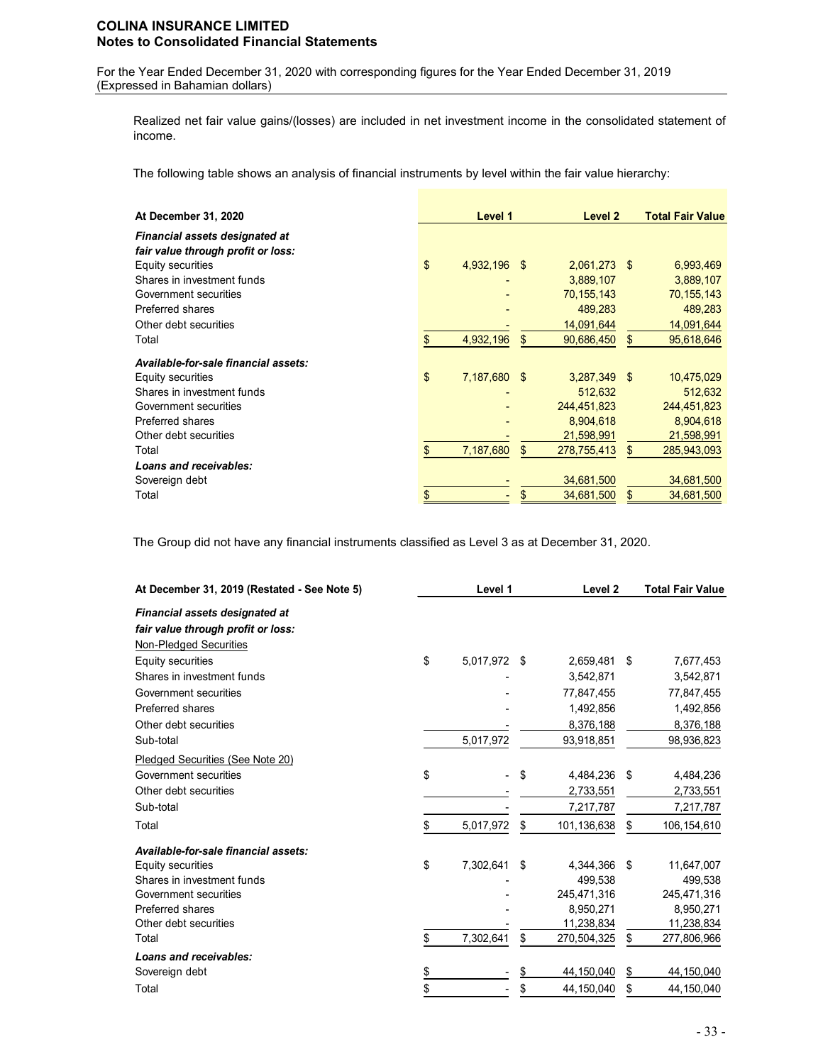Realized net fair value gains/(losses) are included in net investment income in the consolidated statement of income.

The following table shows an analysis of financial instruments by level within the fair value hierarchy:

| At December 31, 2020 | Level 1 | Level 2 | Total Fair Value |
|---|---|---|---|
| ***Financial assets designated at fair value through profit or loss:*** | | | |
| Equity securities | $ 4,932,196 | $ 2,061,273 | $ 6,993,469 |
| Shares in investment funds | - | 3,889,107 | 3,889,107 |
| Government securities | - | 70,155,143 | 70,155,143 |
| Preferred shares | - | 489,283 | 489,283 |
| Other debt securities | - | 14,091,644 | 14,091,644 |
| Total | $ 4,932,196 | $ 90,686,450 | $ 95,618,646 |
| ***Available-for-sale financial assets:*** | | | |
| Equity securities | $ 7,187,680 | $ 3,287,349 | $ 10,475,029 |
| Shares in investment funds | - | 512,632 | 512,632 |
| Government securities | - | 244,451,823 | 244,451,823 |
| Preferred shares | - | 8,904,618 | 8,904,618 |
| Other debt securities | - | 21,598,991 | 21,598,991 |
| Total | $ 7,187,680 | $ 278,755,413 | $ 285,943,093 |
| ***Loans and receivables:*** | | | |
| Sovereign debt | - | 34,681,500 | 34,681,500 |
| Total | $ - | $ 34,681,500 | $ 34,681,500 |

The Group did not have any financial instruments classified as Level 3 as at December 31, 2020.

| At December 31, 2019 (Restated - See Note 5) | Level 1 | Level 2 | Total Fair Value |
|---|---|---|---|
| ***Financial assets designated at fair value through profit or loss:*** | | | |
| Non-Pledged Securities | | | |
| Equity securities | $ 5,017,972 | $ 2,659,481 | $ 7,677,453 |
| Shares in investment funds | - | 3,542,871 | 3,542,871 |
| Government securities | - | 77,847,455 | 77,847,455 |
| Preferred shares | - | 1,492,856 | 1,492,856 |
| Other debt securities | - | 8,376,188 | 8,376,188 |
| Sub-total | 5,017,972 | 93,918,851 | 98,936,823 |
| Pledged Securities (See Note 20) | | | |
| Government securities | $ - | $ 4,484,236 | $ 4,484,236 |
| Other debt securities | - | 2,733,551 | 2,733,551 |
| Sub-total | - | 7,217,787 | 7,217,787 |
| Total | $ 5,017,972 | $ 101,136,638 | $ 106,154,610 |
| ***Available-for-sale financial assets:*** | | | |
| Equity securities | $ 7,302,641 | $ 4,344,366 | $ 11,647,007 |
| Shares in investment funds | - | 499,538 | 499,538 |
| Government securities | - | 245,471,316 | 245,471,316 |
| Preferred shares | - | 8,950,271 | 8,950,271 |
| Other debt securities | - | 11,238,834 | 11,238,834 |
| Total | $ 7,302,641 | $ 270,504,325 | $ 277,806,966 |
| ***Loans and receivables:*** | | | |
| Sovereign debt | $ - | $ 44,150,040 | $ 44,150,040 |
| Total | $ - | $ 44,150,040 | $ 44,150,040 |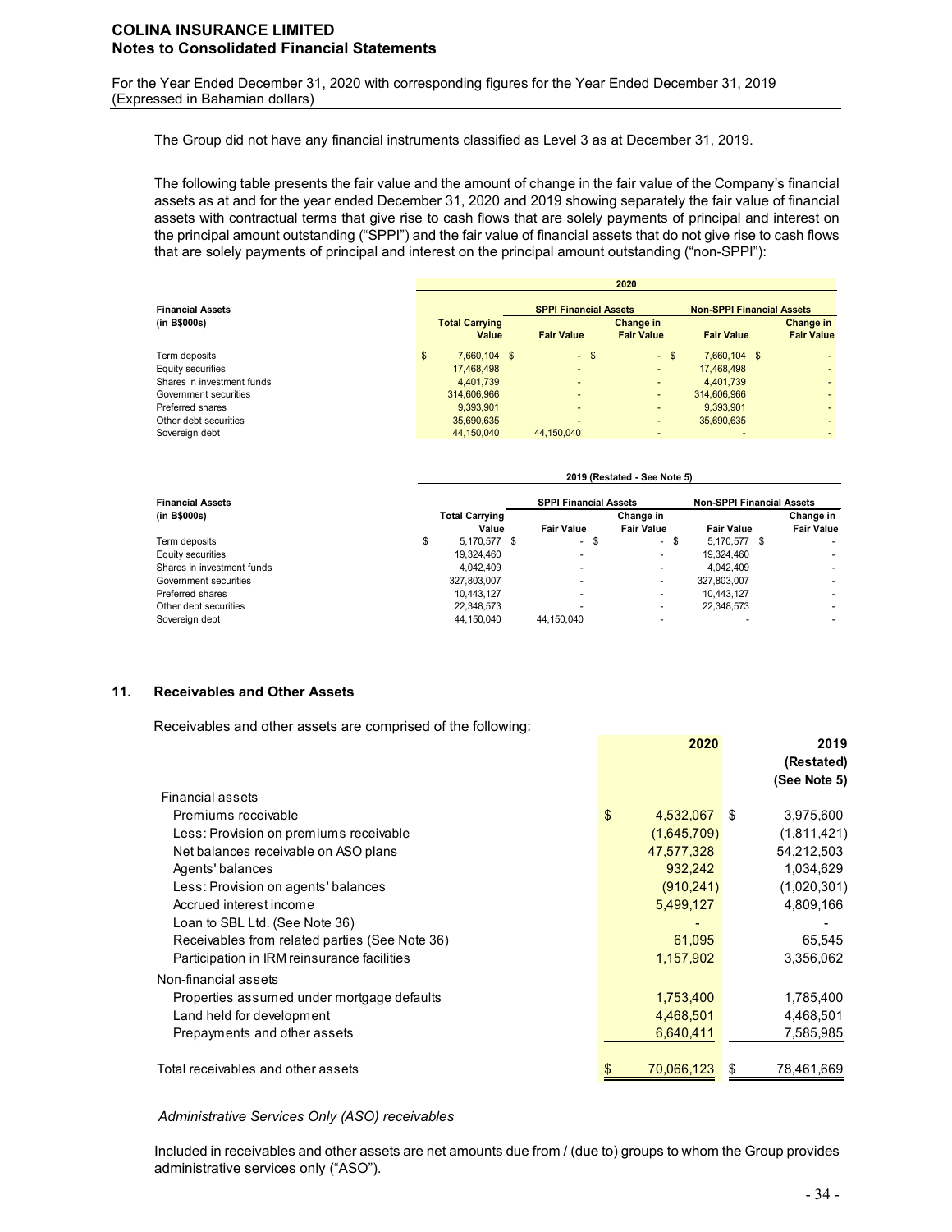The Group did not have any financial instruments classified as Level 3 as at December 31, 2019.

The following table presents the fair value and the amount of change in the fair value of the Company's financial assets as at and for the year ended December 31, 2020 and 2019 showing separately the fair value of financial assets with contractual terms that give rise to cash flows that are solely payments of principal and interest on the principal amount outstanding ("SPPI") and the fair value of financial assets that do not give rise to cash flows that are solely payments of principal and interest on the principal amount outstanding ("non-SPPI"):

| Financial Assets (in B$000s) | 2020 | | | | |
|---|---|---|---|---|---|
| | | SPPI Financial Assets | | Non-SPPI Financial Assets | |
| | Total Carrying Value | Fair Value | Change in Fair Value | Fair Value | Change in Fair Value |
| Term deposits | $ 7,660,104 | $ - | $ - | $ 7,660,104 | $ - |
| Equity securities | 17,468,498 | - | - | 17,468,498 | - |
| Shares in investment funds | 4,401,739 | - | - | 4,401,739 | - |
| Government securities | 314,606,966 | - | - | 314,606,966 | - |
| Preferred shares | 9,393,901 | - | - | 9,393,901 | - |
| Other debt securities | 35,690,635 | - | - | 35,690,635 | - |
| Sovereign debt | 44,150,040 | 44,150,040 | - | - | - |

| Financial Assets (in B$000s) | 2019 (Restated - See Note 5) | | | | |
|---|---|---|---|---|---|
| | | SPPI Financial Assets | | Non-SPPI Financial Assets | |
| | Total Carrying Value | Fair Value | Change in Fair Value | Fair Value | Change in Fair Value |
| Term deposits | $ 5,170,577 | $ - | $ - | $ 5,170,577 | $ - |
| Equity securities | 19,324,460 | - | - | 19,324,460 | - |
| Shares in investment funds | 4,042,409 | - | - | 4,042,409 | - |
| Government securities | 327,803,007 | - | - | 327,803,007 | - |
| Preferred shares | 10,443,127 | - | - | 10,443,127 | - |
| Other debt securities | 22,348,573 | - | - | 22,348,573 | - |
| Sovereign debt | 44,150,040 | 44,150,040 | - | - | - |

## 11. Receivables and Other Assets

Receivables and other assets are comprised of the following:

| | 2020 | 2019 (Restated) (See Note 5) |
|---|---|---|
| **Financial assets** | | |
| Premiums receivable | $ 4,532,067 | $ 3,975,600 |
| Less: Provision on premiums receivable | (1,645,709) | (1,811,421) |
| Net balances receivable on ASO plans | 47,577,328 | 54,212,503 |
| Agents' balances | 932,242 | 1,034,629 |
| Less: Provision on agents' balances | (910,241) | (1,020,301) |
| Accrued interest income | 5,499,127 | 4,809,166 |
| Loan to SBL Ltd. (See Note 36) | - | - |
| Receivables from related parties (See Note 36) | 61,095 | 65,545 |
| Participation in IRM reinsurance facilities | 1,157,902 | 3,356,062 |
| **Non-financial assets** | | |
| Properties assumed under mortgage defaults | 1,753,400 | 1,785,400 |
| Land held for development | 4,468,501 | 4,468,501 |
| Prepayments and other assets | 6,640,411 | 7,585,985 |
| Total receivables and other assets | $ 70,066,123 | $ 78,461,669 |

*Administrative Services Only (ASO) receivables*

Included in receivables and other assets are net amounts due from / (due to) groups to whom the Group provides administrative services only ("ASO").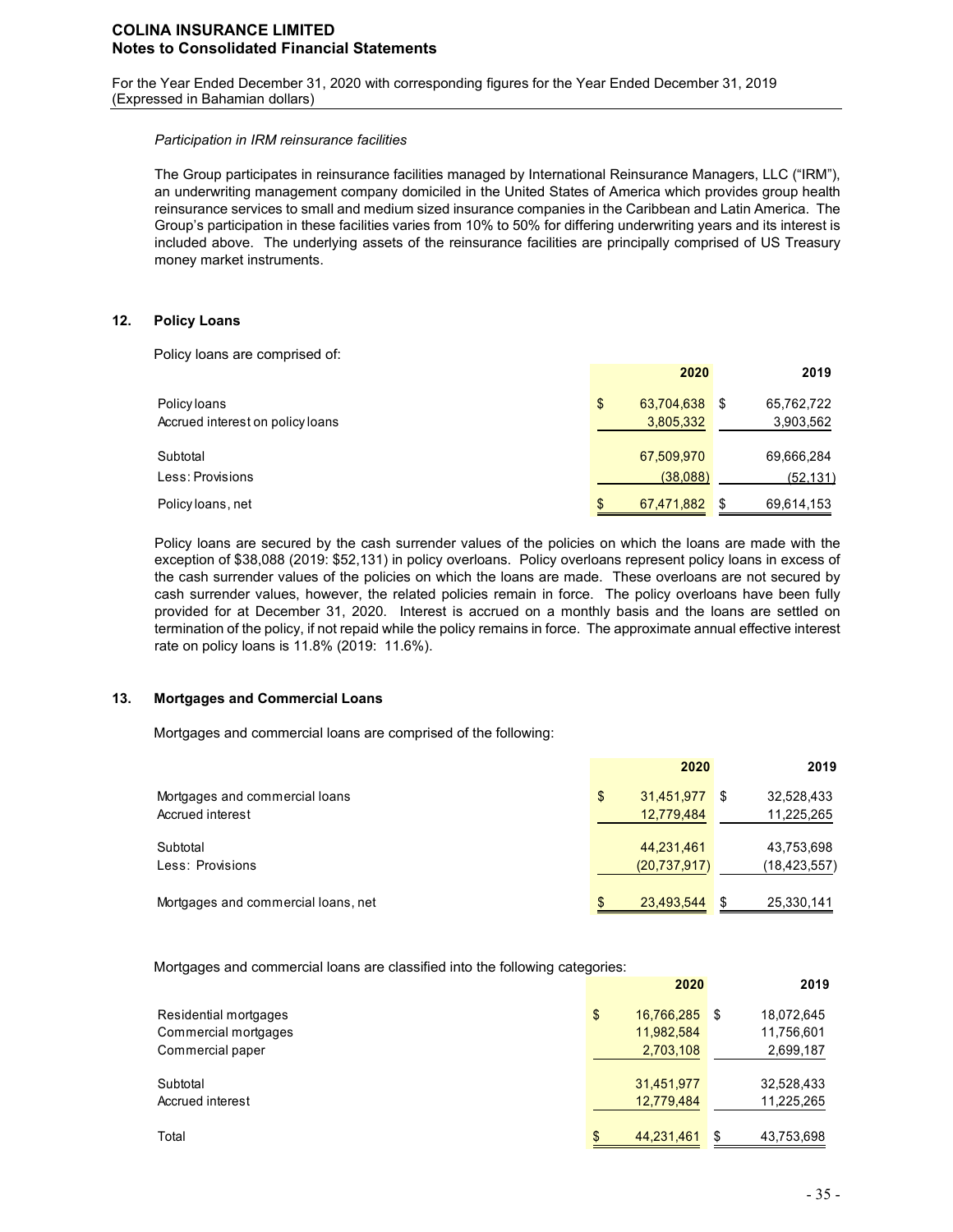*Participation in IRM reinsurance facilities*

The Group participates in reinsurance facilities managed by International Reinsurance Managers, LLC ("IRM"), an underwriting management company domiciled in the United States of America which provides group health reinsurance services to small and medium sized insurance companies in the Caribbean and Latin America. The Group's participation in these facilities varies from 10% to 50% for differing underwriting years and its interest is included above. The underlying assets of the reinsurance facilities are principally comprised of US Treasury money market instruments.

## 12. Policy Loans

Policy loans are comprised of:

| | 2020 | 2019 |
|---|---|---|
| Policy loans | $ 63,704,638 | $ 65,762,722 |
| Accrued interest on policy loans | 3,805,332 | 3,903,562 |
| Subtotal | 67,509,970 | 69,666,284 |
| Less: Provisions | (38,088) | (52,131) |
| Policy loans, net | $ 67,471,882 | $ 69,614,153 |

Policy loans are secured by the cash surrender values of the policies on which the loans are made with the exception of $38,088 (2019: $52,131) in policy overloans. Policy overloans represent policy loans in excess of the cash surrender values of the policies on which the loans are made. These overloans are not secured by cash surrender values, however, the related policies remain in force. The policy overloans have been fully provided for at December 31, 2020. Interest is accrued on a monthly basis and the loans are settled on termination of the policy, if not repaid while the policy remains in force. The approximate annual effective interest rate on policy loans is 11.8% (2019: 11.6%).

## 13. Mortgages and Commercial Loans

Mortgages and commercial loans are comprised of the following:

| | 2020 | 2019 |
|---|---|---|
| Mortgages and commercial loans | $ 31,451,977 | $ 32,528,433 |
| Accrued interest | 12,779,484 | 11,225,265 |
| Subtotal | 44,231,461 | 43,753,698 |
| Less: Provisions | (20,737,917) | (18,423,557) |
| Mortgages and commercial loans, net | $ 23,493,544 | $ 25,330,141 |

Mortgages and commercial loans are classified into the following categories:

| | 2020 | 2019 |
|---|---|---|
| Residential mortgages | $ 16,766,285 | $ 18,072,645 |
| Commercial mortgages | 11,982,584 | 11,756,601 |
| Commercial paper | 2,703,108 | 2,699,187 |
| Subtotal | 31,451,977 | 32,528,433 |
| Accrued interest | 12,779,484 | 11,225,265 |
| Total | $ 44,231,461 | $ 43,753,698 |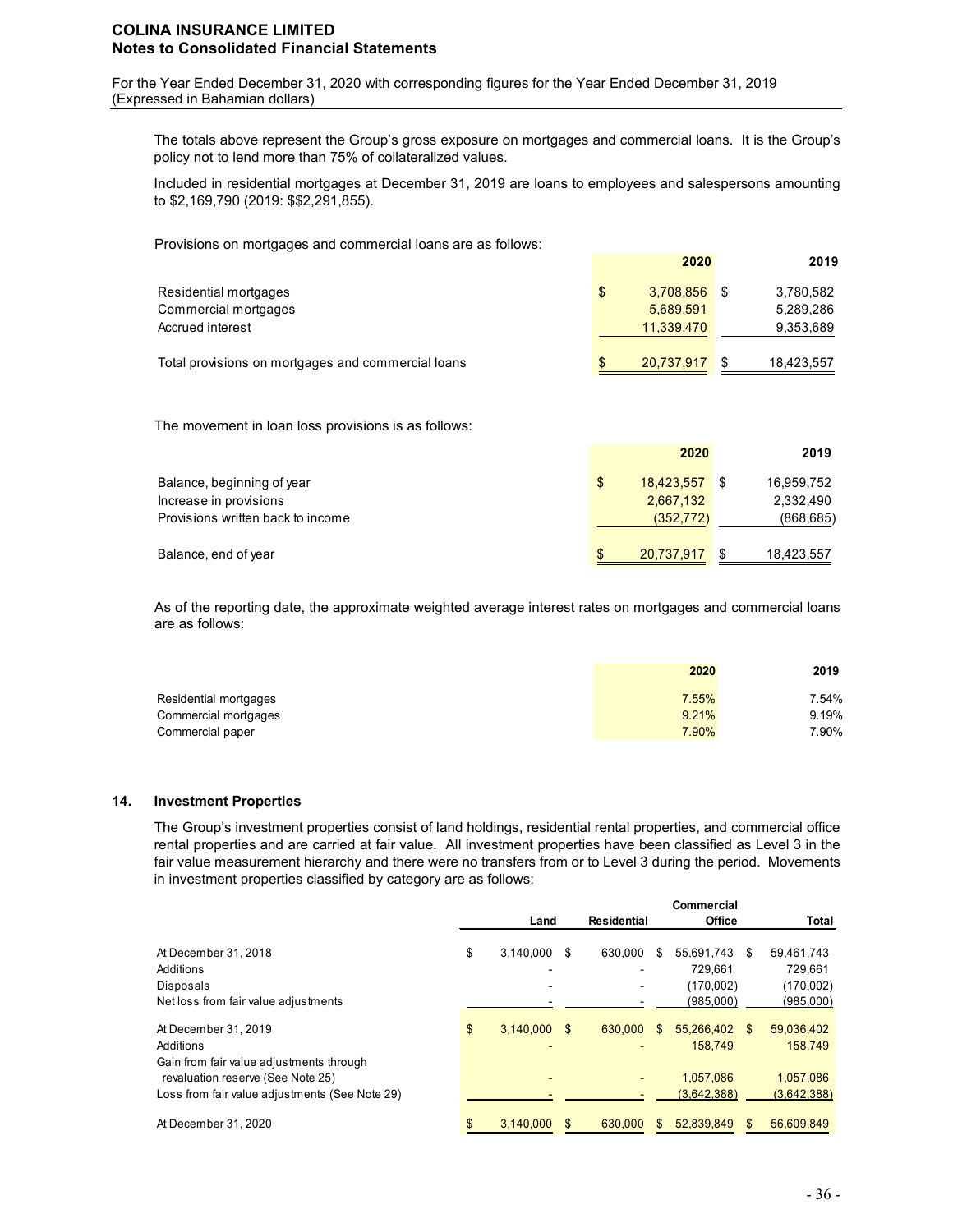The totals above represent the Group's gross exposure on mortgages and commercial loans. It is the Group's policy not to lend more than 75% of collateralized values.

Included in residential mortgages at December 31, 2019 are loans to employees and salespersons amounting to $2,169,790 (2019: $$2,291,855).

Provisions on mortgages and commercial loans are as follows:

| | 2020 | 2019 |
|---|---|---|
| Residential mortgages | $ 3,708,856 | $ 3,780,582 |
| Commercial mortgages | 5,689,591 | 5,289,286 |
| Accrued interest | 11,339,470 | 9,353,689 |
| Total provisions on mortgages and commercial loans | $ 20,737,917 | $ 18,423,557 |

The movement in loan loss provisions is as follows:

| | 2020 | 2019 |
|---|---|---|
| Balance, beginning of year | $ 18,423,557 | $ 16,959,752 |
| Increase in provisions | 2,667,132 | 2,332,490 |
| Provisions written back to income | (352,772) | (868,685) |
| Balance, end of year | $ 20,737,917 | $ 18,423,557 |

As of the reporting date, the approximate weighted average interest rates on mortgages and commercial loans are as follows:

| | 2020 | 2019 |
|---|---|---|
| Residential mortgages | 7.55% | 7.54% |
| Commercial mortgages | 9.21% | 9.19% |
| Commercial paper | 7.90% | 7.90% |

## 14. Investment Properties

The Group's investment properties consist of land holdings, residential rental properties, and commercial office rental properties and are carried at fair value. All investment properties have been classified as Level 3 in the fair value measurement hierarchy and there were no transfers from or to Level 3 during the period. Movements in investment properties classified by category are as follows:

| | Land | Residential | Commercial Office | Total |
|---|---|---|---|---|
| At December 31, 2018 | $ 3,140,000 | $ 630,000 | $ 55,691,743 | $ 59,461,743 |
| Additions | - | - | 729,661 | 729,661 |
| Disposals | - | - | (170,002) | (170,002) |
| Net loss from fair value adjustments | - | - | (985,000) | (985,000) |
| At December 31, 2019 | $ 3,140,000 | $ 630,000 | $ 55,266,402 | $ 59,036,402 |
| Additions | - | - | 158,749 | 158,749 |
| Gain from fair value adjustments through revaluation reserve (See Note 25) | - | - | 1,057,086 | 1,057,086 |
| Loss from fair value adjustments (See Note 29) | - | - | (3,642,388) | (3,642,388) |
| At December 31, 2020 | $ 3,140,000 | $ 630,000 | $ 52,839,849 | $ 56,609,849 |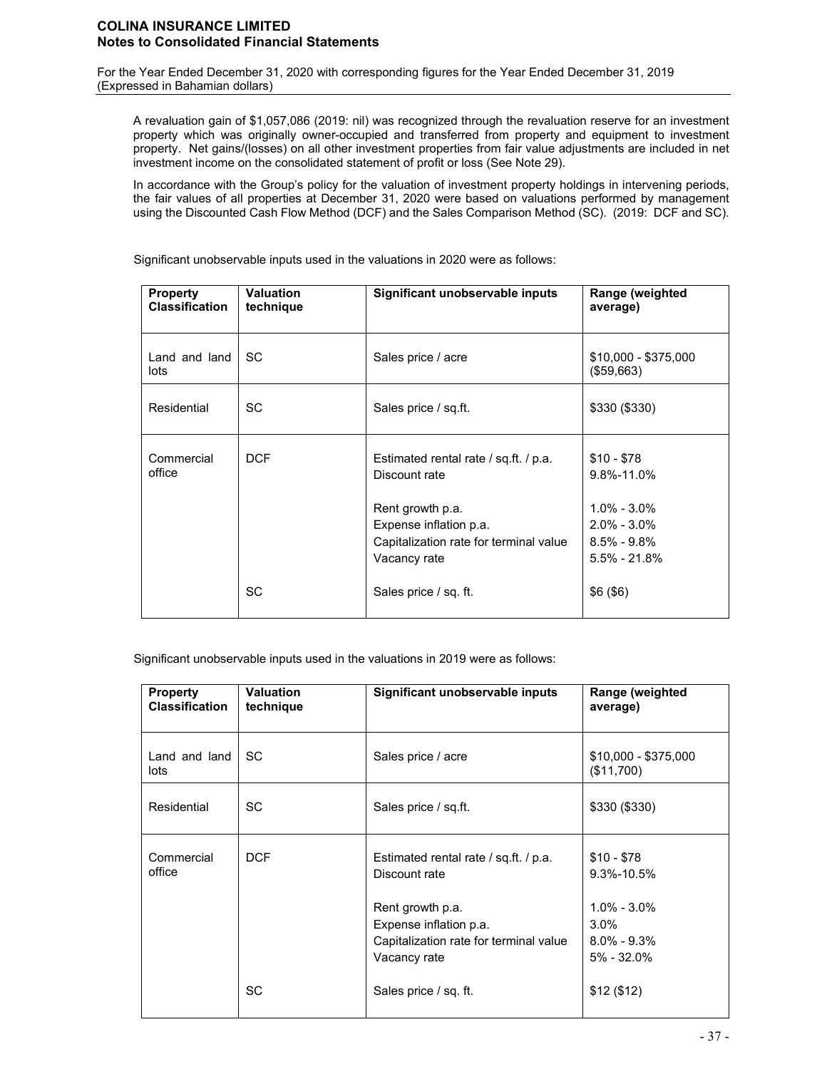A revaluation gain of $1,057,086 (2019: nil) was recognized through the revaluation reserve for an investment property which was originally owner-occupied and transferred from property and equipment to investment property. Net gains/(losses) on all other investment properties from fair value adjustments are included in net investment income on the consolidated statement of profit or loss (See Note 29).

In accordance with the Group's policy for the valuation of investment property holdings in intervening periods, the fair values of all properties at December 31, 2020 were based on valuations performed by management using the Discounted Cash Flow Method (DCF) and the Sales Comparison Method (SC). (2019: DCF and SC).

Significant unobservable inputs used in the valuations in 2020 were as follows:

| Property Classification | Valuation technique | Significant unobservable inputs | Range (weighted average) |
|---|---|---|---|
| Land and land lots | SC | Sales price / acre | $10,000 - $375,000 ($59,663) |
| Residential | SC | Sales price / sq.ft. | $330 ($330) |
| Commercial office | DCF | Estimated rental rate / sq.ft. / p.a. | $10 - $78 |
| | | Discount rate | 9.8%-11.0% |
| | | Rent growth p.a. | 1.0% - 3.0% |
| | | Expense inflation p.a. | 2.0% - 3.0% |
| | | Capitalization rate for terminal value | 8.5% - 9.8% |
| | | Vacancy rate | 5.5% - 21.8% |
| | SC | Sales price / sq. ft. | $6 ($6) |

Significant unobservable inputs used in the valuations in 2019 were as follows:

| Property Classification | Valuation technique | Significant unobservable inputs | Range (weighted average) |
|---|---|---|---|
| Land and land lots | SC | Sales price / acre | $10,000 - $375,000 ($11,700) |
| Residential | SC | Sales price / sq.ft. | $330 ($330) |
| Commercial office | DCF | Estimated rental rate / sq.ft. / p.a. | $10 - $78 |
| | | Discount rate | 9.3%-10.5% |
| | | Rent growth p.a. | 1.0% - 3.0% |
| | | Expense inflation p.a. | 3.0% |
| | | Capitalization rate for terminal value | 8.0% - 9.3% |
| | | Vacancy rate | 5% - 32.0% |
| | SC | Sales price / sq. ft. | $12 ($12) |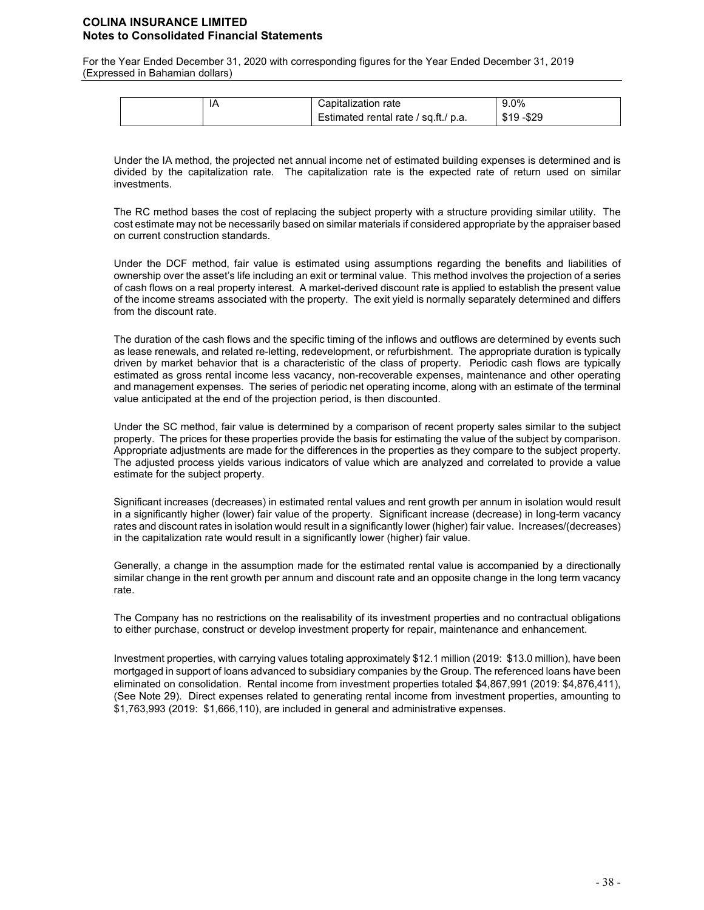| | IA | Capitalization rate | 9.0% |
|---|---|---|---|
| | | Estimated rental rate / sq.ft./ p.a. | $19 -$29 |

Under the IA method, the projected net annual income net of estimated building expenses is determined and is divided by the capitalization rate. The capitalization rate is the expected rate of return used on similar investments.

The RC method bases the cost of replacing the subject property with a structure providing similar utility. The cost estimate may not be necessarily based on similar materials if considered appropriate by the appraiser based on current construction standards.

Under the DCF method, fair value is estimated using assumptions regarding the benefits and liabilities of ownership over the asset's life including an exit or terminal value. This method involves the projection of a series of cash flows on a real property interest. A market-derived discount rate is applied to establish the present value of the income streams associated with the property. The exit yield is normally separately determined and differs from the discount rate.

The duration of the cash flows and the specific timing of the inflows and outflows are determined by events such as lease renewals, and related re-letting, redevelopment, or refurbishment. The appropriate duration is typically driven by market behavior that is a characteristic of the class of property. Periodic cash flows are typically estimated as gross rental income less vacancy, non-recoverable expenses, maintenance and other operating and management expenses. The series of periodic net operating income, along with an estimate of the terminal value anticipated at the end of the projection period, is then discounted.

Under the SC method, fair value is determined by a comparison of recent property sales similar to the subject property. The prices for these properties provide the basis for estimating the value of the subject by comparison. Appropriate adjustments are made for the differences in the properties as they compare to the subject property. The adjusted process yields various indicators of value which are analyzed and correlated to provide a value estimate for the subject property.

Significant increases (decreases) in estimated rental values and rent growth per annum in isolation would result in a significantly higher (lower) fair value of the property. Significant increase (decrease) in long-term vacancy rates and discount rates in isolation would result in a significantly lower (higher) fair value. Increases/(decreases) in the capitalization rate would result in a significantly lower (higher) fair value.

Generally, a change in the assumption made for the estimated rental value is accompanied by a directionally similar change in the rent growth per annum and discount rate and an opposite change in the long term vacancy rate.

The Company has no restrictions on the realisability of its investment properties and no contractual obligations to either purchase, construct or develop investment property for repair, maintenance and enhancement.

Investment properties, with carrying values totaling approximately $12.1 million (2019: $13.0 million), have been mortgaged in support of loans advanced to subsidiary companies by the Group. The referenced loans have been eliminated on consolidation. Rental income from investment properties totaled $4,867,991 (2019: $4,876,411), (See Note 29). Direct expenses related to generating rental income from investment properties, amounting to $1,763,993 (2019: $1,666,110), are included in general and administrative expenses.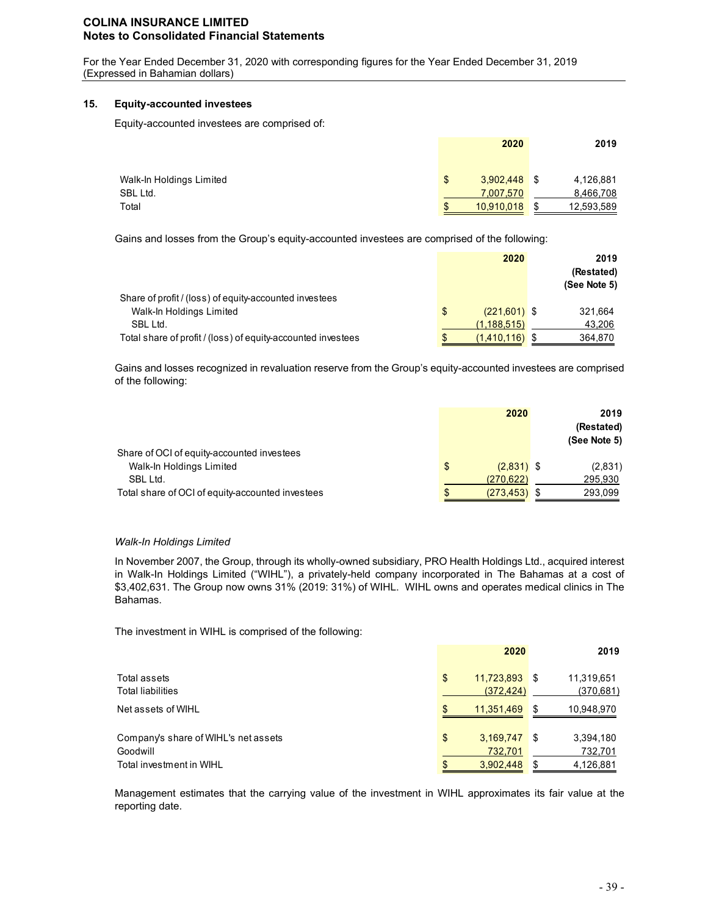**COLINA INSURANCE LIMITED**
**Notes to Consolidated Financial Statements**

For the Year Ended December 31, 2020 with corresponding figures for the Year Ended December 31, 2019
(Expressed in Bahamian dollars)

## 15. Equity-accounted investees

Equity-accounted investees are comprised of:

| | 2020 | 2019 |
|---|---|---|
| Walk-In Holdings Limited | $ 3,902,448 | $ 4,126,881 |
| SBL Ltd. | 7,007,570 | 8,466,708 |
| Total | $ 10,910,018 | $ 12,593,589 |

Gains and losses from the Group's equity-accounted investees are comprised of the following:

| | 2020 | 2019 (Restated) (See Note 5) |
|---|---|---|
| Share of profit / (loss) of equity-accounted investees | | |
| Walk-In Holdings Limited | $ (221,601) | $ 321,664 |
| SBL Ltd. | (1,188,515) | 43,206 |
| Total share of profit / (loss) of equity-accounted investees | $ (1,410,116) | $ 364,870 |

Gains and losses recognized in revaluation reserve from the Group's equity-accounted investees are comprised of the following:

| | 2020 | 2019 (Restated) (See Note 5) |
|---|---|---|
| Share of OCI of equity-accounted investees | | |
| Walk-In Holdings Limited | $ (2,831) | $ (2,831) |
| SBL Ltd. | (270,622) | 295,930 |
| Total share of OCI of equity-accounted investees | $ (273,453) | $ 293,099 |

*Walk-In Holdings Limited*

In November 2007, the Group, through its wholly-owned subsidiary, PRO Health Holdings Ltd., acquired interest in Walk-In Holdings Limited ("WIHL"), a privately-held company incorporated in The Bahamas at a cost of $3,402,631. The Group now owns 31% (2019: 31%) of WIHL. WIHL owns and operates medical clinics in The Bahamas.

The investment in WIHL is comprised of the following:

| | 2020 | 2019 |
|---|---|---|
| Total assets | $ 11,723,893 | $ 11,319,651 |
| Total liabilities | (372,424) | (370,681) |
| Net assets of WIHL | $ 11,351,469 | $ 10,948,970 |
| | | |
| Company's share of WIHL's net assets | $ 3,169,747 | $ 3,394,180 |
| Goodwill | 732,701 | 732,701 |
| Total investment in WIHL | $ 3,902,448 | $ 4,126,881 |

Management estimates that the carrying value of the investment in WIHL approximates its fair value at the reporting date.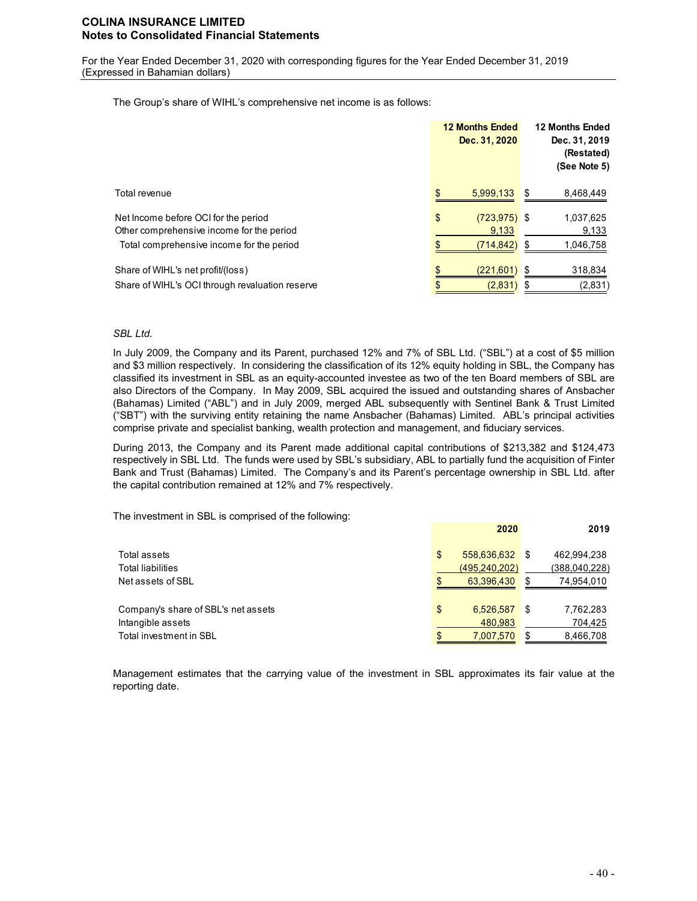The Group's share of WIHL's comprehensive net income is as follows:

| | 12 Months Ended Dec. 31, 2020 | 12 Months Ended Dec. 31, 2019 (Restated) (See Note 5) |
|---|---|---|
| Total revenue | $ 5,999,133 | $ 8,468,449 |
| Net Income before OCI for the period | $ (723,975) | $ 1,037,625 |
| Other comprehensive income for the period | 9,133 | 9,133 |
| Total comprehensive income for the period | $ (714,842) | $ 1,046,758 |
| Share of WIHL's net profit/(loss) | $ (221,601) | $ 318,834 |
| Share of WIHL's OCI through revaluation reserve | $ (2,831) | $ (2,831) |

*SBL Ltd.*

In July 2009, the Company and its Parent, purchased 12% and 7% of SBL Ltd. ("SBL") at a cost of $5 million and $3 million respectively. In considering the classification of its 12% equity holding in SBL, the Company has classified its investment in SBL as an equity-accounted investee as two of the ten Board members of SBL are also Directors of the Company. In May 2009, SBL acquired the issued and outstanding shares of Ansbacher (Bahamas) Limited ("ABL") and in July 2009, merged ABL subsequently with Sentinel Bank & Trust Limited ("SBT") with the surviving entity retaining the name Ansbacher (Bahamas) Limited. ABL's principal activities comprise private and specialist banking, wealth protection and management, and fiduciary services.

During 2013, the Company and its Parent made additional capital contributions of $213,382 and $124,473 respectively in SBL Ltd. The funds were used by SBL's subsidiary, ABL to partially fund the acquisition of Finter Bank and Trust (Bahamas) Limited. The Company's and its Parent's percentage ownership in SBL Ltd. after the capital contribution remained at 12% and 7% respectively.

The investment in SBL is comprised of the following:

| | 2020 | 2019 |
|---|---|---|
| Total assets | $ 558,636,632 | $ 462,994,238 |
| Total liabilities | (495,240,202) | (388,040,228) |
| Net assets of SBL | $ 63,396,430 | $ 74,954,010 |
| Company's share of SBL's net assets | $ 6,526,587 | $ 7,762,283 |
| Intangible assets | 480,983 | 704,425 |
| Total investment in SBL | $ 7,007,570 | $ 8,466,708 |

Management estimates that the carrying value of the investment in SBL approximates its fair value at the reporting date.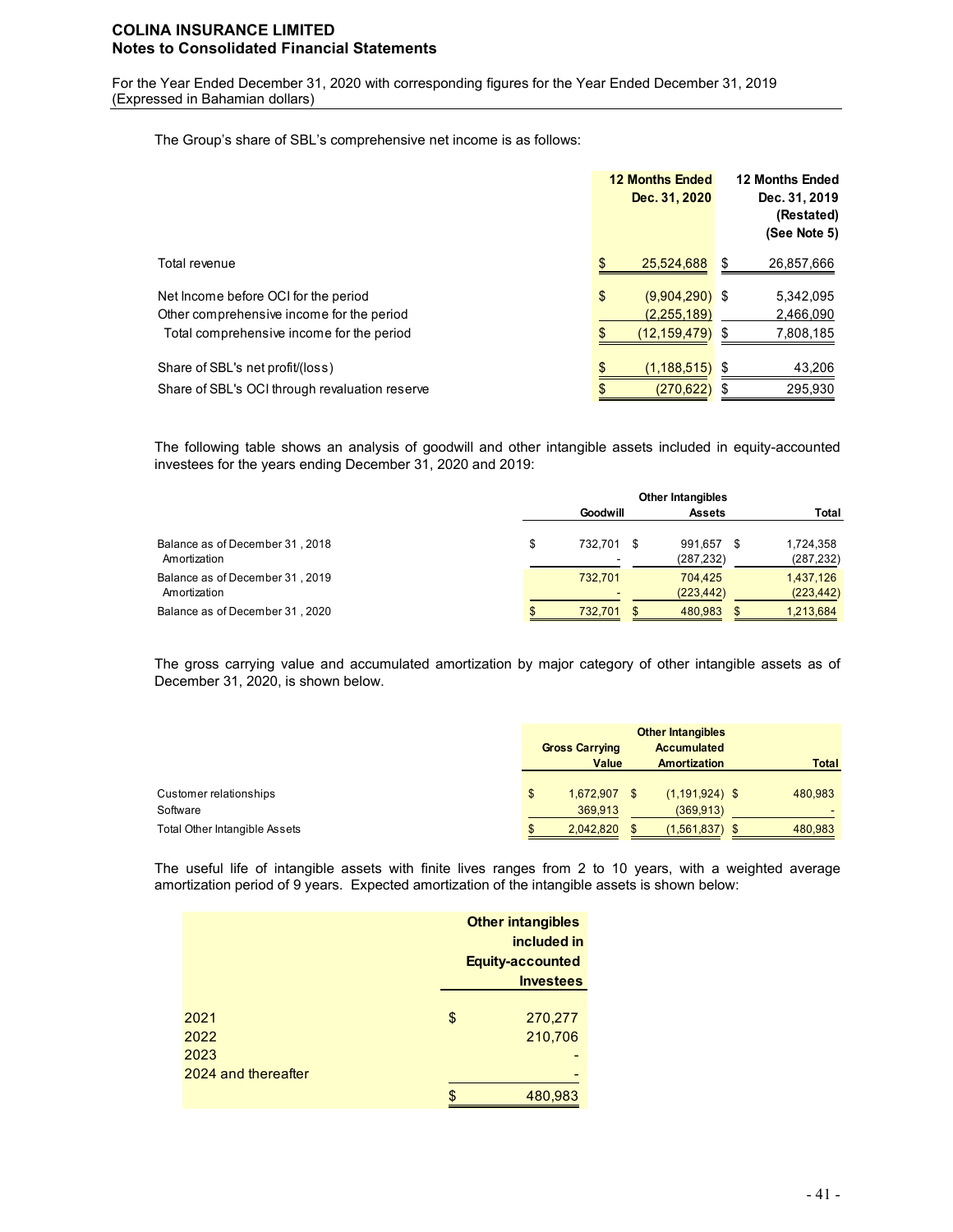The Group's share of SBL's comprehensive net income is as follows:

| | 12 Months Ended Dec. 31, 2020 | 12 Months Ended Dec. 31, 2019 (Restated) (See Note 5) |
|---|---|---|
| Total revenue | $ 25,524,688 | $ 26,857,666 |
| Net Income before OCI for the period | $ (9,904,290) | $ 5,342,095 |
| Other comprehensive income for the period | (2,255,189) | 2,466,090 |
| Total comprehensive income for the period | $ (12,159,479) | $ 7,808,185 |
| Share of SBL's net profit/(loss) | $ (1,188,515) | $ 43,206 |
| Share of SBL's OCI through revaluation reserve | $ (270,622) | $ 295,930 |

The following table shows an analysis of goodwill and other intangible assets included in equity-accounted investees for the years ending December 31, 2020 and 2019:

| | Goodwill | Other Intangibles Assets | Total |
|---|---|---|---|
| Balance as of December 31 , 2018 | $ 732,701 | $ 991,657 | $ 1,724,358 |
| Amortization | - | (287,232) | (287,232) |
| Balance as of December 31 , 2019 | 732,701 | 704,425 | 1,437,126 |
| Amortization | - | (223,442) | (223,442) |
| Balance as of December 31 , 2020 | $ 732,701 | $ 480,983 | $ 1,213,684 |

The gross carrying value and accumulated amortization by major category of other intangible assets as of December 31, 2020, is shown below.

| | Gross Carrying Value | Other Intangibles Accumulated Amortization | Total |
|---|---|---|---|
| Customer relationships | $ 1,672,907 | $ (1,191,924) | $ 480,983 |
| Software | 369,913 | (369,913) | - |
| Total Other Intangible Assets | $ 2,042,820 | $ (1,561,837) | $ 480,983 |

The useful life of intangible assets with finite lives ranges from 2 to 10 years, with a weighted average amortization period of 9 years. Expected amortization of the intangible assets is shown below:

| | Other intangibles included in Equity-accounted Investees |
|---|---|
| 2021 | $ 270,277 |
| 2022 | 210,706 |
| 2023 | - |
| 2024 and thereafter | - |
| | $ 480,983 |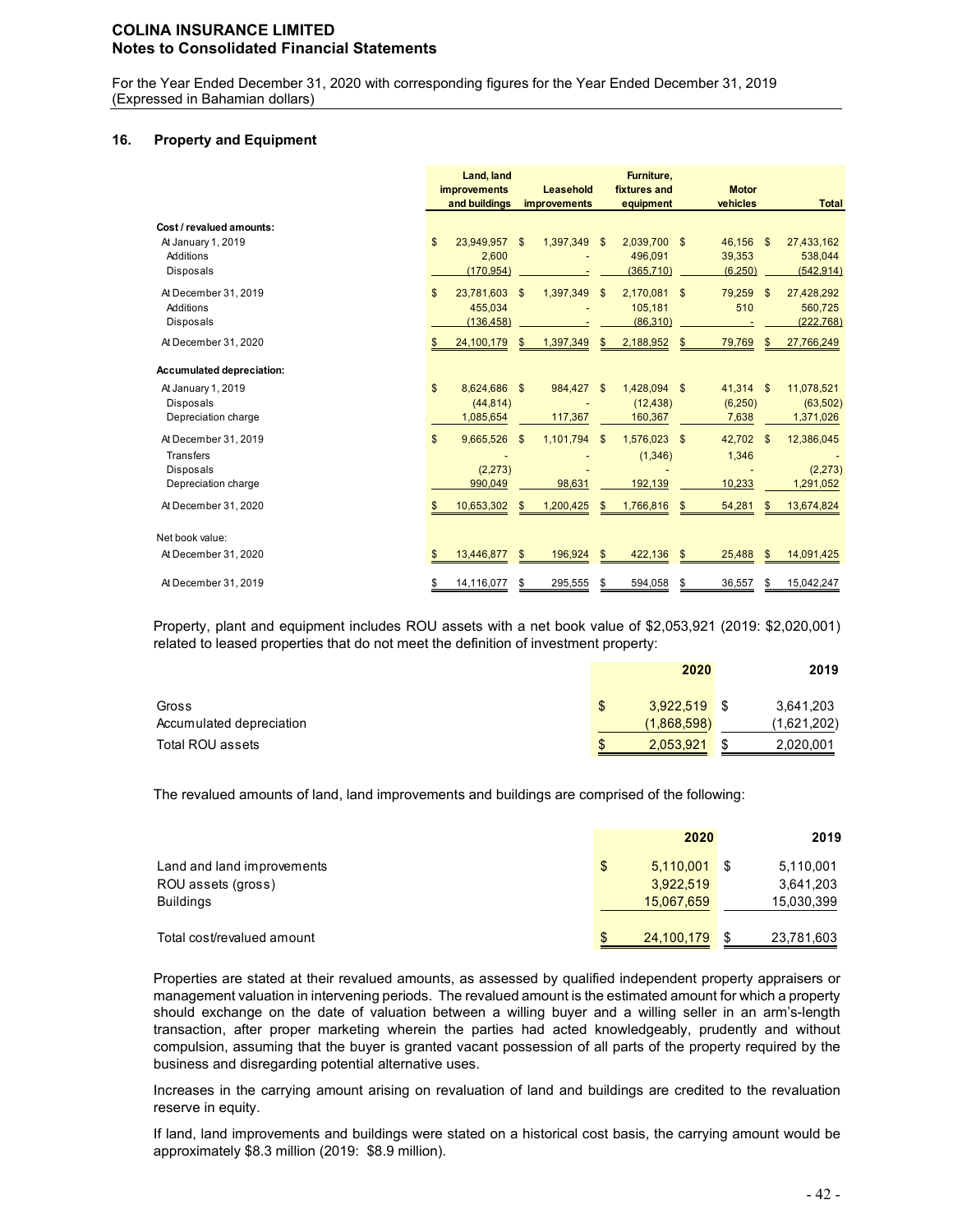## 16. Property and Equipment

| | Land, land improvements and buildings | Leasehold improvements | Furniture, fixtures and equipment | Motor vehicles | Total |
|---|---|---|---|---|---|
| **Cost / revalued amounts:** | | | | | |
| At January 1, 2019 | $ 23,949,957 | $ 1,397,349 | $ 2,039,700 | $ 46,156 | $ 27,433,162 |
| Additions | 2,600 | - | 496,091 | 39,353 | 538,044 |
| Disposals | (170,954) | - | (365,710) | (6,250) | (542,914) |
| At December 31, 2019 | $ 23,781,603 | $ 1,397,349 | $ 2,170,081 | $ 79,259 | $ 27,428,292 |
| Additions | 455,034 | - | 105,181 | 510 | 560,725 |
| Disposals | (136,458) | - | (86,310) | - | (222,768) |
| At December 31, 2020 | $ 24,100,179 | $ 1,397,349 | $ 2,188,952 | $ 79,769 | $ 27,766,249 |
| **Accumulated depreciation:** | | | | | |
| At January 1, 2019 | $ 8,624,686 | $ 984,427 | $ 1,428,094 | $ 41,314 | $ 11,078,521 |
| Disposals | (44,814) | - | (12,438) | (6,250) | (63,502) |
| Depreciation charge | 1,085,654 | 117,367 | 160,367 | 7,638 | 1,371,026 |
| At December 31, 2019 | $ 9,665,526 | $ 1,101,794 | $ 1,576,023 | $ 42,702 | $ 12,386,045 |
| Transfers | - | - | (1,346) | 1,346 | - |
| Disposals | (2,273) | - | - | - | (2,273) |
| Depreciation charge | 990,049 | 98,631 | 192,139 | 10,233 | 1,291,052 |
| At December 31, 2020 | $ 10,653,302 | $ 1,200,425 | $ 1,766,816 | $ 54,281 | $ 13,674,824 |
| Net book value: | | | | | |
| At December 31, 2020 | $ 13,446,877 | $ 196,924 | $ 422,136 | $ 25,488 | $ 14,091,425 |
| At December 31, 2019 | $ 14,116,077 | $ 295,555 | $ 594,058 | $ 36,557 | $ 15,042,247 |

Property, plant and equipment includes ROU assets with a net book value of $2,053,921 (2019: $2,020,001) related to leased properties that do not meet the definition of investment property:

| | 2020 | 2019 |
|---|---|---|
| Gross | $ 3,922,519 | $ 3,641,203 |
| Accumulated depreciation | (1,868,598) | (1,621,202) |
| Total ROU assets | $ 2,053,921 | $ 2,020,001 |

The revalued amounts of land, land improvements and buildings are comprised of the following:

| | 2020 | 2019 |
|---|---|---|
| Land and land improvements | $ 5,110,001 | $ 5,110,001 |
| ROU assets (gross) | 3,922,519 | 3,641,203 |
| Buildings | 15,067,659 | 15,030,399 |
| Total cost/revalued amount | $ 24,100,179 | $ 23,781,603 |

Properties are stated at their revalued amounts, as assessed by qualified independent property appraisers or management valuation in intervening periods. The revalued amount is the estimated amount for which a property should exchange on the date of valuation between a willing buyer and a willing seller in an arm's-length transaction, after proper marketing wherein the parties had acted knowledgeably, prudently and without compulsion, assuming that the buyer is granted vacant possession of all parts of the property required by the business and disregarding potential alternative uses.

Increases in the carrying amount arising on revaluation of land and buildings are credited to the revaluation reserve in equity.

If land, land improvements and buildings were stated on a historical cost basis, the carrying amount would be approximately $8.3 million (2019: $8.9 million).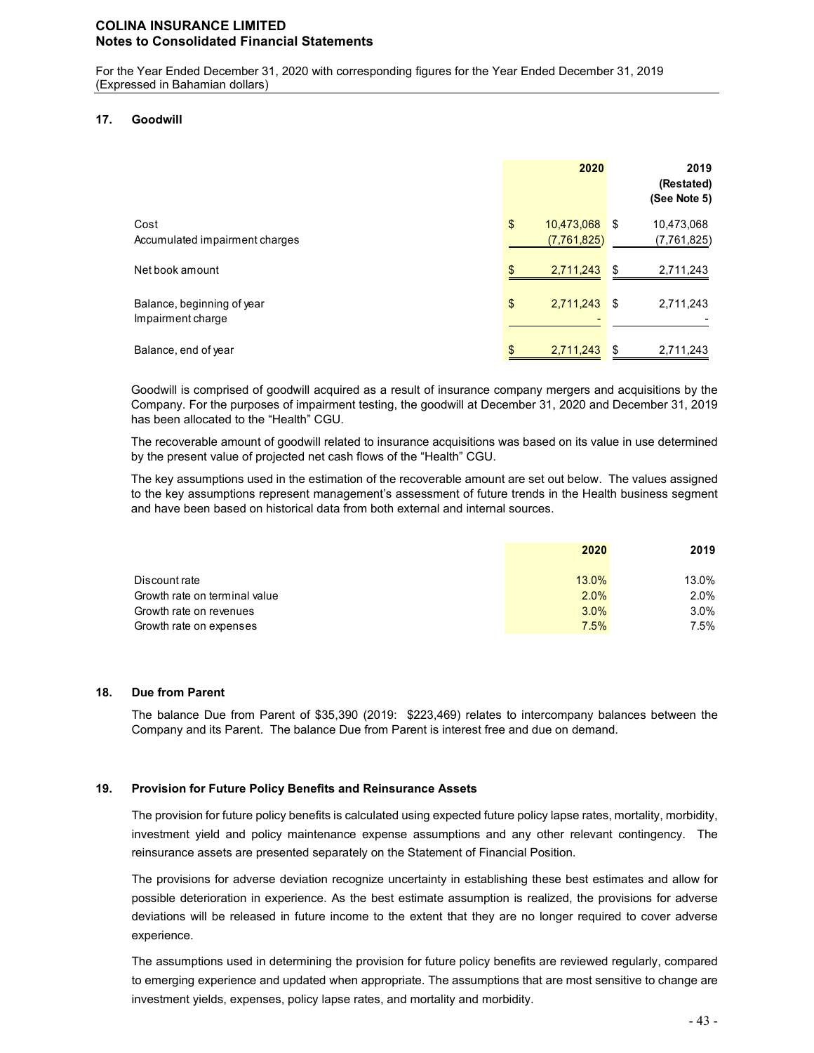# COLINA INSURANCE LIMITED
## Notes to Consolidated Financial Statements

For the Year Ended December 31, 2020 with corresponding figures for the Year Ended December 31, 2019
(Expressed in Bahamian dollars)

### 17. Goodwill

| | 2020 | 2019 (Restated) (See Note 5) |
|---|---|---|
| Cost | $ 10,473,068 | $ 10,473,068 |
| Accumulated impairment charges | (7,761,825) | (7,761,825) |
| Net book amount | $ 2,711,243 | $ 2,711,243 |
| Balance, beginning of year | $ 2,711,243 | $ 2,711,243 |
| Impairment charge | - | - |
| Balance, end of year | $ 2,711,243 | $ 2,711,243 |

Goodwill is comprised of goodwill acquired as a result of insurance company mergers and acquisitions by the Company. For the purposes of impairment testing, the goodwill at December 31, 2020 and December 31, 2019 has been allocated to the "Health" CGU.

The recoverable amount of goodwill related to insurance acquisitions was based on its value in use determined by the present value of projected net cash flows of the "Health" CGU.

The key assumptions used in the estimation of the recoverable amount are set out below. The values assigned to the key assumptions represent management's assessment of future trends in the Health business segment and have been based on historical data from both external and internal sources.

| | 2020 | 2019 |
|---|---|---|
| Discount rate | 13.0% | 13.0% |
| Growth rate on terminal value | 2.0% | 2.0% |
| Growth rate on revenues | 3.0% | 3.0% |
| Growth rate on expenses | 7.5% | 7.5% |

### 18. Due from Parent

The balance Due from Parent of $35,390 (2019: $223,469) relates to intercompany balances between the Company and its Parent. The balance Due from Parent is interest free and due on demand.

### 19. Provision for Future Policy Benefits and Reinsurance Assets

The provision for future policy benefits is calculated using expected future policy lapse rates, mortality, morbidity, investment yield and policy maintenance expense assumptions and any other relevant contingency. The reinsurance assets are presented separately on the Statement of Financial Position.

The provisions for adverse deviation recognize uncertainty in establishing these best estimates and allow for possible deterioration in experience. As the best estimate assumption is realized, the provisions for adverse deviations will be released in future income to the extent that they are no longer required to cover adverse experience.

The assumptions used in determining the provision for future policy benefits are reviewed regularly, compared to emerging experience and updated when appropriate. The assumptions that are most sensitive to change are investment yields, expenses, policy lapse rates, and mortality and morbidity.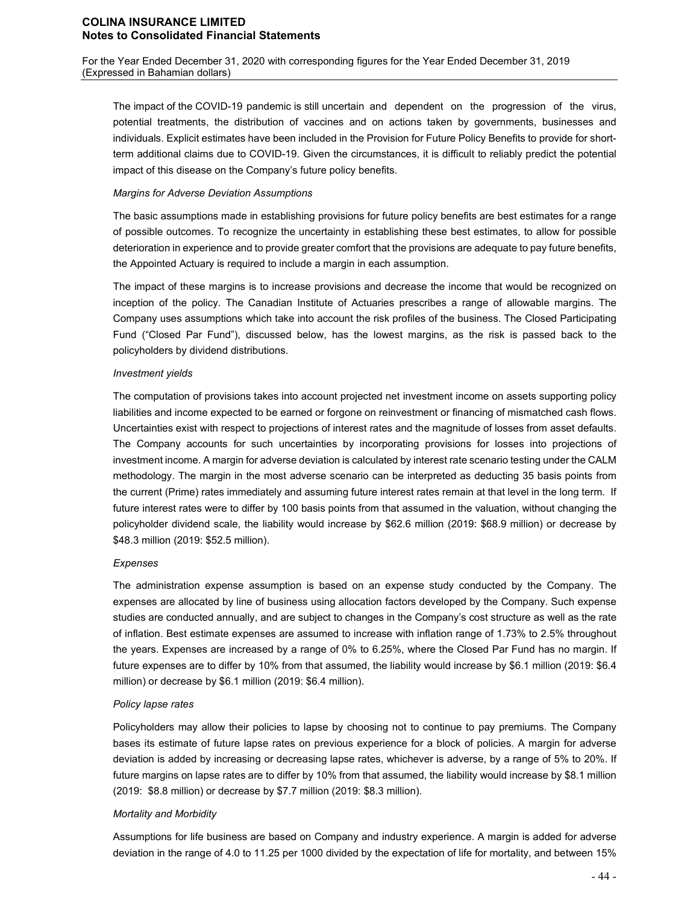The impact of the COVID-19 pandemic is still uncertain and dependent on the progression of the virus, potential treatments, the distribution of vaccines and on actions taken by governments, businesses and individuals. Explicit estimates have been included in the Provision for Future Policy Benefits to provide for short-term additional claims due to COVID-19. Given the circumstances, it is difficult to reliably predict the potential impact of this disease on the Company's future policy benefits.

*Margins for Adverse Deviation Assumptions*

The basic assumptions made in establishing provisions for future policy benefits are best estimates for a range of possible outcomes. To recognize the uncertainty in establishing these best estimates, to allow for possible deterioration in experience and to provide greater comfort that the provisions are adequate to pay future benefits, the Appointed Actuary is required to include a margin in each assumption.

The impact of these margins is to increase provisions and decrease the income that would be recognized on inception of the policy. The Canadian Institute of Actuaries prescribes a range of allowable margins. The Company uses assumptions which take into account the risk profiles of the business. The Closed Participating Fund ("Closed Par Fund"), discussed below, has the lowest margins, as the risk is passed back to the policyholders by dividend distributions.

*Investment yields*

The computation of provisions takes into account projected net investment income on assets supporting policy liabilities and income expected to be earned or forgone on reinvestment or financing of mismatched cash flows. Uncertainties exist with respect to projections of interest rates and the magnitude of losses from asset defaults. The Company accounts for such uncertainties by incorporating provisions for losses into projections of investment income. A margin for adverse deviation is calculated by interest rate scenario testing under the CALM methodology. The margin in the most adverse scenario can be interpreted as deducting 35 basis points from the current (Prime) rates immediately and assuming future interest rates remain at that level in the long term. If future interest rates were to differ by 100 basis points from that assumed in the valuation, without changing the policyholder dividend scale, the liability would increase by $62.6 million (2019: $68.9 million) or decrease by $48.3 million (2019: $52.5 million).

*Expenses*

The administration expense assumption is based on an expense study conducted by the Company. The expenses are allocated by line of business using allocation factors developed by the Company. Such expense studies are conducted annually, and are subject to changes in the Company's cost structure as well as the rate of inflation. Best estimate expenses are assumed to increase with inflation range of 1.73% to 2.5% throughout the years. Expenses are increased by a range of 0% to 6.25%, where the Closed Par Fund has no margin. If future expenses are to differ by 10% from that assumed, the liability would increase by $6.1 million (2019: $6.4 million) or decrease by $6.1 million (2019: $6.4 million).

*Policy lapse rates*

Policyholders may allow their policies to lapse by choosing not to continue to pay premiums. The Company bases its estimate of future lapse rates on previous experience for a block of policies. A margin for adverse deviation is added by increasing or decreasing lapse rates, whichever is adverse, by a range of 5% to 20%. If future margins on lapse rates are to differ by 10% from that assumed, the liability would increase by $8.1 million (2019: $8.8 million) or decrease by $7.7 million (2019: $8.3 million).

*Mortality and Morbidity*

Assumptions for life business are based on Company and industry experience. A margin is added for adverse deviation in the range of 4.0 to 11.25 per 1000 divided by the expectation of life for mortality, and between 15%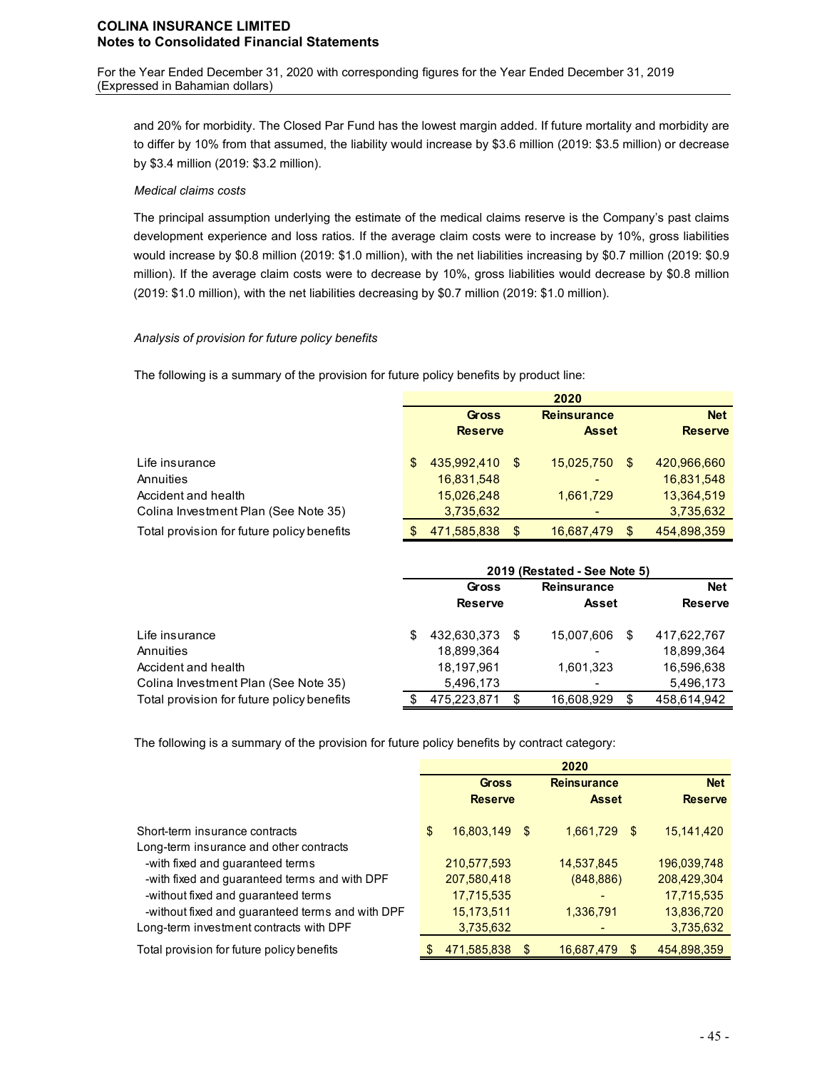and 20% for morbidity. The Closed Par Fund has the lowest margin added. If future mortality and morbidity are to differ by 10% from that assumed, the liability would increase by $3.6 million (2019: $3.5 million) or decrease by $3.4 million (2019: $3.2 million).

*Medical claims costs*

The principal assumption underlying the estimate of the medical claims reserve is the Company's past claims development experience and loss ratios. If the average claim costs were to increase by 10%, gross liabilities would increase by $0.8 million (2019: $1.0 million), with the net liabilities increasing by $0.7 million (2019: $0.9 million). If the average claim costs were to decrease by 10%, gross liabilities would decrease by $0.8 million (2019: $1.0 million), with the net liabilities decreasing by $0.7 million (2019: $1.0 million).

*Analysis of provision for future policy benefits*

The following is a summary of the provision for future policy benefits by product line:

| | 2020 | | |
|---|---|---|---|
| | Gross Reserve | Reinsurance Asset | Net Reserve |
| Life insurance | $ 435,992,410 | $ 15,025,750 | $ 420,966,660 |
| Annuities | 16,831,548 | - | 16,831,548 |
| Accident and health | 15,026,248 | 1,661,729 | 13,364,519 |
| Colina Investment Plan (See Note 35) | 3,735,632 | - | 3,735,632 |
| Total provision for future policy benefits | $ 471,585,838 | $ 16,687,479 | $ 454,898,359 |

| | 2019 (Restated - See Note 5) | | |
|---|---|---|---|
| | Gross Reserve | Reinsurance Asset | Net Reserve |
| Life insurance | $ 432,630,373 | $ 15,007,606 | $ 417,622,767 |
| Annuities | 18,899,364 | - | 18,899,364 |
| Accident and health | 18,197,961 | 1,601,323 | 16,596,638 |
| Colina Investment Plan (See Note 35) | 5,496,173 | - | 5,496,173 |
| Total provision for future policy benefits | $ 475,223,871 | $ 16,608,929 | $ 458,614,942 |

The following is a summary of the provision for future policy benefits by contract category:

| | 2020 | | |
|---|---|---|---|
| | Gross Reserve | Reinsurance Asset | Net Reserve |
| Short-term insurance contracts | $ 16,803,149 | $ 1,661,729 | $ 15,141,420 |
| Long-term insurance and other contracts | | | |
| -with fixed and guaranteed terms | 210,577,593 | 14,537,845 | 196,039,748 |
| -with fixed and guaranteed terms and with DPF | 207,580,418 | (848,886) | 208,429,304 |
| -without fixed and guaranteed terms | 17,715,535 | - | 17,715,535 |
| -without fixed and guaranteed terms and with DPF | 15,173,511 | 1,336,791 | 13,836,720 |
| Long-term investment contracts with DPF | 3,735,632 | - | 3,735,632 |
| Total provision for future policy benefits | $ 471,585,838 | $ 16,687,479 | $ 454,898,359 |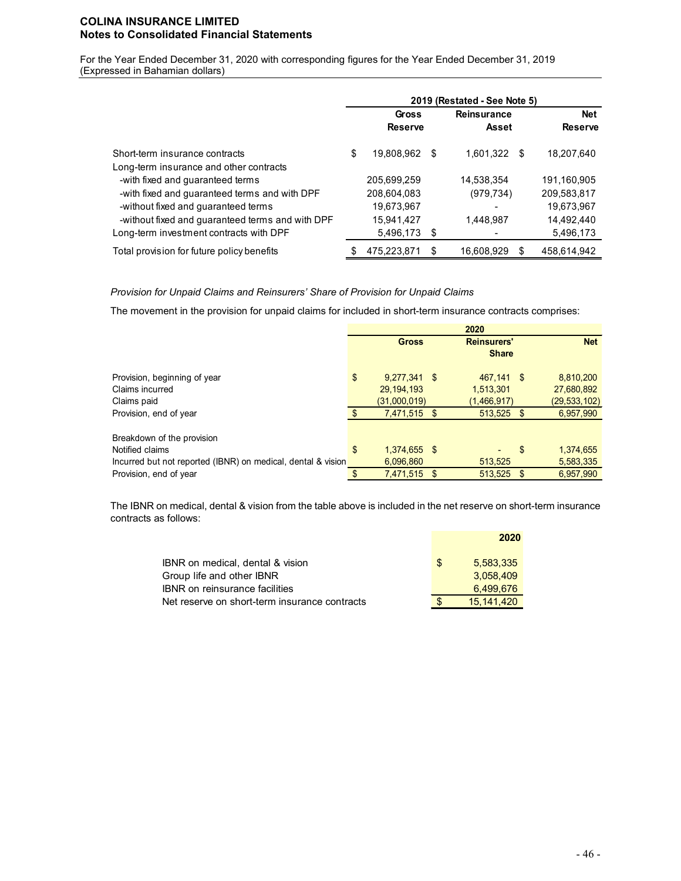**COLINA INSURANCE LIMITED**
**Notes to Consolidated Financial Statements**

For the Year Ended December 31, 2020 with corresponding figures for the Year Ended December 31, 2019
(Expressed in Bahamian dollars)

| | 2019 (Restated - See Note 5) | | |
|---|---|---|---|
| | Gross Reserve | Reinsurance Asset | Net Reserve |
| Short-term insurance contracts | $ 19,808,962 | $ 1,601,322 | $ 18,207,640 |
| Long-term insurance and other contracts | | | |
| -with fixed and guaranteed terms | 205,699,259 | 14,538,354 | 191,160,905 |
| -with fixed and guaranteed terms and with DPF | 208,604,083 | (979,734) | 209,583,817 |
| -without fixed and guaranteed terms | 19,673,967 | - | 19,673,967 |
| -without fixed and guaranteed terms and with DPF | 15,941,427 | 1,448,987 | 14,492,440 |
| Long-term investment contracts with DPF | 5,496,173 | $ - | 5,496,173 |
| Total provision for future policy benefits | $ 475,223,871 | $ 16,608,929 | $ 458,614,942 |

*Provision for Unpaid Claims and Reinsurers' Share of Provision for Unpaid Claims*

The movement in the provision for unpaid claims for included in short-term insurance contracts comprises:

| | 2020 | | |
|---|---|---|---|
| | Gross | Reinsurers' Share | Net |
| Provision, beginning of year | $ 9,277,341 | $ 467,141 | $ 8,810,200 |
| Claims incurred | 29,194,193 | 1,513,301 | 27,680,892 |
| Claims paid | (31,000,019) | (1,466,917) | (29,533,102) |
| Provision, end of year | $ 7,471,515 | $ 513,525 | $ 6,957,990 |
| | | | |
| Breakdown of the provision | | | |
| Notified claims | $ 1,374,655 | $ - | $ 1,374,655 |
| Incurred but not reported (IBNR) on medical, dental & vision | 6,096,860 | 513,525 | 5,583,335 |
| Provision, end of year | $ 7,471,515 | $ 513,525 | $ 6,957,990 |

The IBNR on medical, dental & vision from the table above is included in the net reserve on short-term insurance contracts as follows:

| | 2020 |
|---|---|
| IBNR on medical, dental & vision | $ 5,583,335 |
| Group life and other IBNR | 3,058,409 |
| IBNR on reinsurance facilities | 6,499,676 |
| Net reserve on short-term insurance contracts | $ 15,141,420 |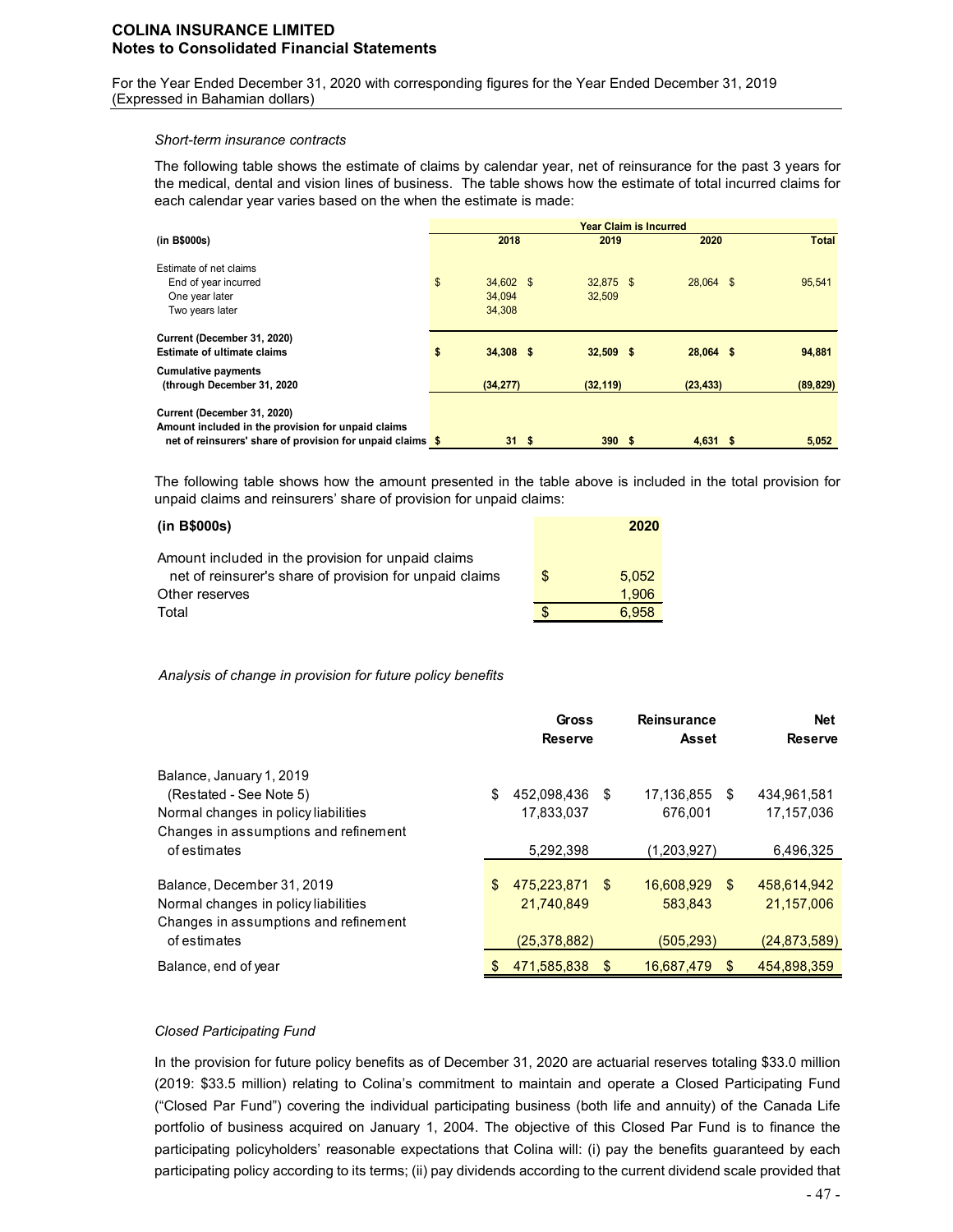*Short-term insurance contracts*

The following table shows the estimate of claims by calendar year, net of reinsurance for the past 3 years for the medical, dental and vision lines of business. The table shows how the estimate of total incurred claims for each calendar year varies based on the when the estimate is made:

| (in B$000s) | Year Claim is Incurred 2018 | 2019 | 2020 | Total |
|---|---|---|---|---|
| Estimate of net claims | | | | |
| End of year incurred | $ 34,602 | $ 32,875 | $ 28,064 | $ 95,541 |
| One year later | 34,094 | 32,509 | | |
| Two years later | 34,308 | | | |
| **Current (December 31, 2020) Estimate of ultimate claims** | **$ 34,308** | **$ 32,509** | **$ 28,064** | **$ 94,881** |
| **Cumulative payments (through December 31, 2020** | **(34,277)** | **(32,119)** | **(23,433)** | **(89,829)** |
| **Current (December 31, 2020) Amount included in the provision for unpaid claims net of reinsurers' share of provision for unpaid claims** | **$ 31** | **$ 390** | **$ 4,631** | **$ 5,052** |

The following table shows how the amount presented in the table above is included in the total provision for unpaid claims and reinsurers' share of provision for unpaid claims:

| (in B$000s) | 2020 |
|---|---|
| Amount included in the provision for unpaid claims net of reinsurer's share of provision for unpaid claims | $ 5,052 |
| Other reserves | 1,906 |
| Total | $ 6,958 |

*Analysis of change in provision for future policy benefits*

| | Gross Reserve | Reinsurance Asset | Net Reserve |
|---|---|---|---|
| Balance, January 1, 2019 (Restated - See Note 5) | $ 452,098,436 | $ 17,136,855 | $ 434,961,581 |
| Normal changes in policy liabilities | 17,833,037 | 676,001 | 17,157,036 |
| Changes in assumptions and refinement of estimates | 5,292,398 | (1,203,927) | 6,496,325 |
| Balance, December 31, 2019 | $ 475,223,871 | $ 16,608,929 | $ 458,614,942 |
| Normal changes in policy liabilities | 21,740,849 | 583,843 | 21,157,006 |
| Changes in assumptions and refinement of estimates | (25,378,882) | (505,293) | (24,873,589) |
| Balance, end of year | $ 471,585,838 | $ 16,687,479 | $ 454,898,359 |

*Closed Participating Fund*

In the provision for future policy benefits as of December 31, 2020 are actuarial reserves totaling $33.0 million (2019: $33.5 million) relating to Colina's commitment to maintain and operate a Closed Participating Fund ("Closed Par Fund") covering the individual participating business (both life and annuity) of the Canada Life portfolio of business acquired on January 1, 2004. The objective of this Closed Par Fund is to finance the participating policyholders' reasonable expectations that Colina will: (i) pay the benefits guaranteed by each participating policy according to its terms; (ii) pay dividends according to the current dividend scale provided that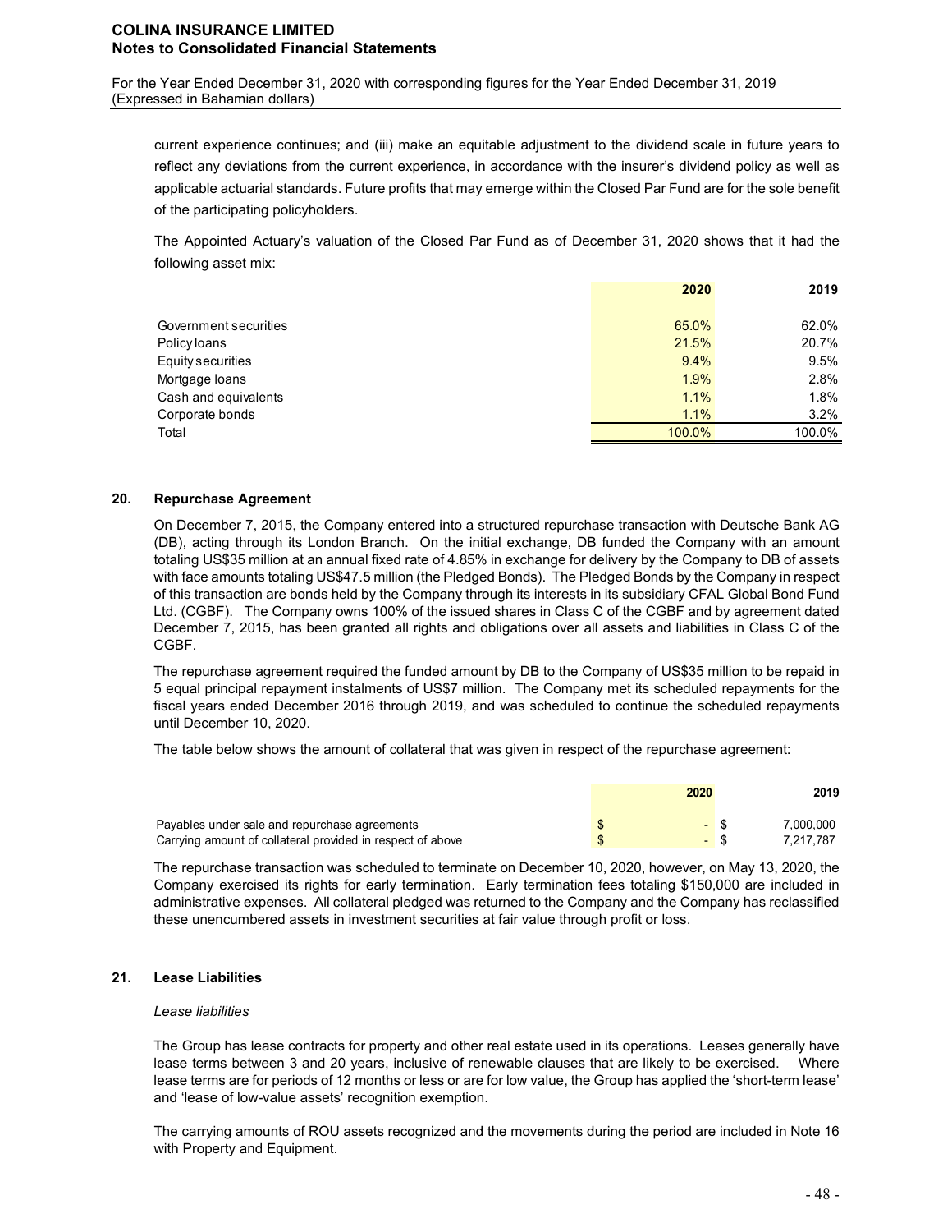current experience continues; and (iii) make an equitable adjustment to the dividend scale in future years to reflect any deviations from the current experience, in accordance with the insurer's dividend policy as well as applicable actuarial standards. Future profits that may emerge within the Closed Par Fund are for the sole benefit of the participating policyholders.

The Appointed Actuary's valuation of the Closed Par Fund as of December 31, 2020 shows that it had the following asset mix:

| | 2020 | 2019 |
|---|---|---|
| Government securities | 65.0% | 62.0% |
| Policy loans | 21.5% | 20.7% |
| Equity securities | 9.4% | 9.5% |
| Mortgage loans | 1.9% | 2.8% |
| Cash and equivalents | 1.1% | 1.8% |
| Corporate bonds | 1.1% | 3.2% |
| Total | 100.0% | 100.0% |

## 20. Repurchase Agreement

On December 7, 2015, the Company entered into a structured repurchase transaction with Deutsche Bank AG (DB), acting through its London Branch. On the initial exchange, DB funded the Company with an amount totaling US$35 million at an annual fixed rate of 4.85% in exchange for delivery by the Company to DB of assets with face amounts totaling US$47.5 million (the Pledged Bonds). The Pledged Bonds by the Company in respect of this transaction are bonds held by the Company through its interests in its subsidiary CFAL Global Bond Fund Ltd. (CGBF). The Company owns 100% of the issued shares in Class C of the CGBF and by agreement dated December 7, 2015, has been granted all rights and obligations over all assets and liabilities in Class C of the CGBF.

The repurchase agreement required the funded amount by DB to the Company of US$35 million to be repaid in 5 equal principal repayment instalments of US$7 million. The Company met its scheduled repayments for the fiscal years ended December 2016 through 2019, and was scheduled to continue the scheduled repayments until December 10, 2020.

The table below shows the amount of collateral that was given in respect of the repurchase agreement:

| | 2020 | 2019 |
|---|---|---|
| Payables under sale and repurchase agreements | $ - | $ 7,000,000 |
| Carrying amount of collateral provided in respect of above | $ - | $ 7,217,787 |

The repurchase transaction was scheduled to terminate on December 10, 2020, however, on May 13, 2020, the Company exercised its rights for early termination. Early termination fees totaling $150,000 are included in administrative expenses. All collateral pledged was returned to the Company and the Company has reclassified these unencumbered assets in investment securities at fair value through profit or loss.

## 21. Lease Liabilities

*Lease liabilities*

The Group has lease contracts for property and other real estate used in its operations. Leases generally have lease terms between 3 and 20 years, inclusive of renewable clauses that are likely to be exercised. Where lease terms are for periods of 12 months or less or are for low value, the Group has applied the 'short-term lease' and 'lease of low-value assets' recognition exemption.

The carrying amounts of ROU assets recognized and the movements during the period are included in Note 16 with Property and Equipment.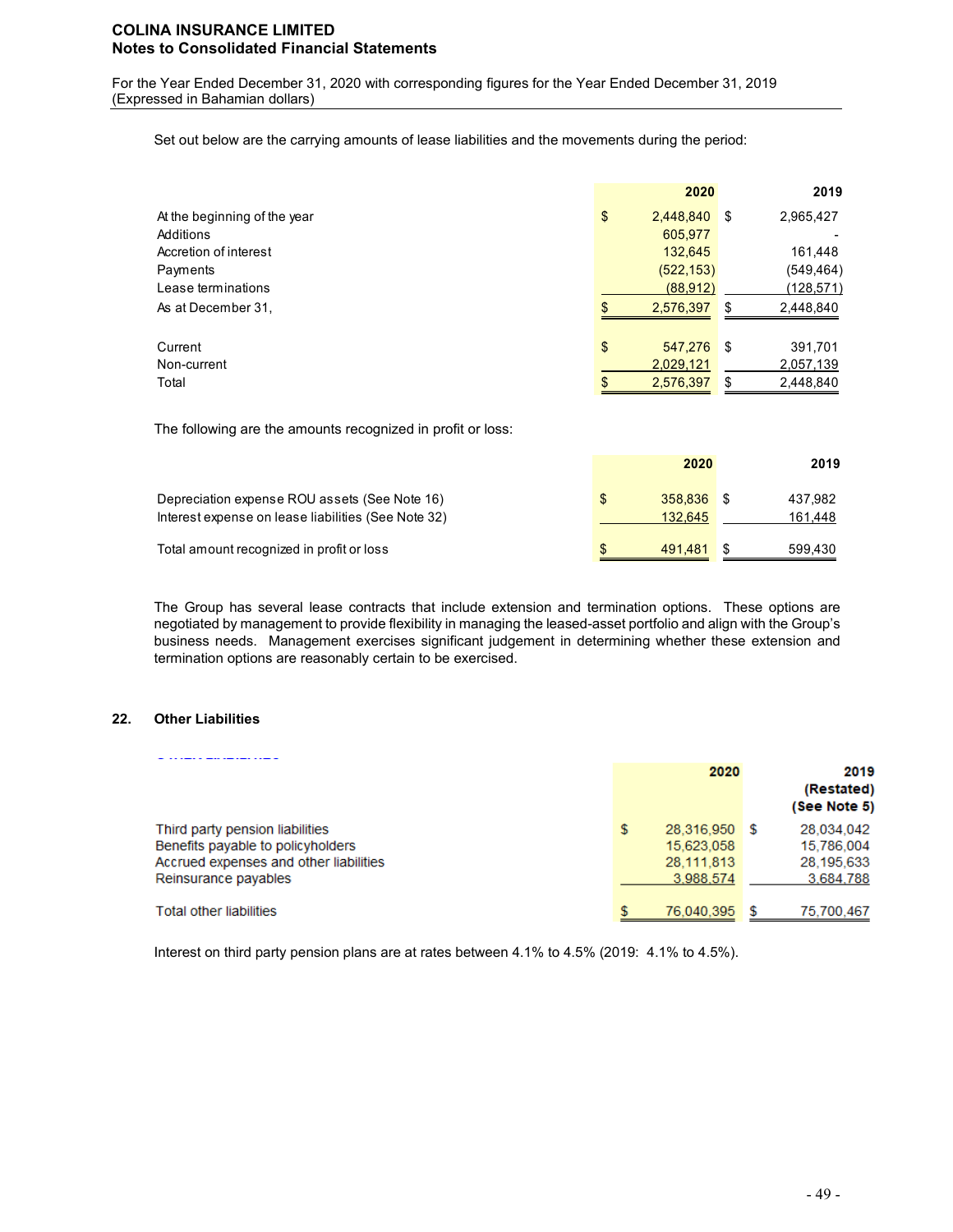Set out below are the carrying amounts of lease liabilities and the movements during the period:

| | 2020 | 2019 |
|---|---|---|
| At the beginning of the year | $ 2,448,840 | $ 2,965,427 |
| Additions | 605,977 | - |
| Accretion of interest | 132,645 | 161,448 |
| Payments | (522,153) | (549,464) |
| Lease terminations | (88,912) | (128,571) |
| As at December 31, | $ 2,576,397 | $ 2,448,840 |
| | | |
| Current | $ 547,276 | $ 391,701 |
| Non-current | 2,029,121 | 2,057,139 |
| Total | $ 2,576,397 | $ 2,448,840 |

The following are the amounts recognized in profit or loss:

| | 2020 | 2019 |
|---|---|---|
| Depreciation expense ROU assets (See Note 16) | $ 358,836 | $ 437,982 |
| Interest expense on lease liabilities (See Note 32) | 132,645 | 161,448 |
| Total amount recognized in profit or loss | $ 491,481 | $ 599,430 |

The Group has several lease contracts that include extension and termination options. These options are negotiated by management to provide flexibility in managing the leased-asset portfolio and align with the Group's business needs. Management exercises significant judgement in determining whether these extension and termination options are reasonably certain to be exercised.

## 22. Other Liabilities

| | 2020 | 2019 (Restated) (See Note 5) |
|---|---|---|
| Third party pension liabilities | $ 28,316,950 | $ 28,034,042 |
| Benefits payable to policyholders | 15,623,058 | 15,786,004 |
| Accrued expenses and other liabilities | 28,111,813 | 28,195,633 |
| Reinsurance payables | 3,988,574 | 3,684,788 |
| Total other liabilities | $ 76,040,395 | $ 75,700,467 |

Interest on third party pension plans are at rates between 4.1% to 4.5% (2019: 4.1% to 4.5%).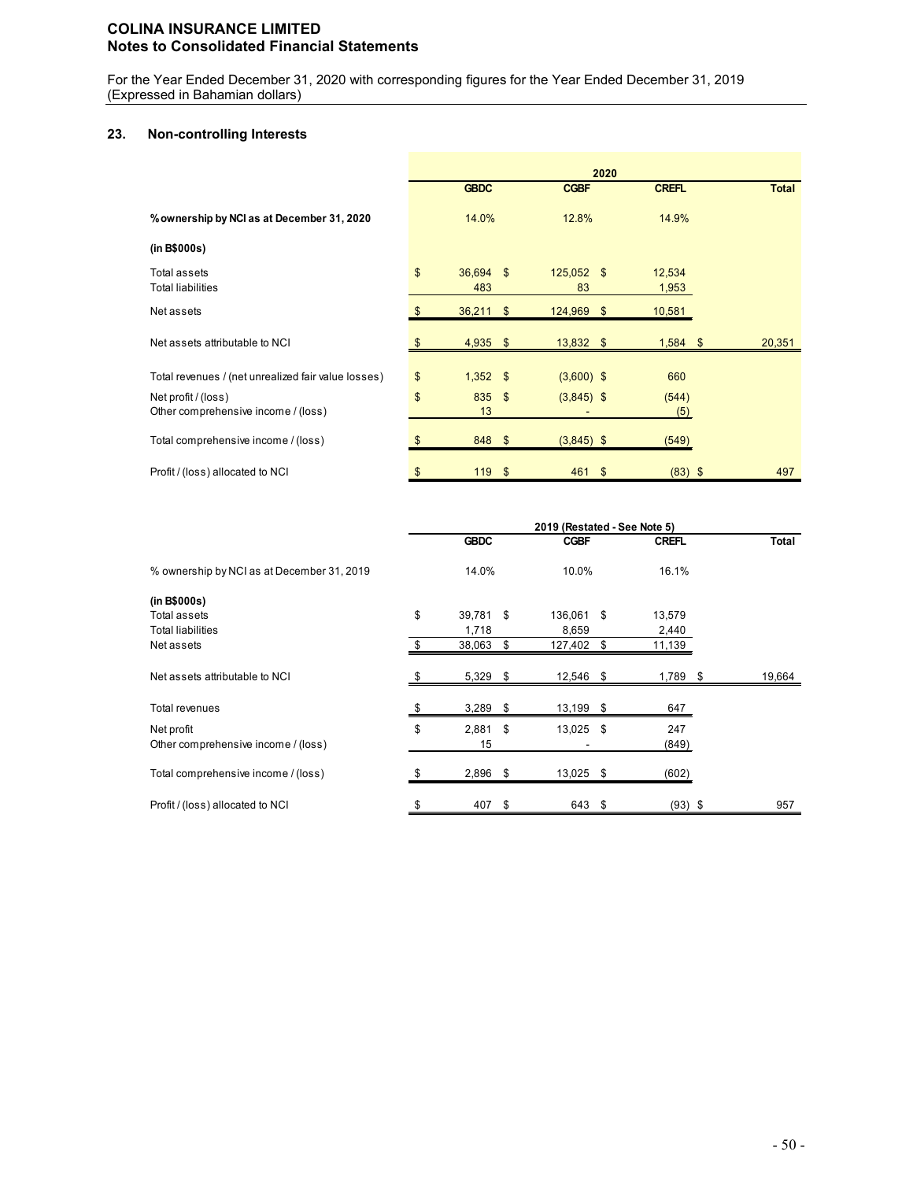## 23. Non-controlling Interests

| | 2020 | | | |
|---|---|---|---|---|
| | **GBDC** | **CGBF** | **CREFL** | **Total** |
| **% ownership by NCI as at December 31, 2020** | 14.0% | 12.8% | 14.9% | |
| **(in B$000s)** | | | | |
| Total assets | $ 36,694 | $ 125,052 | $ 12,534 | |
| Total liabilities | 483 | 83 | 1,953 | |
| Net assets | $ 36,211 | $ 124,969 | $ 10,581 | |
| Net assets attributable to NCI | $ 4,935 | $ 13,832 | $ 1,584 | $ 20,351 |
| Total revenues / (net unrealized fair value losses) | $ 1,352 | $ (3,600) | $ 660 | |
| Net profit / (loss) | $ 835 | $ (3,845) | $ (544) | |
| Other comprehensive income / (loss) | 13 | - | (5) | |
| Total comprehensive income / (loss) | $ 848 | $ (3,845) | $ (549) | |
| Profit / (loss) allocated to NCI | $ 119 | $ 461 | $ (83) | $ 497 |

| | 2019 (Restated - See Note 5) | | | |
|---|---|---|---|---|
| | **GBDC** | **CGBF** | **CREFL** | **Total** |
| % ownership by NCI as at December 31, 2019 | 14.0% | 10.0% | 16.1% | |
| **(in B$000s)** | | | | |
| Total assets | $ 39,781 | $ 136,061 | $ 13,579 | |
| Total liabilities | 1,718 | 8,659 | 2,440 | |
| Net assets | $ 38,063 | $ 127,402 | $ 11,139 | |
| Net assets attributable to NCI | $ 5,329 | $ 12,546 | $ 1,789 | $ 19,664 |
| Total revenues | $ 3,289 | $ 13,199 | $ 647 | |
| Net profit | $ 2,881 | $ 13,025 | $ 247 | |
| Other comprehensive income / (loss) | 15 | - | (849) | |
| Total comprehensive income / (loss) | $ 2,896 | $ 13,025 | $ (602) | |
| Profit / (loss) allocated to NCI | $ 407 | $ 643 | $ (93) | $ 957 |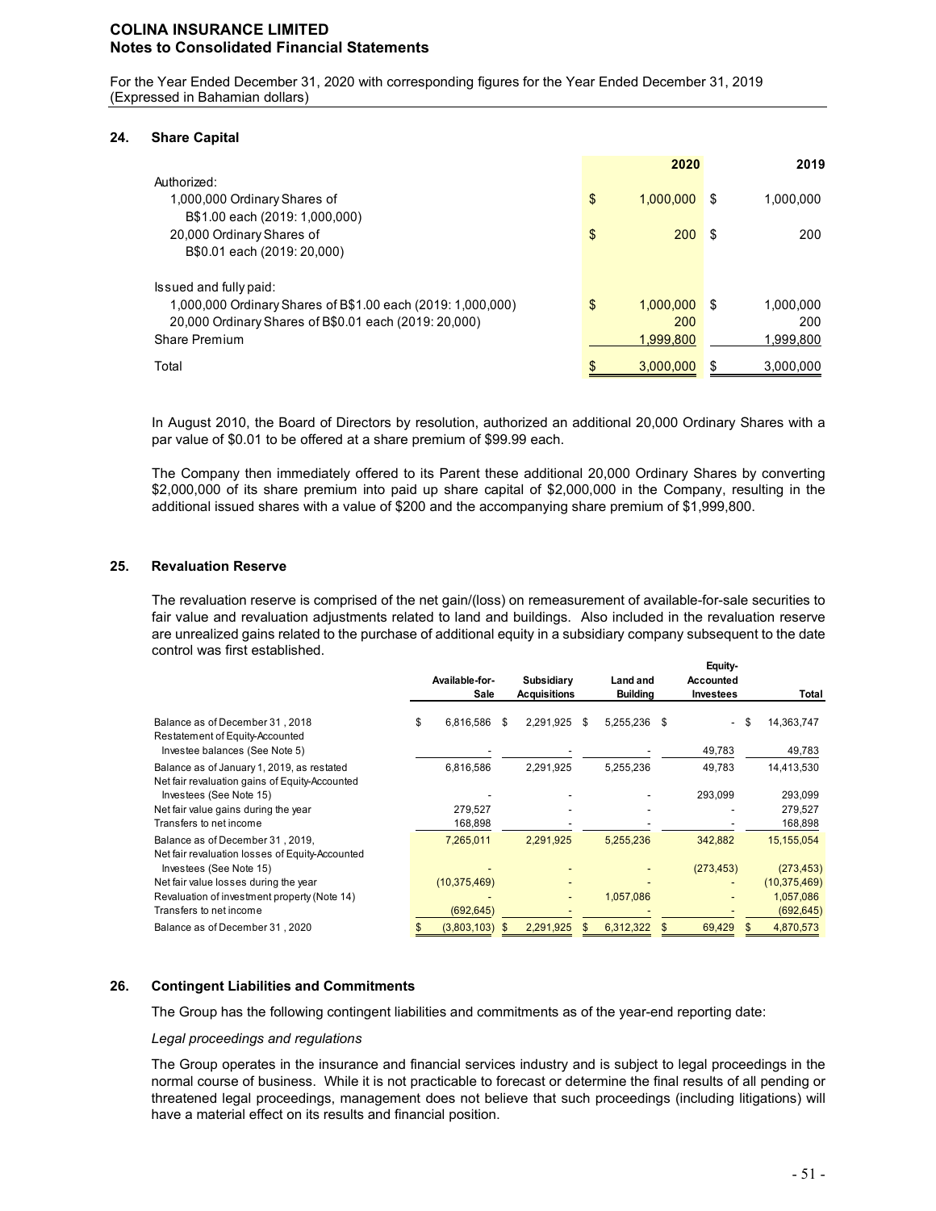# COLINA INSURANCE LIMITED
## Notes to Consolidated Financial Statements

For the Year Ended December 31, 2020 with corresponding figures for the Year Ended December 31, 2019
(Expressed in Bahamian dollars)

### 24. Share Capital

| | 2020 | 2019 |
|---|---|---|
| Authorized: | | |
| 1,000,000 Ordinary Shares of B$1.00 each (2019: 1,000,000) | $ 1,000,000 | $ 1,000,000 |
| 20,000 Ordinary Shares of B$0.01 each (2019: 20,000) | $ 200 | $ 200 |
| Issued and fully paid: | | |
| 1,000,000 Ordinary Shares of B$1.00 each (2019: 1,000,000) | $ 1,000,000 | $ 1,000,000 |
| 20,000 Ordinary Shares of B$0.01 each (2019: 20,000) | 200 | 200 |
| Share Premium | 1,999,800 | 1,999,800 |
| Total | $ 3,000,000 | $ 3,000,000 |

In August 2010, the Board of Directors by resolution, authorized an additional 20,000 Ordinary Shares with a par value of $0.01 to be offered at a share premium of $99.99 each.

The Company then immediately offered to its Parent these additional 20,000 Ordinary Shares by converting $2,000,000 of its share premium into paid up share capital of $2,000,000 in the Company, resulting in the additional issued shares with a value of $200 and the accompanying share premium of $1,999,800.

### 25. Revaluation Reserve

The revaluation reserve is comprised of the net gain/(loss) on remeasurement of available-for-sale securities to fair value and revaluation adjustments related to land and buildings. Also included in the revaluation reserve are unrealized gains related to the purchase of additional equity in a subsidiary company subsequent to the date control was first established.

| | Available-for-Sale | Subsidiary Acquisitions | Land and Building | Equity-Accounted Investees | Total |
|---|---|---|---|---|---|
| Balance as of December 31 , 2018 | $ 6,816,586 | $ 2,291,925 | $ 5,255,236 | $ - | $ 14,363,747 |
| Restatement of Equity-Accounted Investee balances (See Note 5) | - | - | - | 49,783 | 49,783 |
| Balance as of January 1, 2019, as restated | 6,816,586 | 2,291,925 | 5,255,236 | 49,783 | 14,413,530 |
| Net fair revaluation gains of Equity-Accounted Investees (See Note 15) | - | - | - | 293,099 | 293,099 |
| Net fair value gains during the year | 279,527 | - | - | - | 279,527 |
| Transfers to net income | 168,898 | - | - | - | 168,898 |
| Balance as of December 31 , 2019, | 7,265,011 | 2,291,925 | 5,255,236 | 342,882 | 15,155,054 |
| Net fair revaluation losses of Equity-Accounted Investees (See Note 15) | - | - | - | (273,453) | (273,453) |
| Net fair value losses during the year | (10,375,469) | - | - | - | (10,375,469) |
| Revaluation of investment property (Note 14) | - | - | 1,057,086 | - | 1,057,086 |
| Transfers to net income | (692,645) | - | - | - | (692,645) |
| Balance as of December 31 , 2020 | $ (3,803,103) | $ 2,291,925 | $ 6,312,322 | $ 69,429 | $ 4,870,573 |

### 26. Contingent Liabilities and Commitments

The Group has the following contingent liabilities and commitments as of the year-end reporting date:

*Legal proceedings and regulations*

The Group operates in the insurance and financial services industry and is subject to legal proceedings in the normal course of business. While it is not practicable to forecast or determine the final results of all pending or threatened legal proceedings, management does not believe that such proceedings (including litigations) will have a material effect on its results and financial position.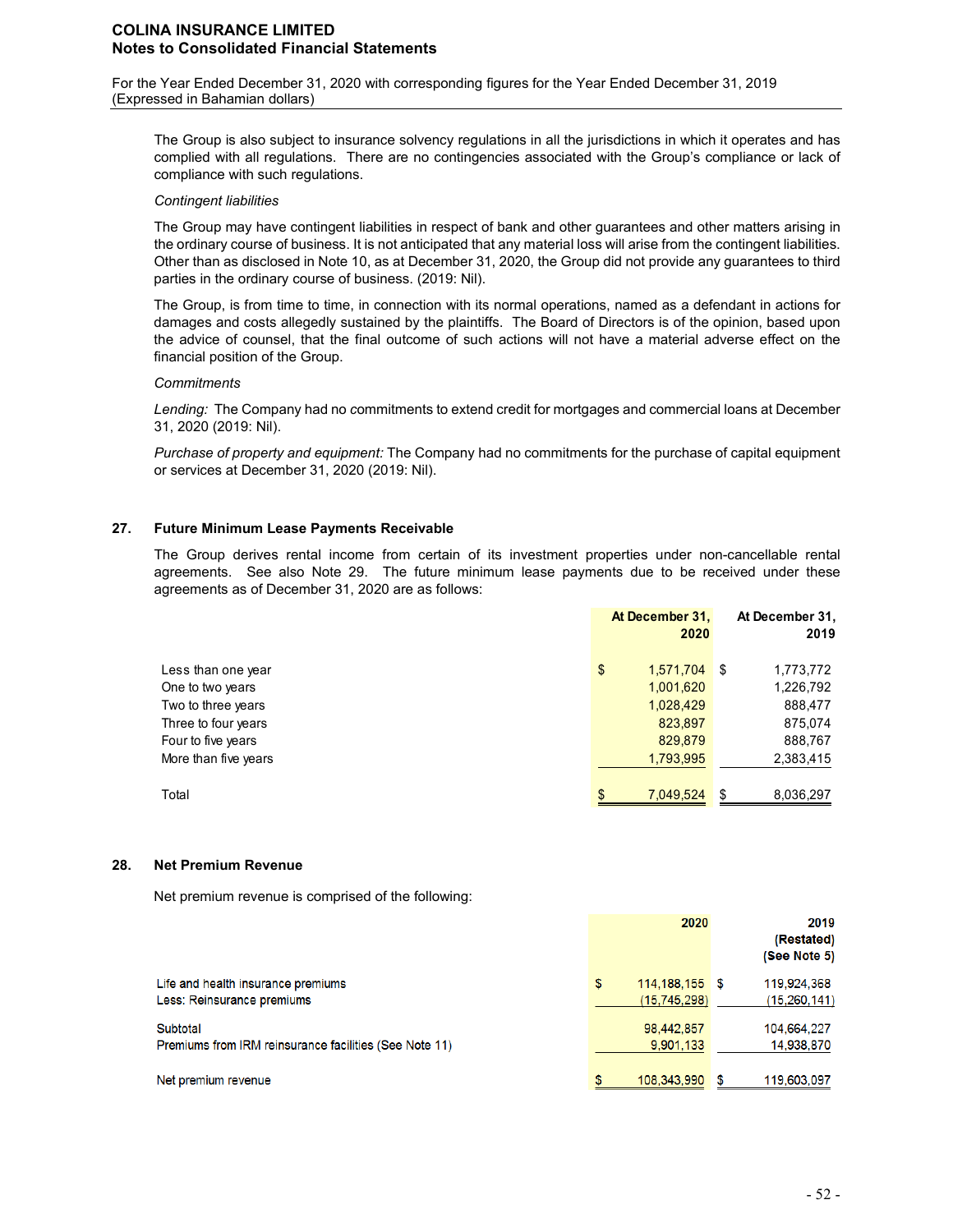The Group is also subject to insurance solvency regulations in all the jurisdictions in which it operates and has complied with all regulations. There are no contingencies associated with the Group's compliance or lack of compliance with such regulations.

*Contingent liabilities*

The Group may have contingent liabilities in respect of bank and other guarantees and other matters arising in the ordinary course of business. It is not anticipated that any material loss will arise from the contingent liabilities. Other than as disclosed in Note 10, as at December 31, 2020, the Group did not provide any guarantees to third parties in the ordinary course of business. (2019: Nil).

The Group, is from time to time, in connection with its normal operations, named as a defendant in actions for damages and costs allegedly sustained by the plaintiffs. The Board of Directors is of the opinion, based upon the advice of counsel, that the final outcome of such actions will not have a material adverse effect on the financial position of the Group.

*Commitments*

*Lending:* The Company had no commitments to extend credit for mortgages and commercial loans at December 31, 2020 (2019: Nil).

*Purchase of property and equipment:* The Company had no commitments for the purchase of capital equipment or services at December 31, 2020 (2019: Nil).

## 27. Future Minimum Lease Payments Receivable

The Group derives rental income from certain of its investment properties under non-cancellable rental agreements. See also Note 29. The future minimum lease payments due to be received under these agreements as of December 31, 2020 are as follows:

| | At December 31, 2020 | At December 31, 2019 |
|---|---|---|
| Less than one year | $ 1,571,704 | $ 1,773,772 |
| One to two years | 1,001,620 | 1,226,792 |
| Two to three years | 1,028,429 | 888,477 |
| Three to four years | 823,897 | 875,074 |
| Four to five years | 829,879 | 888,767 |
| More than five years | 1,793,995 | 2,383,415 |
| Total | $ 7,049,524 | $ 8,036,297 |

## 28. Net Premium Revenue

Net premium revenue is comprised of the following:

| | 2020 | 2019 (Restated) (See Note 5) |
|---|---|---|
| Life and health insurance premiums | $ 114,188,155 | $ 119,924,368 |
| Less: Reinsurance premiums | (15,745,298) | (15,260,141) |
| Subtotal | 98,442,857 | 104,664,227 |
| Premiums from IRM reinsurance facilities (See Note 11) | 9,901,133 | 14,938,870 |
| Net premium revenue | $ 108,343,990 | $ 119,603,097 |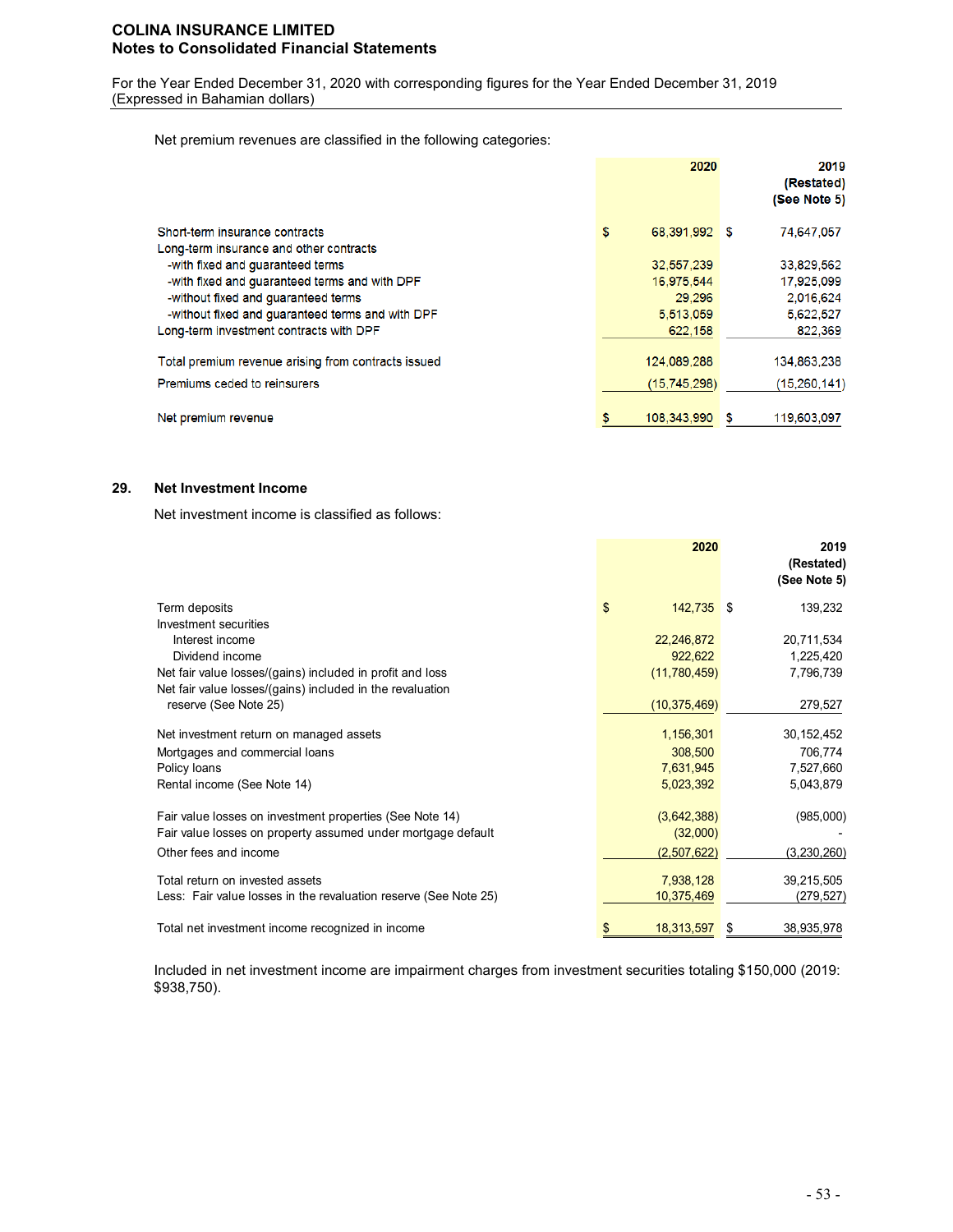Net premium revenues are classified in the following categories:

| | 2020 | 2019 (Restated) (See Note 5) |
|---|---|---|
| Short-term insurance contracts | $ 68,391,992 | $ 74,647,057 |
| Long-term insurance and other contracts | | |
| -with fixed and guaranteed terms | 32,557,239 | 33,829,562 |
| -with fixed and guaranteed terms and with DPF | 16,975,544 | 17,925,099 |
| -without fixed and guaranteed terms | 29,296 | 2,016,624 |
| -without fixed and guaranteed terms and with DPF | 5,513,059 | 5,622,527 |
| Long-term investment contracts with DPF | 622,158 | 822,369 |
| Total premium revenue arising from contracts issued | 124,089,288 | 134,863,238 |
| Premiums ceded to reinsurers | (15,745,298) | (15,260,141) |
| Net premium revenue | $ 108,343,990 | $ 119,603,097 |

## 29. Net Investment Income

Net investment income is classified as follows:

| | 2020 | 2019 (Restated) (See Note 5) |
|---|---|---|
| Term deposits | $ 142,735 | $ 139,232 |
| Investment securities | | |
| Interest income | 22,246,872 | 20,711,534 |
| Dividend income | 922,622 | 1,225,420 |
| Net fair value losses/(gains) included in profit and loss | (11,780,459) | 7,796,739 |
| Net fair value losses/(gains) included in the revaluation reserve (See Note 25) | (10,375,469) | 279,527 |
| Net investment return on managed assets | 1,156,301 | 30,152,452 |
| Mortgages and commercial loans | 308,500 | 706,774 |
| Policy loans | 7,631,945 | 7,527,660 |
| Rental income (See Note 14) | 5,023,392 | 5,043,879 |
| Fair value losses on investment properties (See Note 14) | (3,642,388) | (985,000) |
| Fair value losses on property assumed under mortgage default | (32,000) | - |
| Other fees and income | (2,507,622) | (3,230,260) |
| Total return on invested assets | 7,938,128 | 39,215,505 |
| Less: Fair value losses in the revaluation reserve (See Note 25) | 10,375,469 | (279,527) |
| Total net investment income recognized in income | $ 18,313,597 | $ 38,935,978 |

Included in net investment income are impairment charges from investment securities totaling $150,000 (2019: $938,750).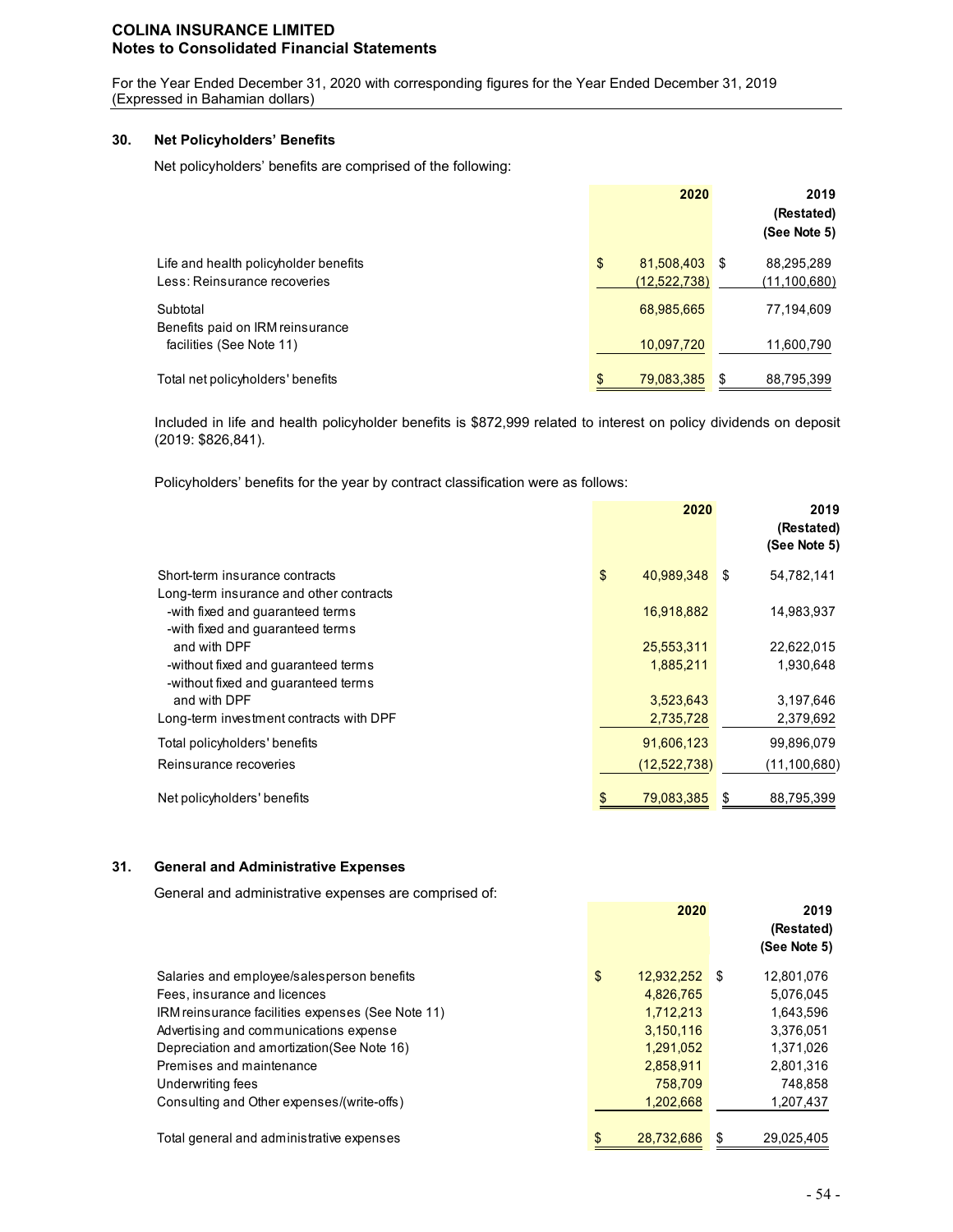**COLINA INSURANCE LIMITED**
**Notes to Consolidated Financial Statements**

For the Year Ended December 31, 2020 with corresponding figures for the Year Ended December 31, 2019
(Expressed in Bahamian dollars)

## 30. Net Policyholders' Benefits

Net policyholders' benefits are comprised of the following:

| | 2020 | 2019 (Restated) (See Note 5) |
|---|---|---|
| Life and health policyholder benefits | $ 81,508,403 | $ 88,295,289 |
| Less: Reinsurance recoveries | (12,522,738) | (11,100,680) |
| Subtotal | 68,985,665 | 77,194,609 |
| Benefits paid on IRM reinsurance facilities (See Note 11) | 10,097,720 | 11,600,790 |
| Total net policyholders' benefits | $ 79,083,385 | $ 88,795,399 |

Included in life and health policyholder benefits is $872,999 related to interest on policy dividends on deposit (2019: $826,841).

Policyholders' benefits for the year by contract classification were as follows:

| | 2020 | 2019 (Restated) (See Note 5) |
|---|---|---|
| Short-term insurance contracts | $ 40,989,348 | $ 54,782,141 |
| Long-term insurance and other contracts | | |
| -with fixed and guaranteed terms | 16,918,882 | 14,983,937 |
| -with fixed and guaranteed terms and with DPF | 25,553,311 | 22,622,015 |
| -without fixed and guaranteed terms | 1,885,211 | 1,930,648 |
| -without fixed and guaranteed terms and with DPF | 3,523,643 | 3,197,646 |
| Long-term investment contracts with DPF | 2,735,728 | 2,379,692 |
| Total policyholders' benefits | 91,606,123 | 99,896,079 |
| Reinsurance recoveries | (12,522,738) | (11,100,680) |
| Net policyholders' benefits | $ 79,083,385 | $ 88,795,399 |

## 31. General and Administrative Expenses

General and administrative expenses are comprised of:

| | 2020 | 2019 (Restated) (See Note 5) |
|---|---|---|
| Salaries and employee/salesperson benefits | $ 12,932,252 | $ 12,801,076 |
| Fees, insurance and licences | 4,826,765 | 5,076,045 |
| IRM reinsurance facilities expenses (See Note 11) | 1,712,213 | 1,643,596 |
| Advertising and communications expense | 3,150,116 | 3,376,051 |
| Depreciation and amortization(See Note 16) | 1,291,052 | 1,371,026 |
| Premises and maintenance | 2,858,911 | 2,801,316 |
| Underwriting fees | 758,709 | 748,858 |
| Consulting and Other expenses/(write-offs) | 1,202,668 | 1,207,437 |
| Total general and administrative expenses | $ 28,732,686 | $ 29,025,405 |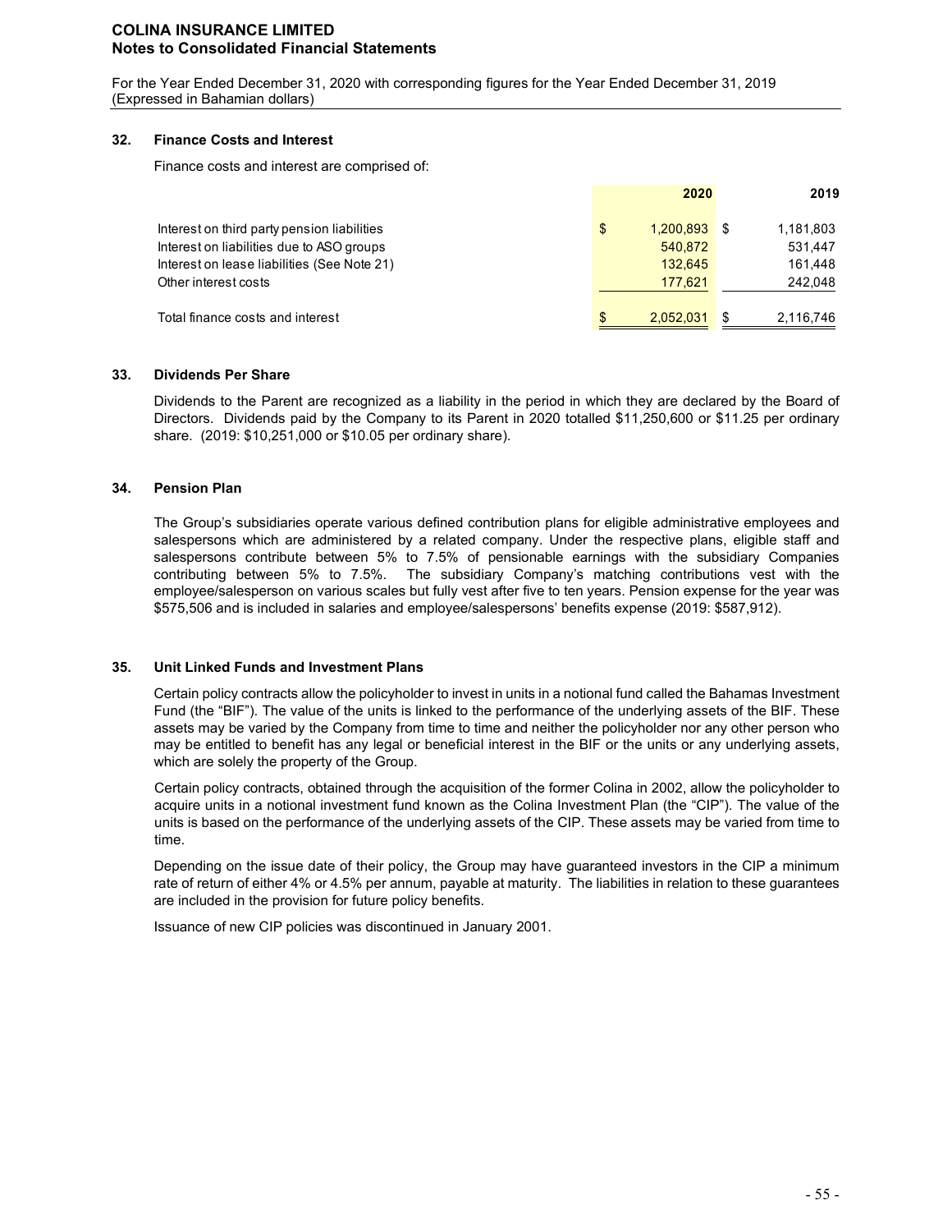# COLINA INSURANCE LIMITED
## Notes to Consolidated Financial Statements

For the Year Ended December 31, 2020 with corresponding figures for the Year Ended December 31, 2019
(Expressed in Bahamian dollars)

### 32. Finance Costs and Interest

Finance costs and interest are comprised of:

| | 2020 | 2019 |
|---|---|---|
| Interest on third party pension liabilities | $ 1,200,893 | $ 1,181,803 |
| Interest on liabilities due to ASO groups | 540,872 | 531,447 |
| Interest on lease liabilities (See Note 21) | 132,645 | 161,448 |
| Other interest costs | 177,621 | 242,048 |
| Total finance costs and interest | $ 2,052,031 | $ 2,116,746 |

### 33. Dividends Per Share

Dividends to the Parent are recognized as a liability in the period in which they are declared by the Board of Directors. Dividends paid by the Company to its Parent in 2020 totalled $11,250,600 or $11.25 per ordinary share. (2019: $10,251,000 or $10.05 per ordinary share).

### 34. Pension Plan

The Group's subsidiaries operate various defined contribution plans for eligible administrative employees and salespersons which are administered by a related company. Under the respective plans, eligible staff and salespersons contribute between 5% to 7.5% of pensionable earnings with the subsidiary Companies contributing between 5% to 7.5%. The subsidiary Company's matching contributions vest with the employee/salesperson on various scales but fully vest after five to ten years. Pension expense for the year was $575,506 and is included in salaries and employee/salespersons' benefits expense (2019: $587,912).

### 35. Unit Linked Funds and Investment Plans

Certain policy contracts allow the policyholder to invest in units in a notional fund called the Bahamas Investment Fund (the "BIF"). The value of the units is linked to the performance of the underlying assets of the BIF. These assets may be varied by the Company from time to time and neither the policyholder nor any other person who may be entitled to benefit has any legal or beneficial interest in the BIF or the units or any underlying assets, which are solely the property of the Group.

Certain policy contracts, obtained through the acquisition of the former Colina in 2002, allow the policyholder to acquire units in a notional investment fund known as the Colina Investment Plan (the "CIP"). The value of the units is based on the performance of the underlying assets of the CIP. These assets may be varied from time to time.

Depending on the issue date of their policy, the Group may have guaranteed investors in the CIP a minimum rate of return of either 4% or 4.5% per annum, payable at maturity. The liabilities in relation to these guarantees are included in the provision for future policy benefits.

Issuance of new CIP policies was discontinued in January 2001.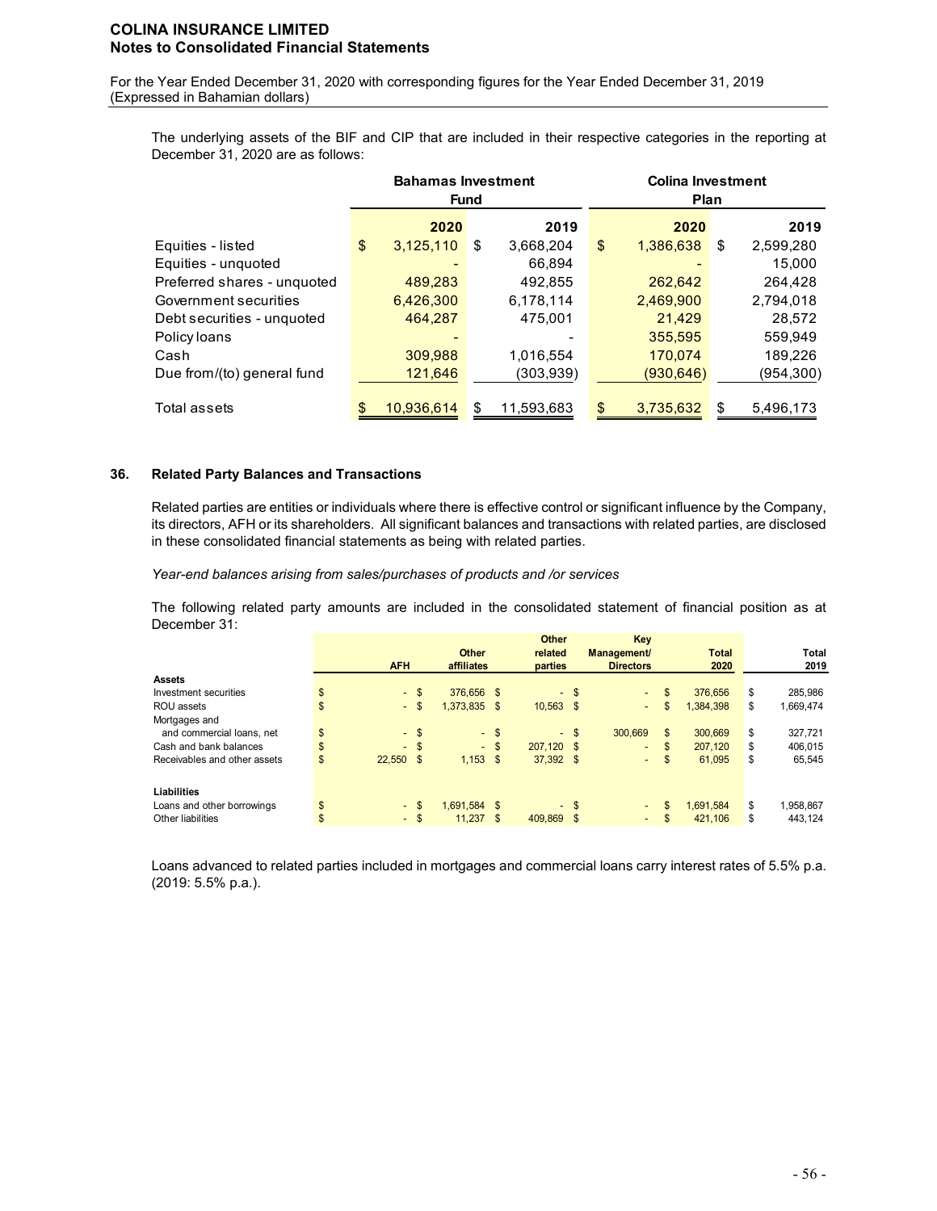The underlying assets of the BIF and CIP that are included in their respective categories in the reporting at December 31, 2020 are as follows:

| | Bahamas Investment Fund | | Colina Investment Plan | |
|---|---|---|---|---|
| | **2020** | **2019** | **2020** | **2019** |
| Equities - listed | $ 3,125,110 | $ 3,668,204 | $ 1,386,638 | $ 2,599,280 |
| Equities - unquoted | - | 66,894 | - | 15,000 |
| Preferred shares - unquoted | 489,283 | 492,855 | 262,642 | 264,428 |
| Government securities | 6,426,300 | 6,178,114 | 2,469,900 | 2,794,018 |
| Debt securities - unquoted | 464,287 | 475,001 | 21,429 | 28,572 |
| Policy loans | - | - | 355,595 | 559,949 |
| Cash | 309,988 | 1,016,554 | 170,074 | 189,226 |
| Due from/(to) general fund | 121,646 | (303,939) | (930,646) | (954,300) |
| Total assets | $ 10,936,614 | $ 11,593,683 | $ 3,735,632 | $ 5,496,173 |

## 36. Related Party Balances and Transactions

Related parties are entities or individuals where there is effective control or significant influence by the Company, its directors, AFH or its shareholders. All significant balances and transactions with related parties, are disclosed in these consolidated financial statements as being with related parties.

*Year-end balances arising from sales/purchases of products and /or services*

The following related party amounts are included in the consolidated statement of financial position as at December 31:

| | AFH | Other affiliates | Other related parties | Key Management/ Directors | Total 2020 | Total 2019 |
|---|---|---|---|---|---|---|
| **Assets** | | | | | | |
| Investment securities | $ - | $ 376,656 | $ - | $ - | $ 376,656 | $ 285,986 |
| ROU assets | $ - | $ 1,373,835 | $ 10,563 | $ - | $ 1,384,398 | $ 1,669,474 |
| Mortgages and and commercial loans, net | $ - | $ - | $ - | $ 300,669 | $ 300,669 | $ 327,721 |
| Cash and bank balances | $ - | $ - | $ 207,120 | $ - | $ 207,120 | $ 406,015 |
| Receivables and other assets | $ 22,550 | $ 1,153 | $ 37,392 | $ - | $ 61,095 | $ 65,545 |
| **Liabilities** | | | | | | |
| Loans and other borrowings | $ - | $ 1,691,584 | $ - | $ - | $ 1,691,584 | $ 1,958,867 |
| Other liabilities | $ - | $ 11,237 | $ 409,869 | $ - | $ 421,106 | $ 443,124 |

Loans advanced to related parties included in mortgages and commercial loans carry interest rates of 5.5% p.a. (2019: 5.5% p.a.).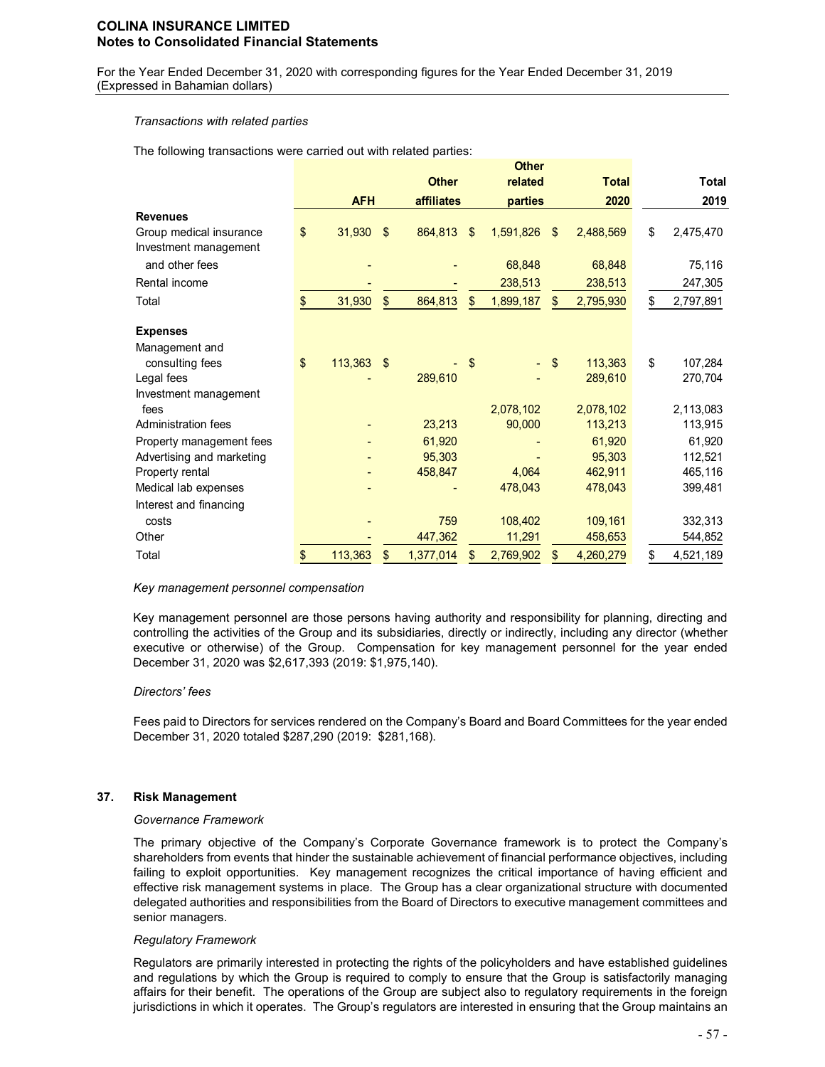*Transactions with related parties*

The following transactions were carried out with related parties:

| | AFH | Other affiliates | Other related parties | Total 2020 | Total 2019 |
|---|---|---|---|---|---|
| **Revenues** | | | | | |
| Group medical insurance | $ 31,930 | $ 864,813 | $ 1,591,826 | $ 2,488,569 | $ 2,475,470 |
| Investment management and other fees | - | - | 68,848 | 68,848 | 75,116 |
| Rental income | - | - | 238,513 | 238,513 | 247,305 |
| Total | $ 31,930 | $ 864,813 | $ 1,899,187 | $ 2,795,930 | $ 2,797,891 |
| **Expenses** | | | | | |
| Management and consulting fees | $ 113,363 | $ - | $ - | $ 113,363 | $ 107,284 |
| Legal fees | - | 289,610 | - | 289,610 | 270,704 |
| Investment management fees | | | 2,078,102 | 2,078,102 | 2,113,083 |
| Administration fees | - | 23,213 | 90,000 | 113,213 | 113,915 |
| Property management fees | - | 61,920 | - | 61,920 | 61,920 |
| Advertising and marketing | - | 95,303 | - | 95,303 | 112,521 |
| Property rental | - | 458,847 | 4,064 | 462,911 | 465,116 |
| Medical lab expenses | - | - | 478,043 | 478,043 | 399,481 |
| Interest and financing costs | - | 759 | 108,402 | 109,161 | 332,313 |
| Other | - | 447,362 | 11,291 | 458,653 | 544,852 |
| Total | $ 113,363 | $ 1,377,014 | $ 2,769,902 | $ 4,260,279 | $ 4,521,189 |

*Key management personnel compensation*

Key management personnel are those persons having authority and responsibility for planning, directing and controlling the activities of the Group and its subsidiaries, directly or indirectly, including any director (whether executive or otherwise) of the Group. Compensation for key management personnel for the year ended December 31, 2020 was $2,617,393 (2019: $1,975,140).

*Directors' fees*

Fees paid to Directors for services rendered on the Company's Board and Board Committees for the year ended December 31, 2020 totaled $287,290 (2019: $281,168).

## 37. Risk Management

*Governance Framework*

The primary objective of the Company's Corporate Governance framework is to protect the Company's shareholders from events that hinder the sustainable achievement of financial performance objectives, including failing to exploit opportunities. Key management recognizes the critical importance of having efficient and effective risk management systems in place. The Group has a clear organizational structure with documented delegated authorities and responsibilities from the Board of Directors to executive management committees and senior managers.

*Regulatory Framework*

Regulators are primarily interested in protecting the rights of the policyholders and have established guidelines and regulations by which the Group is required to comply to ensure that the Group is satisfactorily managing affairs for their benefit. The operations of the Group are subject also to regulatory requirements in the foreign jurisdictions in which it operates. The Group's regulators are interested in ensuring that the Group maintains an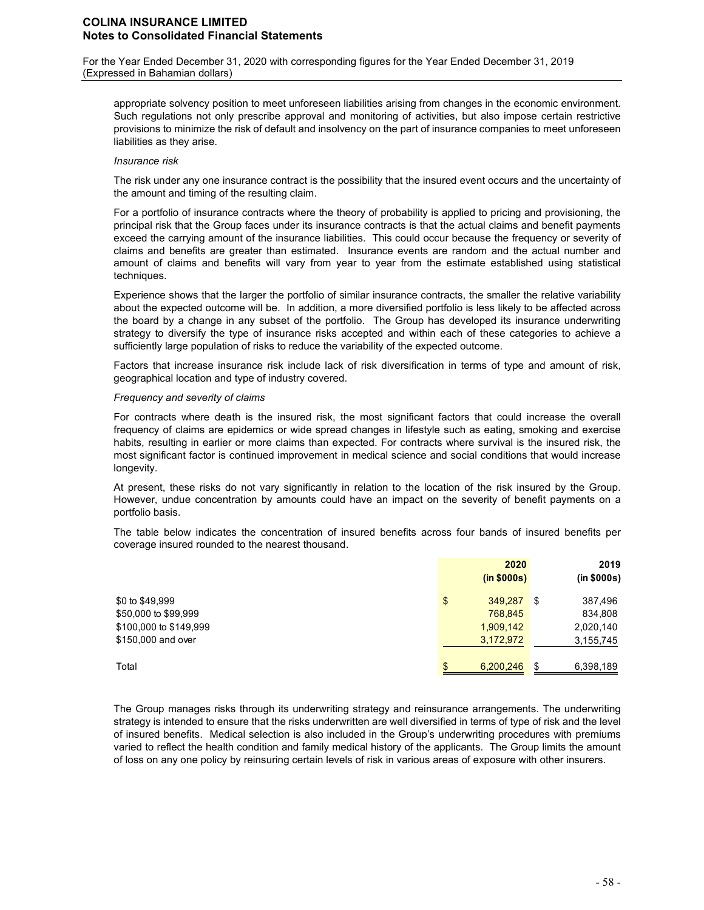appropriate solvency position to meet unforeseen liabilities arising from changes in the economic environment. Such regulations not only prescribe approval and monitoring of activities, but also impose certain restrictive provisions to minimize the risk of default and insolvency on the part of insurance companies to meet unforeseen liabilities as they arise.

*Insurance risk*

The risk under any one insurance contract is the possibility that the insured event occurs and the uncertainty of the amount and timing of the resulting claim.

For a portfolio of insurance contracts where the theory of probability is applied to pricing and provisioning, the principal risk that the Group faces under its insurance contracts is that the actual claims and benefit payments exceed the carrying amount of the insurance liabilities. This could occur because the frequency or severity of claims and benefits are greater than estimated. Insurance events are random and the actual number and amount of claims and benefits will vary from year to year from the estimate established using statistical techniques.

Experience shows that the larger the portfolio of similar insurance contracts, the smaller the relative variability about the expected outcome will be. In addition, a more diversified portfolio is less likely to be affected across the board by a change in any subset of the portfolio. The Group has developed its insurance underwriting strategy to diversify the type of insurance risks accepted and within each of these categories to achieve a sufficiently large population of risks to reduce the variability of the expected outcome.

Factors that increase insurance risk include lack of risk diversification in terms of type and amount of risk, geographical location and type of industry covered.

*Frequency and severity of claims*

For contracts where death is the insured risk, the most significant factors that could increase the overall frequency of claims are epidemics or wide spread changes in lifestyle such as eating, smoking and exercise habits, resulting in earlier or more claims than expected. For contracts where survival is the insured risk, the most significant factor is continued improvement in medical science and social conditions that would increase longevity.

At present, these risks do not vary significantly in relation to the location of the risk insured by the Group. However, undue concentration by amounts could have an impact on the severity of benefit payments on a portfolio basis.

The table below indicates the concentration of insured benefits across four bands of insured benefits per coverage insured rounded to the nearest thousand.

| | **2020 (in \$000s)** | **2019 (in \$000s)** |
|---|---|---|
| \$0 to \$49,999 | \$ 349,287 | \$ 387,496 |
| \$50,000 to \$99,999 | 768,845 | 834,808 |
| \$100,000 to \$149,999 | 1,909,142 | 2,020,140 |
| \$150,000 and over | 3,172,972 | 3,155,745 |
| Total | \$ 6,200,246 | \$ 6,398,189 |

The Group manages risks through its underwriting strategy and reinsurance arrangements. The underwriting strategy is intended to ensure that the risks underwritten are well diversified in terms of type of risk and the level of insured benefits. Medical selection is also included in the Group's underwriting procedures with premiums varied to reflect the health condition and family medical history of the applicants. The Group limits the amount of loss on any one policy by reinsuring certain levels of risk in various areas of exposure with other insurers.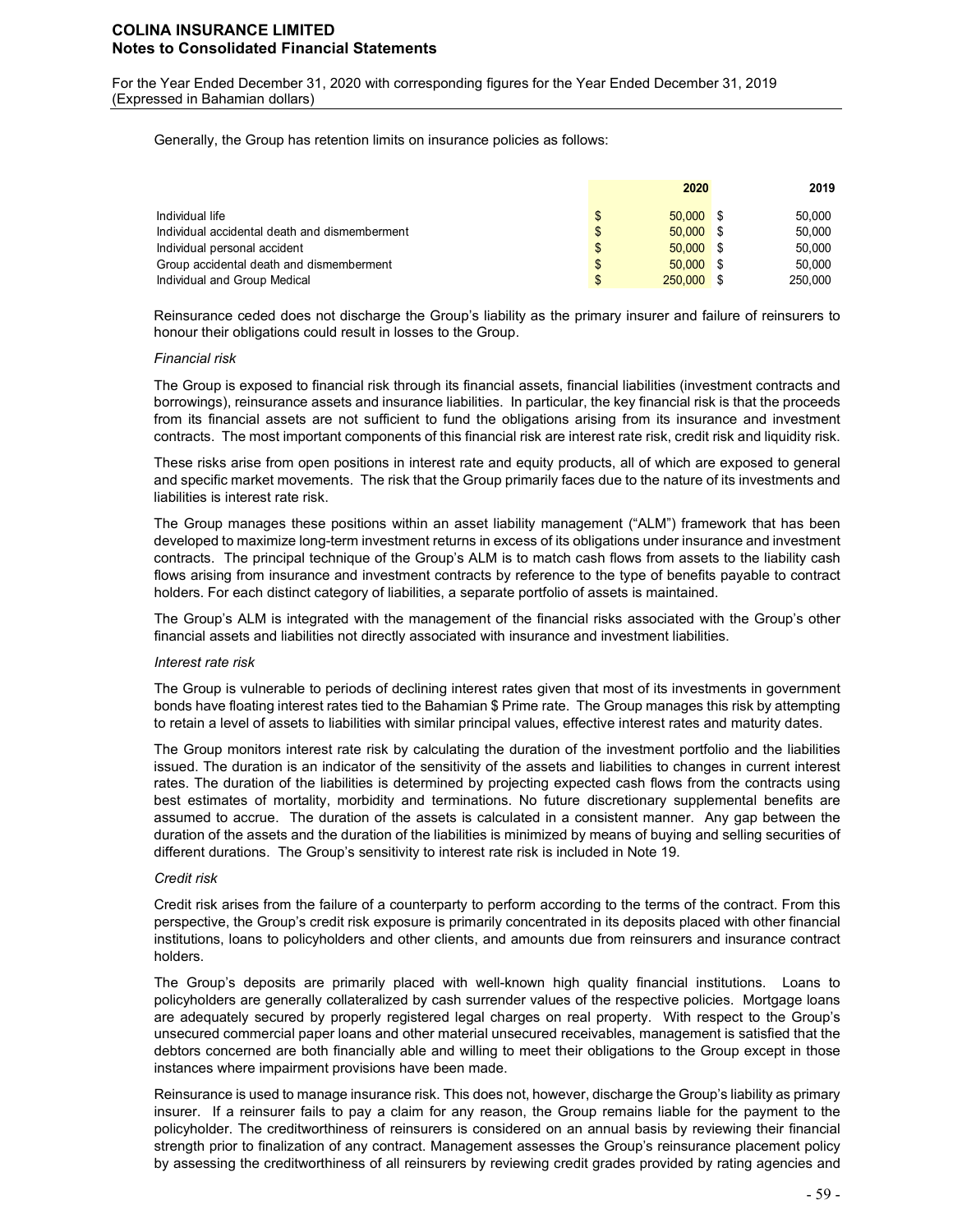Generally, the Group has retention limits on insurance policies as follows:

| | 2020 | 2019 |
|---|---|---|
| Individual life | $ 50,000 | $ 50,000 |
| Individual accidental death and dismemberment | $ 50,000 | $ 50,000 |
| Individual personal accident | $ 50,000 | $ 50,000 |
| Group accidental death and dismemberment | $ 50,000 | $ 50,000 |
| Individual and Group Medical | $ 250,000 | $ 250,000 |

Reinsurance ceded does not discharge the Group's liability as the primary insurer and failure of reinsurers to honour their obligations could result in losses to the Group.

*Financial risk*

The Group is exposed to financial risk through its financial assets, financial liabilities (investment contracts and borrowings), reinsurance assets and insurance liabilities. In particular, the key financial risk is that the proceeds from its financial assets are not sufficient to fund the obligations arising from its insurance and investment contracts. The most important components of this financial risk are interest rate risk, credit risk and liquidity risk.

These risks arise from open positions in interest rate and equity products, all of which are exposed to general and specific market movements. The risk that the Group primarily faces due to the nature of its investments and liabilities is interest rate risk.

The Group manages these positions within an asset liability management ("ALM") framework that has been developed to maximize long-term investment returns in excess of its obligations under insurance and investment contracts. The principal technique of the Group's ALM is to match cash flows from assets to the liability cash flows arising from insurance and investment contracts by reference to the type of benefits payable to contract holders. For each distinct category of liabilities, a separate portfolio of assets is maintained.

The Group's ALM is integrated with the management of the financial risks associated with the Group's other financial assets and liabilities not directly associated with insurance and investment liabilities.

*Interest rate risk*

The Group is vulnerable to periods of declining interest rates given that most of its investments in government bonds have floating interest rates tied to the Bahamian $ Prime rate. The Group manages this risk by attempting to retain a level of assets to liabilities with similar principal values, effective interest rates and maturity dates.

The Group monitors interest rate risk by calculating the duration of the investment portfolio and the liabilities issued. The duration is an indicator of the sensitivity of the assets and liabilities to changes in current interest rates. The duration of the liabilities is determined by projecting expected cash flows from the contracts using best estimates of mortality, morbidity and terminations. No future discretionary supplemental benefits are assumed to accrue. The duration of the assets is calculated in a consistent manner. Any gap between the duration of the assets and the duration of the liabilities is minimized by means of buying and selling securities of different durations. The Group's sensitivity to interest rate risk is included in Note 19.

*Credit risk*

Credit risk arises from the failure of a counterparty to perform according to the terms of the contract. From this perspective, the Group's credit risk exposure is primarily concentrated in its deposits placed with other financial institutions, loans to policyholders and other clients, and amounts due from reinsurers and insurance contract holders.

The Group's deposits are primarily placed with well-known high quality financial institutions. Loans to policyholders are generally collateralized by cash surrender values of the respective policies. Mortgage loans are adequately secured by properly registered legal charges on real property. With respect to the Group's unsecured commercial paper loans and other material unsecured receivables, management is satisfied that the debtors concerned are both financially able and willing to meet their obligations to the Group except in those instances where impairment provisions have been made.

Reinsurance is used to manage insurance risk. This does not, however, discharge the Group's liability as primary insurer. If a reinsurer fails to pay a claim for any reason, the Group remains liable for the payment to the policyholder. The creditworthiness of reinsurers is considered on an annual basis by reviewing their financial strength prior to finalization of any contract. Management assesses the Group's reinsurance placement policy by assessing the creditworthiness of all reinsurers by reviewing credit grades provided by rating agencies and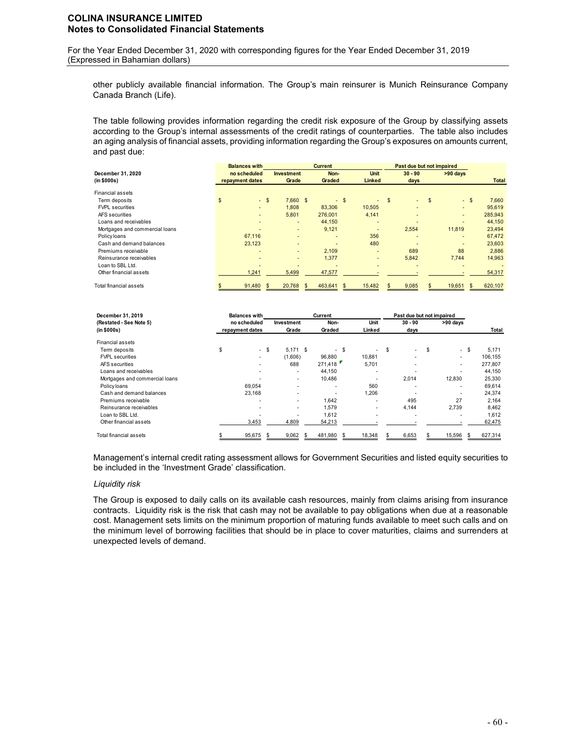other publicly available financial information. The Group's main reinsurer is Munich Reinsurance Company Canada Branch (Life).

The table following provides information regarding the credit risk exposure of the Group by classifying assets according to the Group's internal assessments of the credit ratings of counterparties. The table also includes an aging analysis of financial assets, providing information regarding the Group's exposures on amounts current, and past due:

| December 31, 2020 (in $000s) | Balances with no scheduled repayment dates | Current | | | Past due but not impaired | | Total |
|---|---|---|---|---|---|---|---|
| | | Investment Grade | Non-Graded | Unit Linked | 30 - 90 days | >90 days | |
| Financial assets | | | | | | | |
| Term deposits | $ - | $ 7,660 | $ - | $ - | $ - | $ - | $ 7,660 |
| FVPL securities | - | 1,808 | 83,306 | 10,505 | - | - | 95,619 |
| AFS securities | - | 5,801 | 276,001 | 4,141 | - | - | 285,943 |
| Loans and receivables | - | - | 44,150 | - | - | - | 44,150 |
| Mortgages and commercial loans | - | - | 9,121 | - | 2,554 | 11,819 | 23,494 |
| Policy loans | 67,116 | - | - | 356 | - | - | 67,472 |
| Cash and demand balances | 23,123 | - | - | 480 | - | - | 23,603 |
| Premiums receivable | - | - | 2,109 | - | 689 | 88 | 2,886 |
| Reinsurance receivables | - | - | 1,377 | - | 5,842 | 7,744 | 14,963 |
| Loan to SBL Ltd. | - | - | - | - | - | - | - |
| Other financial assets | 1,241 | 5,499 | 47,577 | - | - | - | 54,317 |
| Total financial assets | $ 91,480 | $ 20,768 | $ 463,641 | $ 15,482 | $ 9,085 | $ 19,651 | $ 620,107 |

| December 31, 2019 (Restated - See Note 5) (in $000s) | Balances with no scheduled repayment dates | Current | | | Past due but not impaired | | Total |
|---|---|---|---|---|---|---|---|
| | | Investment Grade | Non-Graded | Unit Linked | 30 - 90 days | >90 days | |
| Financial assets | | | | | | | |
| Term deposits | $ - | $ 5,171 | $ - | $ - | $ - | $ - | $ 5,171 |
| FVPL securities | - | (1,606) | 96,880 | 10,881 | - | - | 106,155 |
| AFS securities | - | 688 | 271,418 | 5,701 | - | - | 277,807 |
| Loans and receivables | - | - | 44,150 | - | - | - | 44,150 |
| Mortgages and commercial loans | - | - | 10,486 | - | 2,014 | 12,830 | 25,330 |
| Policy loans | 69,054 | - | - | 560 | - | - | 69,614 |
| Cash and demand balances | 23,168 | - | - | 1,206 | - | - | 24,374 |
| Premiums receivable | - | - | 1,642 | - | 495 | 27 | 2,164 |
| Reinsurance receivables | - | - | 1,579 | - | 4,144 | 2,739 | 8,462 |
| Loan to SBL Ltd. | - | - | 1,612 | - | - | - | 1,612 |
| Other financial assets | 3,453 | 4,809 | 54,213 | - | - | - | 62,475 |
| Total financial assets | $ 95,675 | $ 9,062 | $ 481,980 | $ 18,348 | $ 6,653 | $ 15,596 | $ 627,314 |

Management's internal credit rating assessment allows for Government Securities and listed equity securities to be included in the 'Investment Grade' classification.

*Liquidity risk*

The Group is exposed to daily calls on its available cash resources, mainly from claims arising from insurance contracts. Liquidity risk is the risk that cash may not be available to pay obligations when due at a reasonable cost. Management sets limits on the minimum proportion of maturing funds available to meet such calls and on the minimum level of borrowing facilities that should be in place to cover maturities, claims and surrenders at unexpected levels of demand.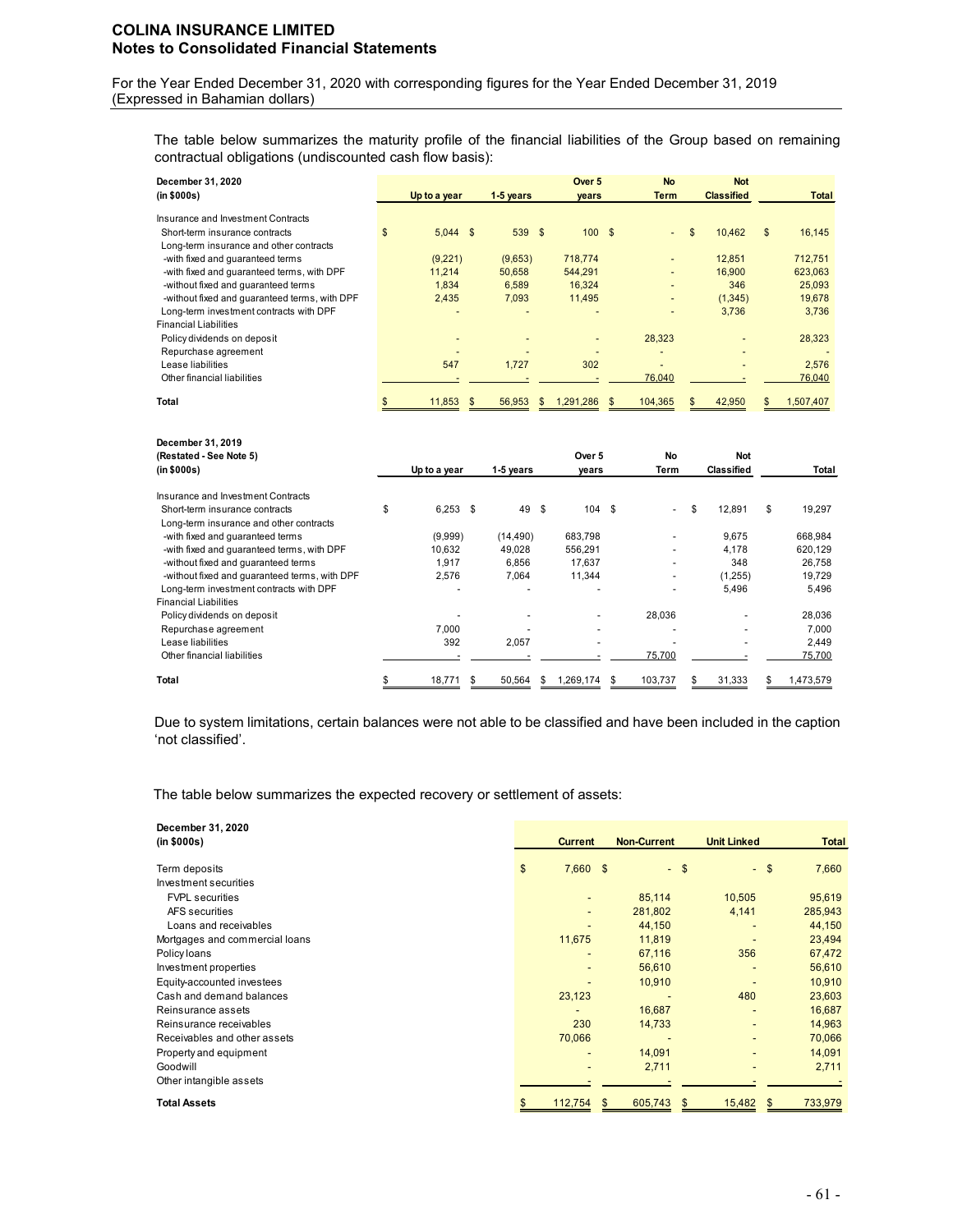The table below summarizes the maturity profile of the financial liabilities of the Group based on remaining contractual obligations (undiscounted cash flow basis):

| December 31, 2020 (in $000s) | Up to a year | 1-5 years | Over 5 years | No Term | Not Classified | Total |
|---|---|---|---|---|---|---|
| Insurance and Investment Contracts | | | | | | |
| Short-term insurance contracts | $ 5,044 | $ 539 | $ 100 | $ - | $ 10,462 | $ 16,145 |
| Long-term insurance and other contracts | | | | | | |
| -with fixed and guaranteed terms | (9,221) | (9,653) | 718,774 | - | 12,851 | 712,751 |
| -with fixed and guaranteed terms, with DPF | 11,214 | 50,658 | 544,291 | - | 16,900 | 623,063 |
| -without fixed and guaranteed terms | 1,834 | 6,589 | 16,324 | - | 346 | 25,093 |
| -without fixed and guaranteed terms, with DPF | 2,435 | 7,093 | 11,495 | - | (1,345) | 19,678 |
| Long-term investment contracts with DPF | - | - | - | - | 3,736 | 3,736 |
| Financial Liabilities | | | | | | |
| Policy dividends on deposit | - | - | - | 28,323 | - | 28,323 |
| Repurchase agreement | - | - | - | - | - | - |
| Lease liabilities | 547 | 1,727 | 302 | - | - | 2,576 |
| Other financial liabilities | - | - | - | 76,040 | - | 76,040 |
| **Total** | $ 11,853 | $ 56,953 | $ 1,291,286 | $ 104,365 | $ 42,950 | $ 1,507,407 |

| December 31, 2019 (Restated - See Note 5) (in $000s) | Up to a year | 1-5 years | Over 5 years | No Term | Not Classified | Total |
|---|---|---|---|---|---|---|
| Insurance and Investment Contracts | | | | | | |
| Short-term insurance contracts | $ 6,253 | $ 49 | $ 104 | $ - | $ 12,891 | $ 19,297 |
| Long-term insurance and other contracts | | | | | | |
| -with fixed and guaranteed terms | (9,999) | (14,490) | 683,798 | - | 9,675 | 668,984 |
| -with fixed and guaranteed terms, with DPF | 10,632 | 49,028 | 556,291 | - | 4,178 | 620,129 |
| -without fixed and guaranteed terms | 1,917 | 6,856 | 17,637 | - | 348 | 26,758 |
| -without fixed and guaranteed terms, with DPF | 2,576 | 7,064 | 11,344 | - | (1,255) | 19,729 |
| Long-term investment contracts with DPF | - | - | - | - | 5,496 | 5,496 |
| Financial Liabilities | | | | | | |
| Policy dividends on deposit | - | - | - | 28,036 | - | 28,036 |
| Repurchase agreement | 7,000 | - | - | - | - | 7,000 |
| Lease liabilities | 392 | 2,057 | - | - | - | 2,449 |
| Other financial liabilities | - | - | - | 75,700 | - | 75,700 |
| **Total** | $ 18,771 | $ 50,564 | $ 1,269,174 | $ 103,737 | $ 31,333 | $ 1,473,579 |

Due to system limitations, certain balances were not able to be classified and have been included in the caption 'not classified'.

The table below summarizes the expected recovery or settlement of assets:

| December 31, 2020 (in $000s) | Current | Non-Current | Unit Linked | Total |
|---|---|---|---|---|
| Term deposits | $ 7,660 | $ - | $ - | $ 7,660 |
| Investment securities | | | | |
| FVPL securities | - | 85,114 | 10,505 | 95,619 |
| AFS securities | - | 281,802 | 4,141 | 285,943 |
| Loans and receivables | - | 44,150 | - | 44,150 |
| Mortgages and commercial loans | 11,675 | 11,819 | - | 23,494 |
| Policy loans | - | 67,116 | 356 | 67,472 |
| Investment properties | - | 56,610 | - | 56,610 |
| Equity-accounted investees | - | 10,910 | - | 10,910 |
| Cash and demand balances | 23,123 | - | 480 | 23,603 |
| Reinsurance assets | - | 16,687 | - | 16,687 |
| Reinsurance receivables | 230 | 14,733 | - | 14,963 |
| Receivables and other assets | 70,066 | - | - | 70,066 |
| Property and equipment | - | 14,091 | - | 14,091 |
| Goodwill | - | 2,711 | - | 2,711 |
| Other intangible assets | - | - | - | - |
| **Total Assets** | $ 112,754 | $ 605,743 | $ 15,482 | $ 733,979 |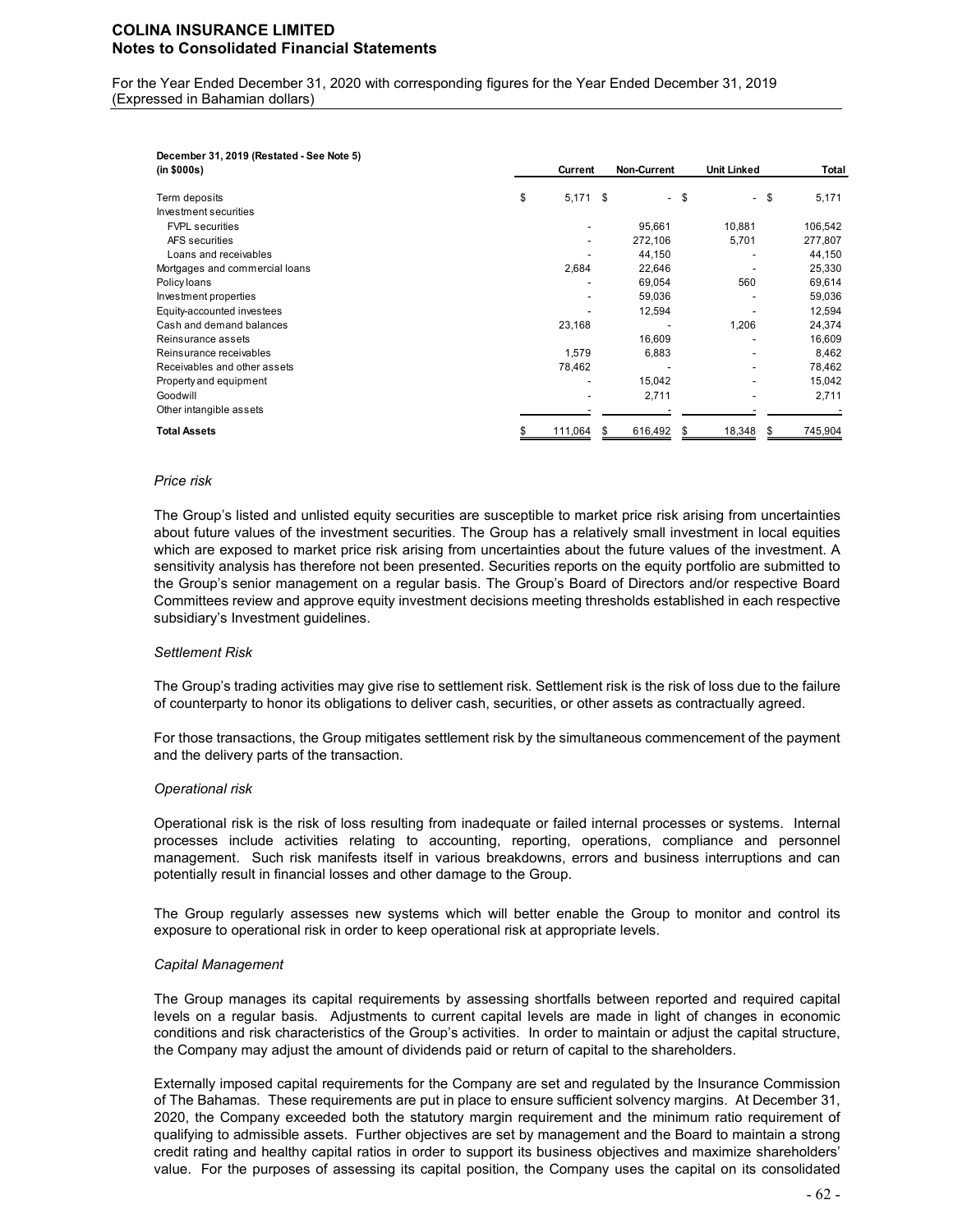**December 31, 2019 (Restated - See Note 5)**
**(in $000s)**

| | Current | Non-Current | Unit Linked | Total |
|---|---|---|---|---|
| Term deposits | $ 5,171 | $ - | $ - | $ 5,171 |
| Investment securities | | | | |
| FVPL securities | - | 95,661 | 10,881 | 106,542 |
| AFS securities | - | 272,106 | 5,701 | 277,807 |
| Loans and receivables | - | 44,150 | - | 44,150 |
| Mortgages and commercial loans | 2,684 | 22,646 | - | 25,330 |
| Policy loans | - | 69,054 | 560 | 69,614 |
| Investment properties | - | 59,036 | - | 59,036 |
| Equity-accounted investees | - | 12,594 | - | 12,594 |
| Cash and demand balances | 23,168 | - | 1,206 | 24,374 |
| Reinsurance assets | | 16,609 | - | 16,609 |
| Reinsurance receivables | 1,579 | 6,883 | - | 8,462 |
| Receivables and other assets | 78,462 | - | - | 78,462 |
| Property and equipment | - | 15,042 | - | 15,042 |
| Goodwill | - | 2,711 | - | 2,711 |
| Other intangible assets | - | - | - | - |
| **Total Assets** | $ 111,064 | $ 616,492 | $ 18,348 | $ 745,904 |

*Price risk*

The Group's listed and unlisted equity securities are susceptible to market price risk arising from uncertainties about future values of the investment securities. The Group has a relatively small investment in local equities which are exposed to market price risk arising from uncertainties about the future values of the investment. A sensitivity analysis has therefore not been presented. Securities reports on the equity portfolio are submitted to the Group's senior management on a regular basis. The Group's Board of Directors and/or respective Board Committees review and approve equity investment decisions meeting thresholds established in each respective subsidiary's Investment guidelines.

*Settlement Risk*

The Group's trading activities may give rise to settlement risk. Settlement risk is the risk of loss due to the failure of counterparty to honor its obligations to deliver cash, securities, or other assets as contractually agreed.

For those transactions, the Group mitigates settlement risk by the simultaneous commencement of the payment and the delivery parts of the transaction.

*Operational risk*

Operational risk is the risk of loss resulting from inadequate or failed internal processes or systems. Internal processes include activities relating to accounting, reporting, operations, compliance and personnel management. Such risk manifests itself in various breakdowns, errors and business interruptions and can potentially result in financial losses and other damage to the Group.

The Group regularly assesses new systems which will better enable the Group to monitor and control its exposure to operational risk in order to keep operational risk at appropriate levels.

*Capital Management*

The Group manages its capital requirements by assessing shortfalls between reported and required capital levels on a regular basis. Adjustments to current capital levels are made in light of changes in economic conditions and risk characteristics of the Group's activities. In order to maintain or adjust the capital structure, the Company may adjust the amount of dividends paid or return of capital to the shareholders.

Externally imposed capital requirements for the Company are set and regulated by the Insurance Commission of The Bahamas. These requirements are put in place to ensure sufficient solvency margins. At December 31, 2020, the Company exceeded both the statutory margin requirement and the minimum ratio requirement of qualifying to admissible assets. Further objectives are set by management and the Board to maintain a strong credit rating and healthy capital ratios in order to support its business objectives and maximize shareholders' value. For the purposes of assessing its capital position, the Company uses the capital on its consolidated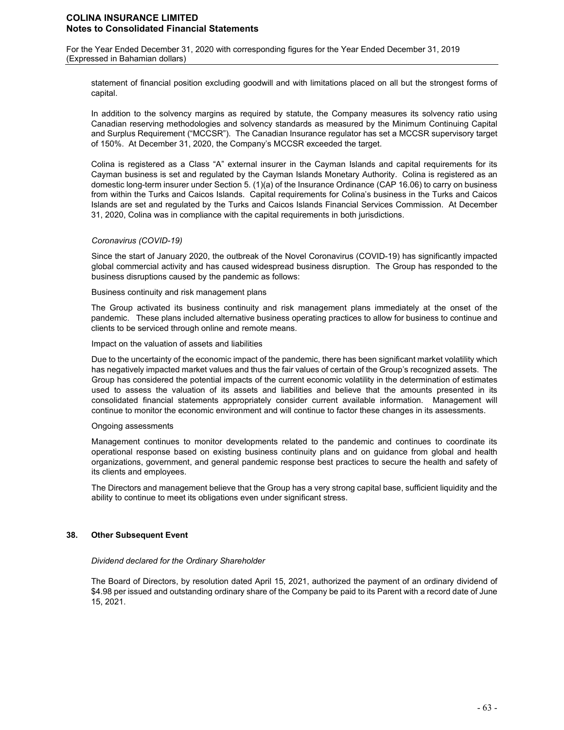statement of financial position excluding goodwill and with limitations placed on all but the strongest forms of capital.

In addition to the solvency margins as required by statute, the Company measures its solvency ratio using Canadian reserving methodologies and solvency standards as measured by the Minimum Continuing Capital and Surplus Requirement ("MCCSR"). The Canadian Insurance regulator has set a MCCSR supervisory target of 150%. At December 31, 2020, the Company's MCCSR exceeded the target.

Colina is registered as a Class "A" external insurer in the Cayman Islands and capital requirements for its Cayman business is set and regulated by the Cayman Islands Monetary Authority. Colina is registered as an domestic long-term insurer under Section 5. (1)(a) of the Insurance Ordinance (CAP 16.06) to carry on business from within the Turks and Caicos Islands. Capital requirements for Colina's business in the Turks and Caicos Islands are set and regulated by the Turks and Caicos Islands Financial Services Commission. At December 31, 2020, Colina was in compliance with the capital requirements in both jurisdictions.

*Coronavirus (COVID-19)*

Since the start of January 2020, the outbreak of the Novel Coronavirus (COVID-19) has significantly impacted global commercial activity and has caused widespread business disruption. The Group has responded to the business disruptions caused by the pandemic as follows:

Business continuity and risk management plans

The Group activated its business continuity and risk management plans immediately at the onset of the pandemic. These plans included alternative business operating practices to allow for business to continue and clients to be serviced through online and remote means.

Impact on the valuation of assets and liabilities

Due to the uncertainty of the economic impact of the pandemic, there has been significant market volatility which has negatively impacted market values and thus the fair values of certain of the Group's recognized assets. The Group has considered the potential impacts of the current economic volatility in the determination of estimates used to assess the valuation of its assets and liabilities and believe that the amounts presented in its consolidated financial statements appropriately consider current available information. Management will continue to monitor the economic environment and will continue to factor these changes in its assessments.

Ongoing assessments

Management continues to monitor developments related to the pandemic and continues to coordinate its operational response based on existing business continuity plans and on guidance from global and health organizations, government, and general pandemic response best practices to secure the health and safety of its clients and employees.

The Directors and management believe that the Group has a very strong capital base, sufficient liquidity and the ability to continue to meet its obligations even under significant stress.

## 38. Other Subsequent Event

*Dividend declared for the Ordinary Shareholder*

The Board of Directors, by resolution dated April 15, 2021, authorized the payment of an ordinary dividend of $4.98 per issued and outstanding ordinary share of the Company be paid to its Parent with a record date of June 15, 2021.